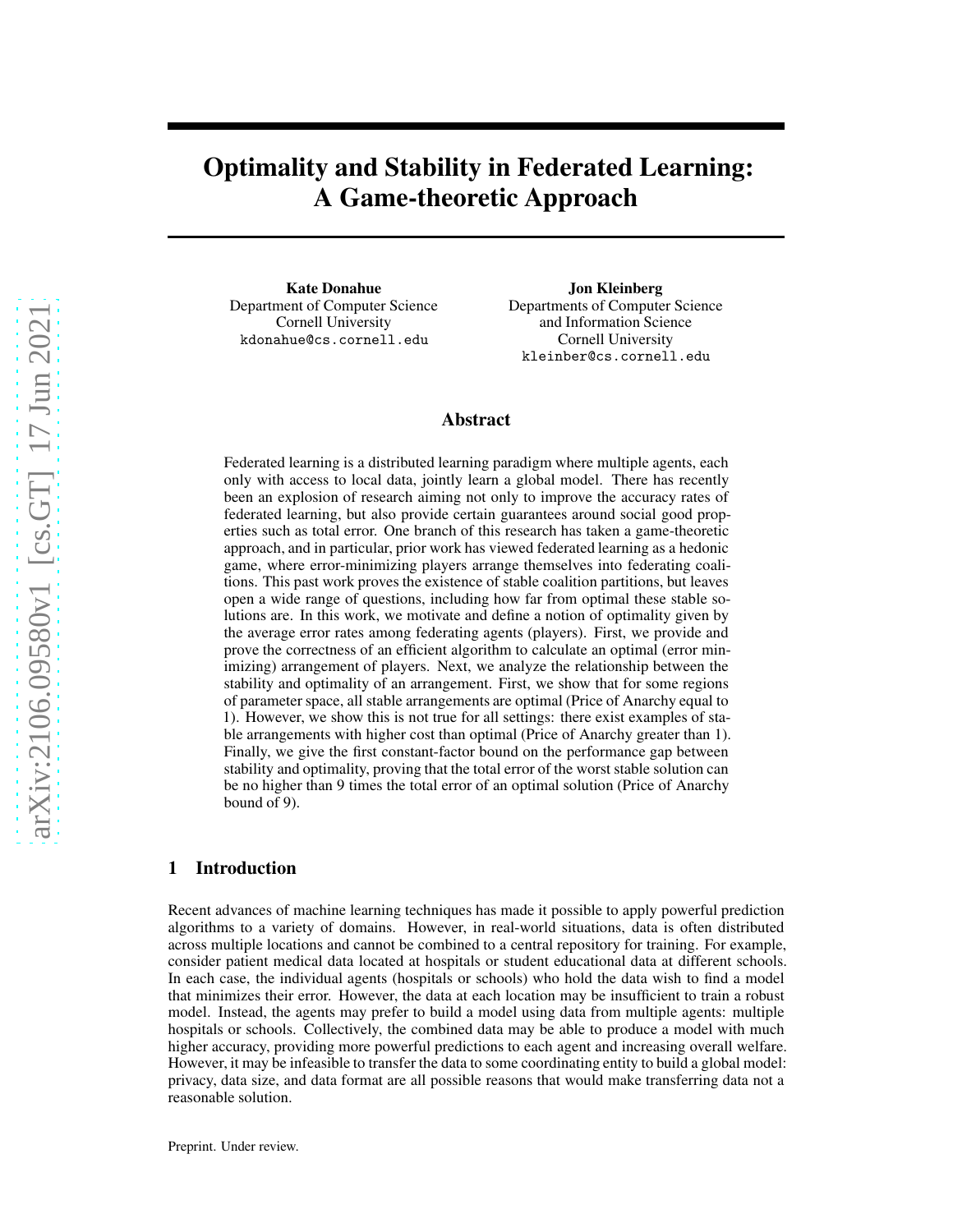# Optimality and Stability in Federated Learning: A Game-theoretic Approach

**Kate Donahue**
Department of Computer Science
Cornell University
kdonahue@cs.cornell.edu

**Jon Kleinberg**
Departments of Computer Science
and Information Science
Cornell University
kleinber@cs.cornell.edu

## Abstract

Federated learning is a distributed learning paradigm where multiple agents, each only with access to local data, jointly learn a global model. There has recently been an explosion of research aiming not only to improve the accuracy rates of federated learning, but also provide certain guarantees around social good properties such as total error. One branch of this research has taken a game-theoretic approach, and in particular, prior work has viewed federated learning as a hedonic game, where error-minimizing players arrange themselves into federating coalitions. This past work proves the existence of stable coalition partitions, but leaves open a wide range of questions, including how far from optimal these stable solutions are. In this work, we motivate and define a notion of optimality given by the average error rates among federating agents (players). First, we provide and prove the correctness of an efficient algorithm to calculate an optimal (error minimizing) arrangement of players. Next, we analyze the relationship between the stability and optimality of an arrangement. First, we show that for some regions of parameter space, all stable arrangements are optimal (Price of Anarchy equal to 1). However, we show this is not true for all settings: there exist examples of stable arrangements with higher cost than optimal (Price of Anarchy greater than 1). Finally, we give the first constant-factor bound on the performance gap between stability and optimality, proving that the total error of the worst stable solution can be no higher than 9 times the total error of an optimal solution (Price of Anarchy bound of 9).

## 1 Introduction

Recent advances of machine learning techniques has made it possible to apply powerful prediction algorithms to a variety of domains. However, in real-world situations, data is often distributed across multiple locations and cannot be combined to a central repository for training. For example, consider patient medical data located at hospitals or student educational data at different schools. In each case, the individual agents (hospitals or schools) who hold the data wish to find a model that minimizes their error. However, the data at each location may be insufficient to train a robust model. Instead, the agents may prefer to build a model using data from multiple agents: multiple hospitals or schools. Collectively, the combined data may be able to produce a model with much higher accuracy, providing more powerful predictions to each agent and increasing overall welfare. However, it may be infeasible to transfer the data to some coordinating entity to build a global model: privacy, data size, and data format are all possible reasons that would make transferring data not a reasonable solution.

Preprint. Under review.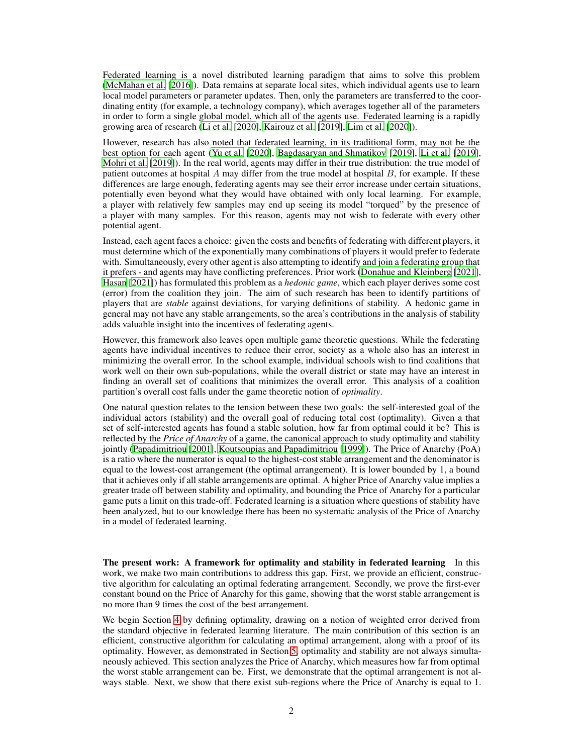Federated learning is a novel distributed learning paradigm that aims to solve this problem (McMahan et al. [2016]). Data remains at separate local sites, which individual agents use to learn local model parameters or parameter updates. Then, only the parameters are transferred to the coordinating entity (for example, a technology company), which averages together all of the parameters in order to form a single global model, which all of the agents use. Federated learning is a rapidly growing area of research (Li et al. [2020], Kairouz et al. [2019], Lim et al. [2020]).

However, research has also noted that federated learning, in its traditional form, may not be the best option for each agent (Yu et al. [2020], Bagdasaryan and Shmatikov [2019], Li et al. [2019], Mohri et al. [2019]). In the real world, agents may differ in their true distribution: the true model of patient outcomes at hospital $A$ may differ from the true model at hospital $B$, for example. If these differences are large enough, federating agents may see their error increase under certain situations, potentially even beyond what they would have obtained with only local learning. For example, a player with relatively few samples may end up seeing its model "torqued" by the presence of a player with many samples. For this reason, agents may not wish to federate with every other potential agent.

Instead, each agent faces a choice: given the costs and benefits of federating with different players, it must determine which of the exponentially many combinations of players it would prefer to federate with. Simultaneously, every other agent is also attempting to identify and join a federating group that it prefers - and agents may have conflicting preferences. Prior work (Donahue and Kleinberg [2021], Hasan [2021]) has formulated this problem as a *hedonic game*, which each player derives some cost (error) from the coalition they join. The aim of such research has been to identify partitions of players that are *stable* against deviations, for varying definitions of stability. A hedonic game in general may not have any stable arrangements, so the area's contributions in the analysis of stability adds valuable insight into the incentives of federating agents.

However, this framework also leaves open multiple game theoretic questions. While the federating agents have individual incentives to reduce their error, society as a whole also has an interest in minimizing the overall error. In the school example, individual schools wish to find coalitions that work well on their own sub-populations, while the overall district or state may have an interest in finding an overall set of coalitions that minimizes the overall error. This analysis of a coalition partition's overall cost falls under the game theoretic notion of *optimality*.

One natural question relates to the tension between these two goals: the self-interested goal of the individual actors (stability) and the overall goal of reducing total cost (optimality). Given a that set of self-interested agents has found a stable solution, how far from optimal could it be? This is reflected by the *Price of Anarchy* of a game, the canonical approach to study optimality and stability jointly (Papadimitriou [2001], Koutsoupias and Papadimitriou [1999]). The Price of Anarchy (PoA) is a ratio where the numerator is equal to the highest-cost stable arrangement and the denominator is equal to the lowest-cost arrangement (the optimal arrangement). It is lower bounded by 1, a bound that it achieves only if all stable arrangements are optimal. A higher Price of Anarchy value implies a greater trade off between stability and optimality, and bounding the Price of Anarchy for a particular game puts a limit on this trade-off. Federated learning is a situation where questions of stability have been analyzed, but to our knowledge there has been no systematic analysis of the Price of Anarchy in a model of federated learning.

**The present work: A framework for optimality and stability in federated learning** In this work, we make two main contributions to address this gap. First, we provide an efficient, constructive algorithm for calculating an optimal federating arrangement. Secondly, we prove the first-ever constant bound on the Price of Anarchy for this game, showing that the worst stable arrangement is no more than 9 times the cost of the best arrangement.

We begin Section 4 by defining optimality, drawing on a notion of weighted error derived from the standard objective in federated learning literature. The main contribution of this section is an efficient, constructive algorithm for calculating an optimal arrangement, along with a proof of its optimality. However, as demonstrated in Section 5, optimality and stability are not always simultaneously achieved. This section analyzes the Price of Anarchy, which measures how far from optimal the worst stable arrangement can be. First, we demonstrate that the optimal arrangement is not always stable. Next, we show that there exist sub-regions where the Price of Anarchy is equal to 1.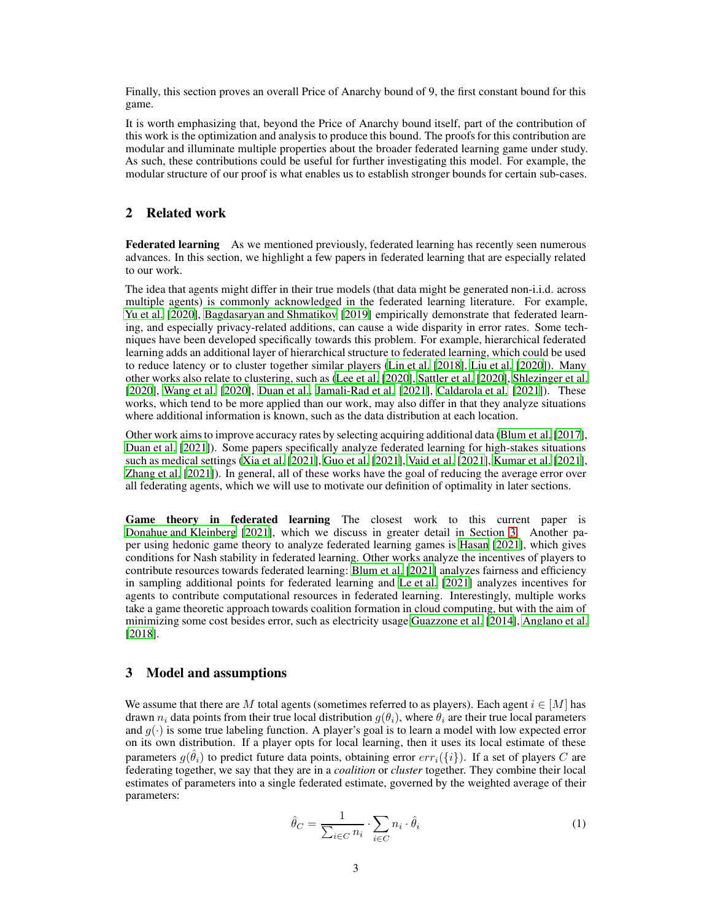Finally, this section proves an overall Price of Anarchy bound of 9, the first constant bound for this game.

It is worth emphasizing that, beyond the Price of Anarchy bound itself, part of the contribution of this work is the optimization and analysis to produce this bound. The proofs for this contribution are modular and illuminate multiple properties about the broader federated learning game under study. As such, these contributions could be useful for further investigating this model. For example, the modular structure of our proof is what enables us to establish stronger bounds for certain sub-cases.

## 2 Related work

**Federated learning** As we mentioned previously, federated learning has recently seen numerous advances. In this section, we highlight a few papers in federated learning that are especially related to our work.

The idea that agents might differ in their true models (that data might be generated non-i.i.d. across multiple agents) is commonly acknowledged in the federated learning literature. For example, Yu et al. [2020], Bagdasaryan and Shmatikov [2019] empirically demonstrate that federated learning, and especially privacy-related additions, can cause a wide disparity in error rates. Some techniques have been developed specifically towards this problem. For example, hierarchical federated learning adds an additional layer of hierarchical structure to federated learning, which could be used to reduce latency or to cluster together similar players (Lin et al. [2018], Liu et al. [2020]). Many other works also relate to clustering, such as (Lee et al. [2020], Sattler et al. [2020], Shlezinger et al. [2020], Wang et al. [2020], Duan et al., Jamali-Rad et al. [2021], Caldarola et al. [2021]). These works, which tend to be more applied than our work, may also differ in that they analyze situations where additional information is known, such as the data distribution at each location.

Other work aims to improve accuracy rates by selecting acquiring additional data (Blum et al. [2017], Duan et al. [2021]). Some papers specifically analyze federated learning for high-stakes situations such as medical settings (Xia et al. [2021], Guo et al. [2021], Vaid et al. [2021], Kumar et al. [2021], Zhang et al. [2021]). In general, all of these works have the goal of reducing the average error over all federating agents, which we will use to motivate our definition of optimality in later sections.

**Game theory in federated learning** The closest work to this current paper is Donahue and Kleinberg [2021], which we discuss in greater detail in Section 3. Another paper using hedonic game theory to analyze federated learning games is Hasan [2021], which gives conditions for Nash stability in federated learning. Other works analyze the incentives of players to contribute resources towards federated learning: Blum et al. [2021] analyzes fairness and efficiency in sampling additional points for federated learning and Le et al. [2021] analyzes incentives for agents to contribute computational resources in federated learning. Interestingly, multiple works take a game theoretic approach towards coalition formation in cloud computing, but with the aim of minimizing some cost besides error, such as electricity usage Guazzone et al. [2014], Anglano et al. [2018].

## 3 Model and assumptions

We assume that there are $M$ total agents (sometimes referred to as players). Each agent $i \in [M]$ has drawn $n_i$ data points from their true local distribution $g(\theta_i)$, where $\theta_i$ are their true local parameters and $g(\cdot)$ is some true labeling function. A player's goal is to learn a model with low expected error on its own distribution. If a player opts for local learning, then it uses its local estimate of these parameters $g(\hat{\theta}_i)$ to predict future data points, obtaining error $err_i(\{i\})$. If a set of players $C$ are federating together, we say that they are in a *coalition* or *cluster* together. They combine their local estimates of parameters into a single federated estimate, governed by the weighted average of their parameters:

$$\hat{\theta}_C = \frac{1}{\sum_{i \in C} n_i} \cdot \sum_{i \in C} n_i \cdot \hat{\theta}_i \tag{1}$$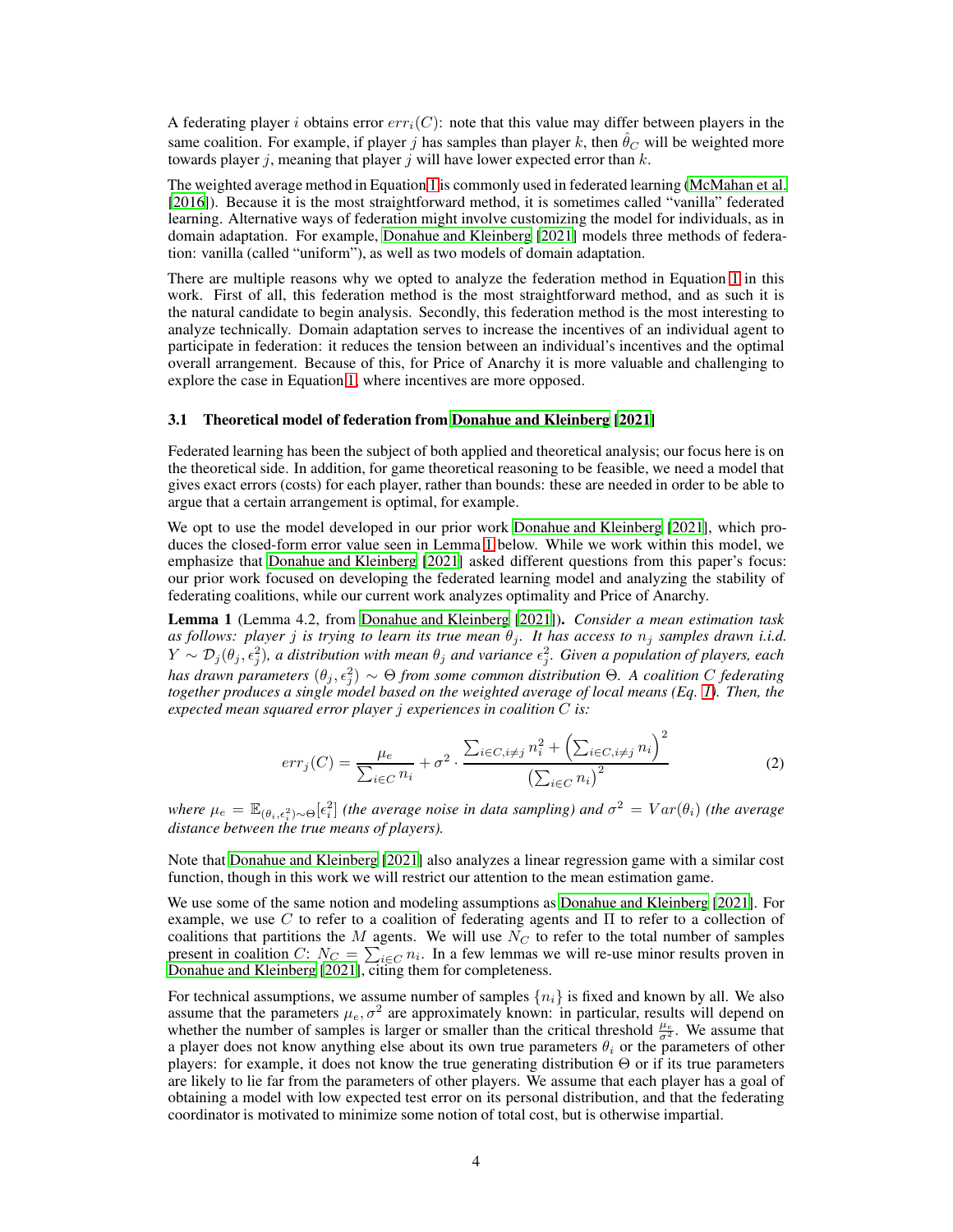A federating player $i$ obtains error $err_i(C)$: note that this value may differ between players in the same coalition. For example, if player $j$ has samples than player $k$, then $\hat{\theta}_C$ will be weighted more towards player $j$, meaning that player $j$ will have lower expected error than $k$.

The weighted average method in Equation 1 is commonly used in federated learning (McMahan et al. [2016]). Because it is the most straightforward method, it is sometimes called "vanilla" federated learning. Alternative ways of federation might involve customizing the model for individuals, as in domain adaptation. For example, Donahue and Kleinberg [2021] models three methods of federation: vanilla (called "uniform"), as well as two models of domain adaptation.

There are multiple reasons why we opted to analyze the federation method in Equation 1 in this work. First of all, this federation method is the most straightforward method, and as such it is the natural candidate to begin analysis. Secondly, this federation method is the most interesting to analyze technically. Domain adaptation serves to increase the incentives of an individual agent to participate in federation: it reduces the tension between an individual's incentives and the optimal overall arrangement. Because of this, for Price of Anarchy it is more valuable and challenging to explore the case in Equation 1, where incentives are more opposed.

### 3.1 Theoretical model of federation from Donahue and Kleinberg [2021]

Federated learning has been the subject of both applied and theoretical analysis; our focus here is on the theoretical side. In addition, for game theoretical reasoning to be feasible, we need a model that gives exact errors (costs) for each player, rather than bounds: these are needed in order to be able to argue that a certain arrangement is optimal, for example.

We opt to use the model developed in our prior work Donahue and Kleinberg [2021], which produces the closed-form error value seen in Lemma 1 below. While we work within this model, we emphasize that Donahue and Kleinberg [2021] asked different questions from this paper's focus: our prior work focused on developing the federated learning model and analyzing the stability of federating coalitions, while our current work analyzes optimality and Price of Anarchy.

**Lemma 1** (Lemma 4.2, from Donahue and Kleinberg [2021]). *Consider a mean estimation task as follows: player $j$ is trying to learn its true mean $\theta_j$. It has access to $n_j$ samples drawn i.i.d. $Y \sim \mathcal{D}_j(\theta_j, \epsilon_j^2)$, a distribution with mean $\theta_j$ and variance $\epsilon_j^2$. Given a population of players, each has drawn parameters $(\theta_j, \epsilon_j^2) \sim \Theta$ from some common distribution $\Theta$. A coalition $C$ federating together produces a single model based on the weighted average of local means (Eq. 1). Then, the expected mean squared error player $j$ experiences in coalition $C$ is:*

$$err_j(C) = \frac{\mu_e}{\sum_{i \in C} n_i} + \sigma^2 \cdot \frac{\sum_{i \in C, i \neq j} n_i^2 + \left(\sum_{i \in C, i \neq j} n_i\right)^2}{\left(\sum_{i \in C} n_i\right)^2} \tag{2}$$

*where $\mu_e = \mathbb{E}_{(\theta_i, \epsilon_i^2) \sim \Theta}[\epsilon_i^2]$ (the average noise in data sampling) and $\sigma^2 = Var(\theta_i)$ (the average distance between the true means of players).*

Note that Donahue and Kleinberg [2021] also analyzes a linear regression game with a similar cost function, though in this work we will restrict our attention to the mean estimation game.

We use some of the same notion and modeling assumptions as Donahue and Kleinberg [2021]. For example, we use $C$ to refer to a coalition of federating agents and $\Pi$ to refer to a collection of coalitions that partitions the $M$ agents. We will use $N_C$ to refer to the total number of samples present in coalition $C$: $N_C = \sum_{i \in C} n_i$. In a few lemmas we will re-use minor results proven in Donahue and Kleinberg [2021], citing them for completeness.

For technical assumptions, we assume number of samples $\{n_i\}$ is fixed and known by all. We also assume that the parameters $\mu_e, \sigma^2$ are approximately known: in particular, results will depend on whether the number of samples is larger or smaller than the critical threshold $\frac{\mu_e}{\sigma^2}$. We assume that a player does not know anything else about its own true parameters $\theta_i$ or the parameters of other players: for example, it does not know the true generating distribution $\Theta$ or if its true parameters are likely to lie far from the parameters of other players. We assume that each player has a goal of obtaining a model with low expected test error on its personal distribution, and that the federating coordinator is motivated to minimize some notion of total cost, but is otherwise impartial.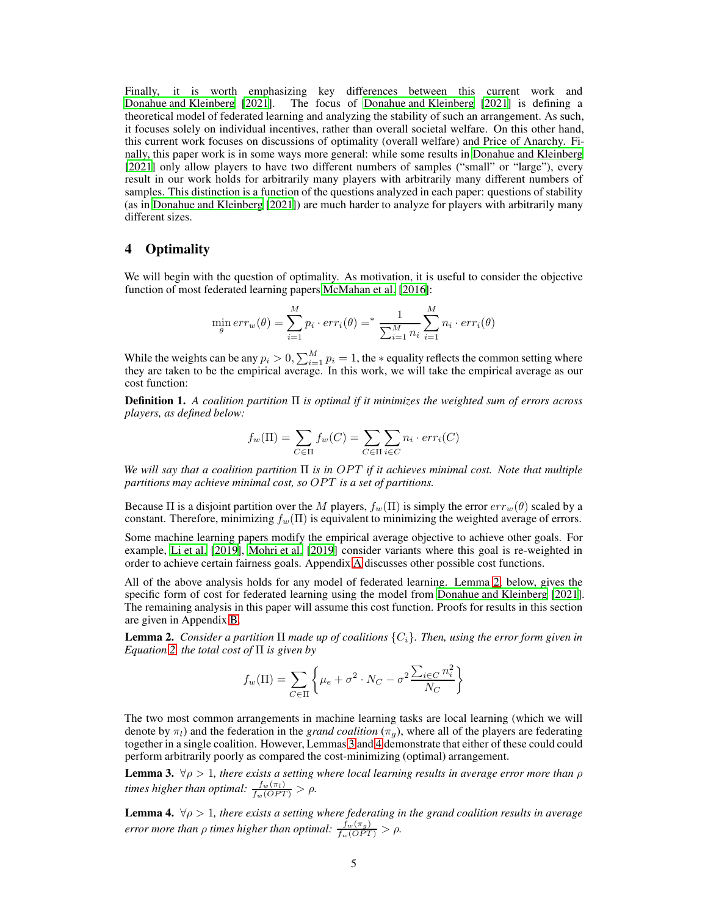Finally, it is worth emphasizing key differences between this current work and Donahue and Kleinberg [2021]. The focus of Donahue and Kleinberg [2021] is defining a theoretical model of federated learning and analyzing the stability of such an arrangement. As such, it focuses solely on individual incentives, rather than overall societal welfare. On this other hand, this current work focuses on discussions of optimality (overall welfare) and Price of Anarchy. Finally, this paper work is in some ways more general: while some results in Donahue and Kleinberg [2021] only allow players to have two different numbers of samples ("small" or "large"), every result in our work holds for arbitrarily many players with arbitrarily many different numbers of samples. This distinction is a function of the questions analyzed in each paper: questions of stability (as in Donahue and Kleinberg [2021]) are much harder to analyze for players with arbitrarily many different sizes.

## 4 Optimality

We will begin with the question of optimality. As motivation, it is useful to consider the objective function of most federated learning papers McMahan et al. [2016]:

$$\min_\theta err_w(\theta) = \sum_{i=1}^{M} p_i \cdot err_i(\theta) =^* \frac{1}{\sum_{i=1}^{M} n_i} \sum_{i=1}^{M} n_i \cdot err_i(\theta)$$

While the weights can be any $p_i > 0, \sum_{i=1}^{M} p_i = 1$, the $*$ equality reflects the common setting where they are taken to be the empirical average. In this work, we will take the empirical average as our cost function:

**Definition 1.** *A coalition partition $\Pi$ is optimal if it minimizes the weighted sum of errors across players, as defined below:*

$$f_w(\Pi) = \sum_{C \in \Pi} f_w(C) = \sum_{C \in \Pi} \sum_{i \in C} n_i \cdot err_i(C)$$

*We will say that a coalition partition $\Pi$ is in $OPT$ if it achieves minimal cost. Note that multiple partitions may achieve minimal cost, so $OPT$ is a set of partitions.*

Because $\Pi$ is a disjoint partition over the $M$ players, $f_w(\Pi)$ is simply the error $err_w(\theta)$ scaled by a constant. Therefore, minimizing $f_w(\Pi)$ is equivalent to minimizing the weighted average of errors.

Some machine learning papers modify the empirical average objective to achieve other goals. For example, Li et al. [2019], Mohri et al. [2019] consider variants where this goal is re-weighted in order to achieve certain fairness goals. Appendix A discusses other possible cost functions.

All of the above analysis holds for any model of federated learning. Lemma 2, below, gives the specific form of cost for federated learning using the model from Donahue and Kleinberg [2021]. The remaining analysis in this paper will assume this cost function. Proofs for results in this section are given in Appendix B.

**Lemma 2.** *Consider a partition $\Pi$ made up of coalitions $\{C_i\}$. Then, using the error form given in Equation 2, the total cost of $\Pi$ is given by*

$$f_w(\Pi) = \sum_{C \in \Pi} \left\{ \mu_e + \sigma^2 \cdot N_C - \sigma^2 \frac{\sum_{i \in C} n_i^2}{N_C} \right\}$$

The two most common arrangements in machine learning tasks are local learning (which we will denote by $\pi_l$) and the federation in the *grand coalition* ($\pi_g$), where all of the players are federating together in a single coalition. However, Lemmas 3 and 4 demonstrate that either of these could could perform arbitrarily poorly as compared the cost-minimizing (optimal) arrangement.

**Lemma 3.** *$\forall \rho > 1$, there exists a setting where local learning results in average error more than $\rho$ times higher than optimal: $\frac{f_w(\pi_l)}{f_w(OPT)} > \rho$.*

**Lemma 4.** *$\forall \rho > 1$, there exists a setting where federating in the grand coalition results in average error more than $\rho$ times higher than optimal: $\frac{f_w(\pi_g)}{f_w(OPT)} > \rho$.*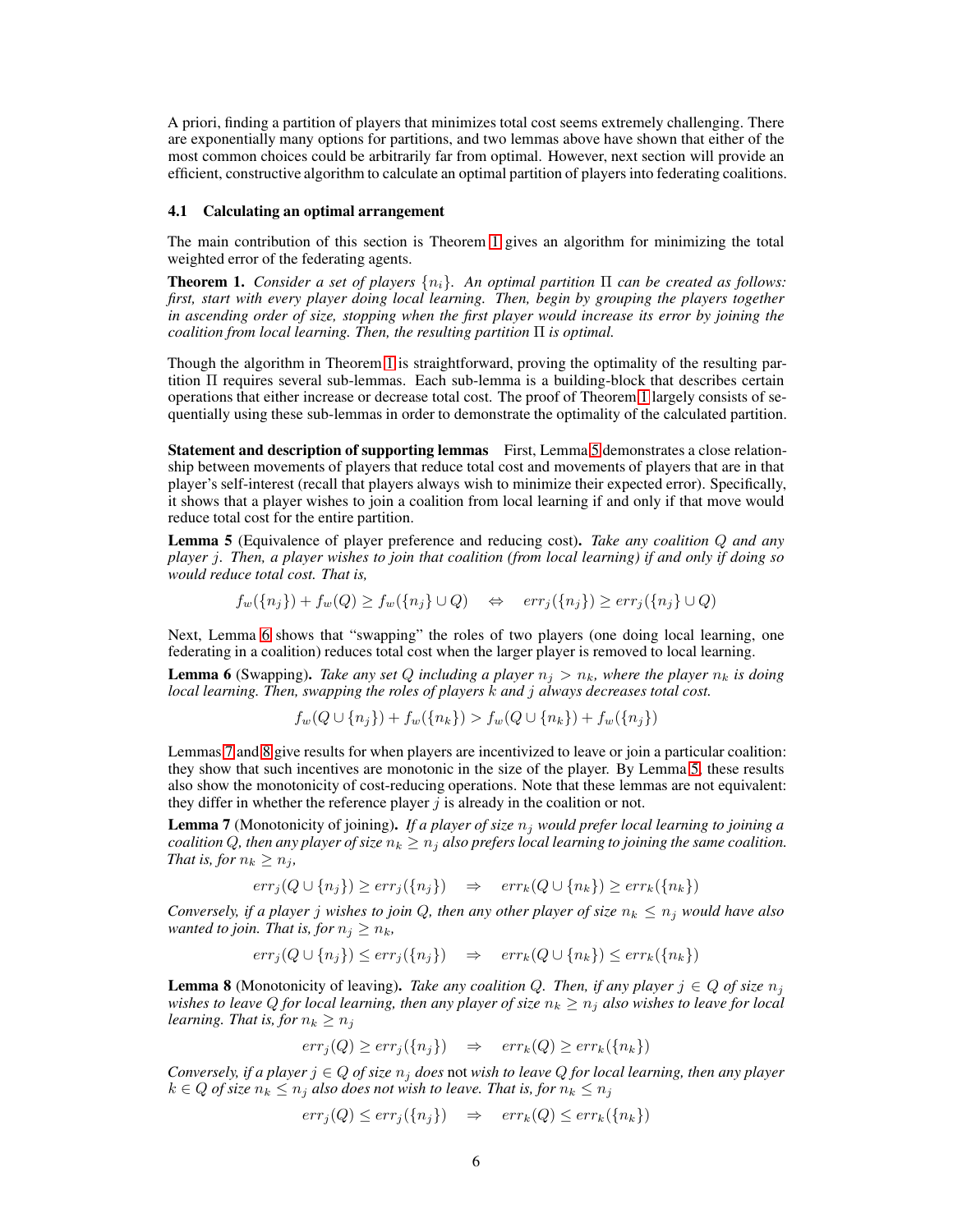A priori, finding a partition of players that minimizes total cost seems extremely challenging. There are exponentially many options for partitions, and two lemmas above have shown that either of the most common choices could be arbitrarily far from optimal. However, next section will provide an efficient, constructive algorithm to calculate an optimal partition of players into federating coalitions.

### 4.1 Calculating an optimal arrangement

The main contribution of this section is Theorem 1 gives an algorithm for minimizing the total weighted error of the federating agents.

**Theorem 1.** *Consider a set of players $\{n_i\}$. An optimal partition $\Pi$ can be created as follows: first, start with every player doing local learning. Then, begin by grouping the players together in ascending order of size, stopping when the first player would increase its error by joining the coalition from local learning. Then, the resulting partition $\Pi$ is optimal.*

Though the algorithm in Theorem 1 is straightforward, proving the optimality of the resulting partition $\Pi$ requires several sub-lemmas. Each sub-lemma is a building-block that describes certain operations that either increase or decrease total cost. The proof of Theorem 1 largely consists of sequentially using these sub-lemmas in order to demonstrate the optimality of the calculated partition.

**Statement and description of supporting lemmas** First, Lemma 5 demonstrates a close relationship between movements of players that reduce total cost and movements of players that are in that player's self-interest (recall that players always wish to minimize their expected error). Specifically, it shows that a player wishes to join a coalition from local learning if and only if that move would reduce total cost for the entire partition.

**Lemma 5** (Equivalence of player preference and reducing cost). *Take any coalition $Q$ and any player $j$. Then, a player wishes to join that coalition (from local learning) if and only if doing so would reduce total cost. That is,*

$$f_w(\{n_j\}) + f_w(Q) \geq f_w(\{n_j\} \cup Q) \quad \Leftrightarrow \quad err_j(\{n_j\}) \geq err_j(\{n_j\} \cup Q)$$

Next, Lemma 6 shows that "swapping" the roles of two players (one doing local learning, one federating in a coalition) reduces total cost when the larger player is removed to local learning.

**Lemma 6** (Swapping). *Take any set $Q$ including a player $n_j > n_k$, where the player $n_k$ is doing local learning. Then, swapping the roles of players $k$ and $j$ always decreases total cost.*

$$f_w(Q \cup \{n_j\}) + f_w(\{n_k\}) > f_w(Q \cup \{n_k\}) + f_w(\{n_j\})$$

Lemmas 7 and 8 give results for when players are incentivized to leave or join a particular coalition: they show that such incentives are monotonic in the size of the player. By Lemma 5, these results also show the monotonicity of cost-reducing operations. Note that these lemmas are not equivalent: they differ in whether the reference player $j$ is already in the coalition or not.

**Lemma 7** (Monotonicity of joining). *If a player of size $n_j$ would prefer local learning to joining a coalition $Q$, then any player of size $n_k \geq n_j$ also prefers local learning to joining the same coalition. That is, for $n_k \geq n_j$,*

$$err_j(Q \cup \{n_j\}) \geq err_j(\{n_j\}) \quad \Rightarrow \quad err_k(Q \cup \{n_k\}) \geq err_k(\{n_k\})$$

*Conversely, if a player $j$ wishes to join $Q$, then any other player of size $n_k \leq n_j$ would have also wanted to join. That is, for $n_j \geq n_k$,*

$$err_j(Q \cup \{n_j\}) \leq err_j(\{n_j\}) \quad \Rightarrow \quad err_k(Q \cup \{n_k\}) \leq err_k(\{n_k\})$$

**Lemma 8** (Monotonicity of leaving). *Take any coalition $Q$. Then, if any player $j \in Q$ of size $n_j$ wishes to leave $Q$ for local learning, then any player of size $n_k \geq n_j$ also wishes to leave for local learning. That is, for $n_k \geq n_j$*

$$err_j(Q) \geq err_j(\{n_j\}) \quad \Rightarrow \quad err_k(Q) \geq err_k(\{n_k\})$$

*Conversely, if a player $j \in Q$ of size $n_j$ does* not *wish to leave $Q$ for local learning, then any player $k \in Q$ of size $n_k \leq n_j$ also does not wish to leave. That is, for $n_k \leq n_j$*

$$err_j(Q) \leq err_j(\{n_j\}) \quad \Rightarrow \quad err_k(Q) \leq err_k(\{n_k\})$$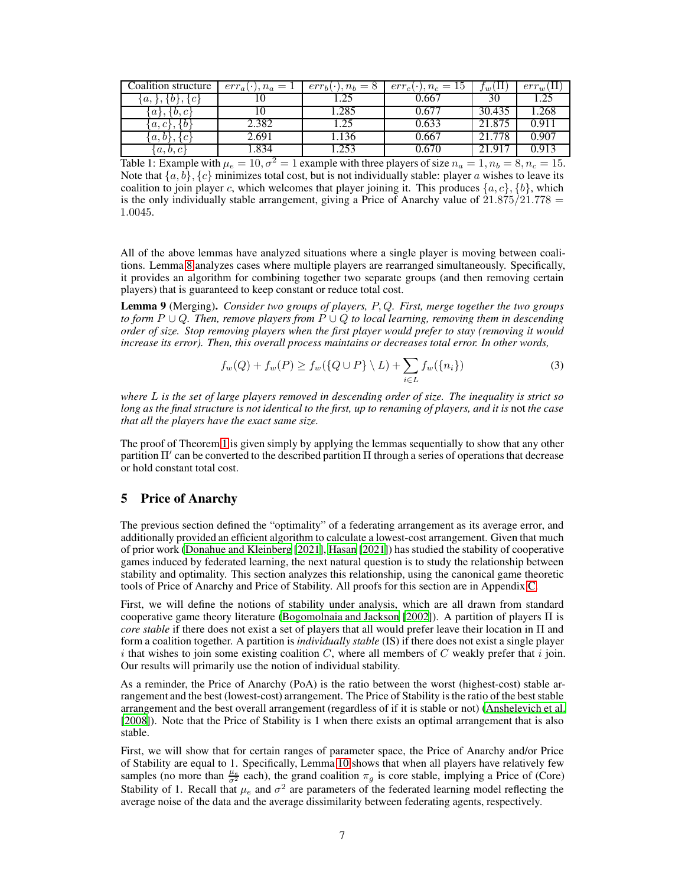| Coalition structure | $err_a(\cdot), n_a = 1$ | $err_b(\cdot), n_b = 8$ | $err_c(\cdot), n_c = 15$ | $f_w(\Pi)$ | $err_w(\Pi)$ |
|---|---|---|---|---|---|
| $\{a,\}, \{b\}, \{c\}$ | 10 | 1.25 | 0.667 | 30 | 1.25 |
| $\{a\}, \{b, c\}$ | 10 | 1.285 | 0.677 | 30.435 | 1.268 |
| $\{a, c\}, \{b\}$ | 2.382 | 1.25 | 0.633 | 21.875 | 0.911 |
| $\{a, b\}, \{c\}$ | 2.691 | 1.136 | 0.667 | 21.778 | 0.907 |
| $\{a, b, c\}$ | 1.834 | 1.253 | 0.670 | 21.917 | 0.913 |

Table 1: Example with $\mu_e = 10, \sigma^2 = 1$ example with three players of size $n_a = 1, n_b = 8, n_c = 15$. Note that $\{a, b\}, \{c\}$ minimizes total cost, but is not individually stable: player $a$ wishes to leave its coalition to join player $c$, which welcomes that player joining it. This produces $\{a, c\}, \{b\}$, which is the only individually stable arrangement, giving a Price of Anarchy value of $21.875/21.778 = 1.0045$.

All of the above lemmas have analyzed situations where a single player is moving between coalitions. Lemma 8 analyzes cases where multiple players are rearranged simultaneously. Specifically, it provides an algorithm for combining together two separate groups (and then removing certain players) that is guaranteed to keep constant or reduce total cost.

**Lemma 9** (Merging)**.** *Consider two groups of players, $P, Q$. First, merge together the two groups to form $P \cup Q$. Then, remove players from $P \cup Q$ to local learning, removing them in descending order of size. Stop removing players when the first player would prefer to stay (removing it would increase its error). Then, this overall process maintains or decreases total error. In other words,*

$$f_w(Q) + f_w(P) \geq f_w(\{Q \cup P\} \setminus L) + \sum_{i \in L} f_w(\{n_i\}) \tag{3}$$

*where $L$ is the set of large players removed in descending order of size. The inequality is strict so long as the final structure is not identical to the first, up to renaming of players, and it is* not *the case that all the players have the exact same size.*

The proof of Theorem 1 is given simply by applying the lemmas sequentially to show that any other partition $\Pi'$ can be converted to the described partition $\Pi$ through a series of operations that decrease or hold constant total cost.

## 5 Price of Anarchy

The previous section defined the "optimality" of a federating arrangement as its average error, and additionally provided an efficient algorithm to calculate a lowest-cost arrangement. Given that much of prior work (Donahue and Kleinberg [2021], Hasan [2021]) has studied the stability of cooperative games induced by federated learning, the next natural question is to study the relationship between stability and optimality. This section analyzes this relationship, using the canonical game theoretic tools of Price of Anarchy and Price of Stability. All proofs for this section are in Appendix C.

First, we will define the notions of stability under analysis, which are all drawn from standard cooperative game theory literature (Bogomolnaia and Jackson [2002]). A partition of players $\Pi$ is *core stable* if there does not exist a set of players that all would prefer leave their location in $\Pi$ and form a coalition together. A partition is *individually stable* (IS) if there does not exist a single player $i$ that wishes to join some existing coalition $C$, where all members of $C$ weakly prefer that $i$ join. Our results will primarily use the notion of individual stability.

As a reminder, the Price of Anarchy (PoA) is the ratio between the worst (highest-cost) stable arrangement and the best (lowest-cost) arrangement. The Price of Stability is the ratio of the best stable arrangement and the best overall arrangement (regardless of if it is stable or not) (Anshelevich et al. [2008]). Note that the Price of Stability is 1 when there exists an optimal arrangement that is also stable.

First, we will show that for certain ranges of parameter space, the Price of Anarchy and/or Price of Stability are equal to 1. Specifically, Lemma 10 shows that when all players have relatively few samples (no more than $\frac{\mu_e}{\sigma^2}$ each), the grand coalition $\pi_g$ is core stable, implying a Price of (Core) Stability of 1. Recall that $\mu_e$ and $\sigma^2$ are parameters of the federated learning model reflecting the average noise of the data and the average dissimilarity between federating agents, respectively.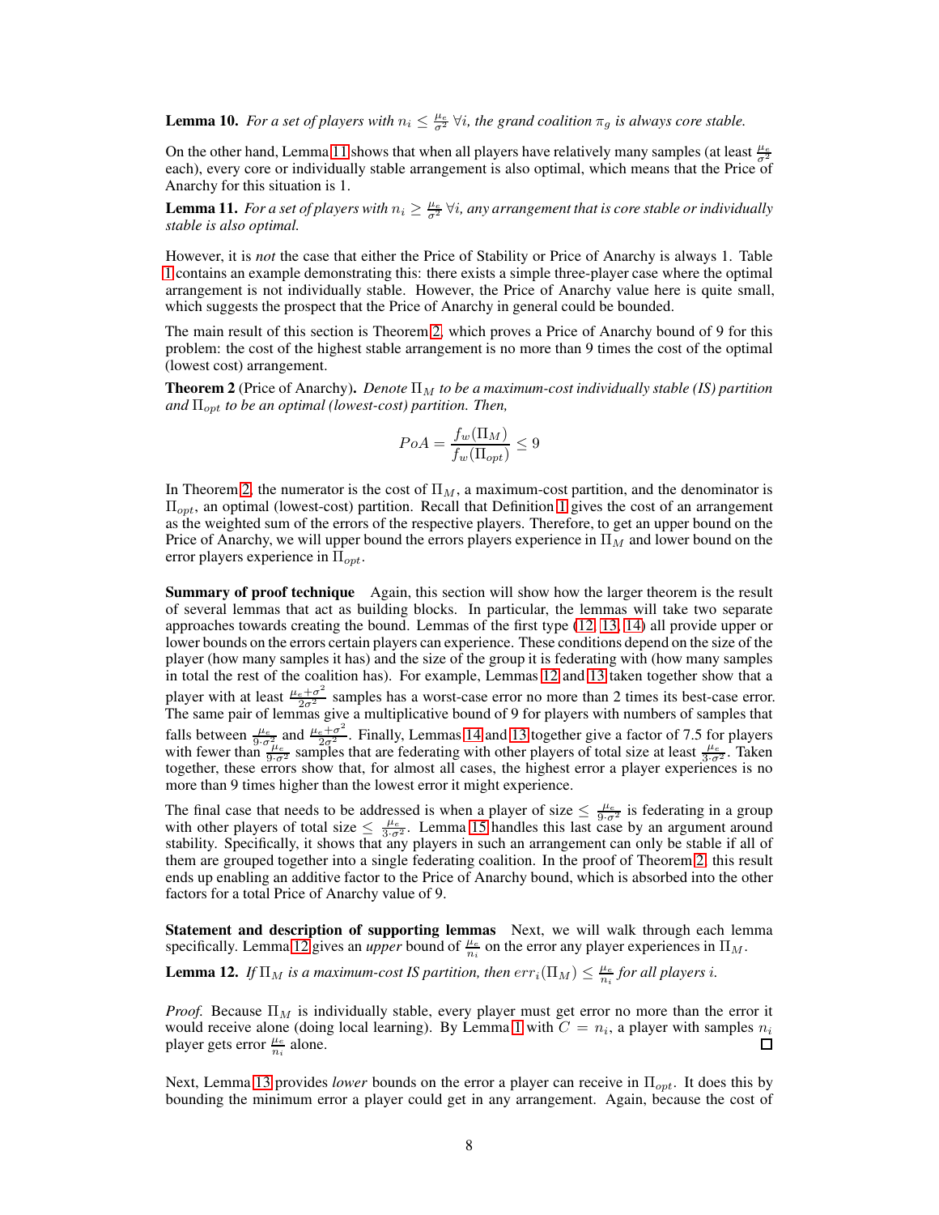**Lemma 10.** *For a set of players with $n_i \leq \frac{\mu_e}{\sigma^2}$ $\forall i$, the grand coalition $\pi_g$ is always core stable.*

On the other hand, Lemma 11 shows that when all players have relatively many samples (at least $\frac{\mu_e}{\sigma^2}$ each), every core or individually stable arrangement is also optimal, which means that the Price of Anarchy for this situation is 1.

**Lemma 11.** *For a set of players with $n_i \geq \frac{\mu_e}{\sigma^2}$ $\forall i$, any arrangement that is core stable or individually stable is also optimal.*

However, it is *not* the case that either the Price of Stability or Price of Anarchy is always 1. Table 1 contains an example demonstrating this: there exists a simple three-player case where the optimal arrangement is not individually stable. However, the Price of Anarchy value here is quite small, which suggests the prospect that the Price of Anarchy in general could be bounded.

The main result of this section is Theorem 2, which proves a Price of Anarchy bound of 9 for this problem: the cost of the highest stable arrangement is no more than 9 times the cost of the optimal (lowest cost) arrangement.

**Theorem 2** (Price of Anarchy)**.** *Denote $\Pi_M$ to be a maximum-cost individually stable (IS) partition and $\Pi_{opt}$ to be an optimal (lowest-cost) partition. Then,*

$$PoA = \frac{f_w(\Pi_M)}{f_w(\Pi_{opt})} \leq 9$$

In Theorem 2, the numerator is the cost of $\Pi_M$, a maximum-cost partition, and the denominator is $\Pi_{opt}$, an optimal (lowest-cost) partition. Recall that Definition 1 gives the cost of an arrangement as the weighted sum of the errors of the respective players. Therefore, to get an upper bound on the Price of Anarchy, we will upper bound the errors players experience in $\Pi_M$ and lower bound on the error players experience in $\Pi_{opt}$.

**Summary of proof technique** Again, this section will show how the larger theorem is the result of several lemmas that act as building blocks. In particular, the lemmas will take two separate approaches towards creating the bound. Lemmas of the first type (12, 13, 14) all provide upper or lower bounds on the errors certain players can experience. These conditions depend on the size of the player (how many samples it has) and the size of the group it is federating with (how many samples in total the rest of the coalition has). For example, Lemmas 12 and 13 taken together show that a player with at least $\frac{\mu_e+\sigma^2}{2\sigma^2}$ samples has a worst-case error no more than 2 times its best-case error. The same pair of lemmas give a multiplicative bound of 9 for players with numbers of samples that falls between $\frac{\mu_e}{9\cdot\sigma^2}$ and $\frac{\mu_e+\sigma^2}{2\sigma^2}$. Finally, Lemmas 14 and 13 together give a factor of 7.5 for players with fewer than $\frac{\mu_e}{9\cdot\sigma^2}$ samples that are federating with other players of total size at least $\frac{\mu_e}{3\cdot\sigma^2}$. Taken together, these errors show that, for almost all cases, the highest error a player experiences is no more than 9 times higher than the lowest error it might experience.

The final case that needs to be addressed is when a player of size $\leq \frac{\mu_e}{9\cdot\sigma^2}$ is federating in a group with other players of total size $\leq \frac{\mu_e}{3\cdot\sigma^2}$. Lemma 15 handles this last case by an argument around stability. Specifically, it shows that any players in such an arrangement can only be stable if all of them are grouped together into a single federating coalition. In the proof of Theorem 2, this result ends up enabling an additive factor to the Price of Anarchy bound, which is absorbed into the other factors for a total Price of Anarchy value of 9.

**Statement and description of supporting lemmas** Next, we will walk through each lemma specifically. Lemma 12 gives an *upper* bound of $\frac{\mu_e}{n_i}$ on the error any player experiences in $\Pi_M$.

**Lemma 12.** *If $\Pi_M$ is a maximum-cost IS partition, then $err_i(\Pi_M) \leq \frac{\mu_e}{n_i}$ for all players $i$.*

*Proof.* Because $\Pi_M$ is individually stable, every player must get error no more than the error it would receive alone (doing local learning). By Lemma 1 with $C = n_i$, a player with samples $n_i$ player gets error $\frac{\mu_e}{n_i}$ alone. □

Next, Lemma 13 provides *lower* bounds on the error a player can receive in $\Pi_{opt}$. It does this by bounding the minimum error a player could get in any arrangement. Again, because the cost of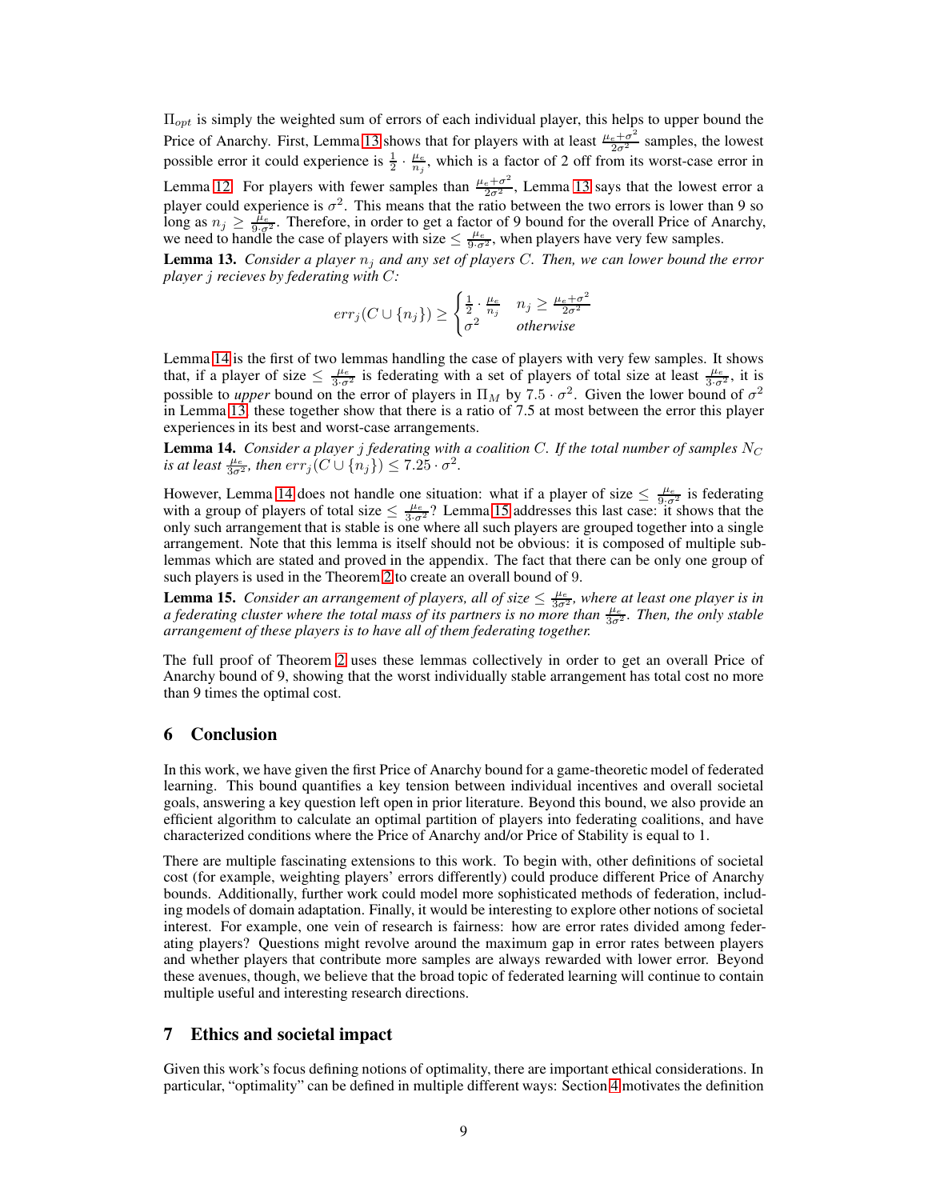$\Pi_{opt}$ is simply the weighted sum of errors of each individual player, this helps to upper bound the Price of Anarchy. First, Lemma 13 shows that for players with at least $\frac{\mu_e+\sigma^2}{2\sigma^2}$ samples, the lowest possible error it could experience is $\frac{1}{2} \cdot \frac{\mu_e}{n_j}$, which is a factor of 2 off from its worst-case error in Lemma 12. For players with fewer samples than $\frac{\mu_e+\sigma^2}{2\sigma^2}$, Lemma 13 says that the lowest error a player could experience is $\sigma^2$. This means that the ratio between the two errors is lower than 9 so long as $n_j \geq \frac{\mu_e}{9 \cdot \sigma^2}$. Therefore, in order to get a factor of 9 bound for the overall Price of Anarchy, we need to handle the case of players with size $\leq \frac{\mu_e}{9 \cdot \sigma^2}$, when players have very few samples.

**Lemma 13.** *Consider a player $n_j$ and any set of players $C$. Then, we can lower bound the error player $j$ recieves by federating with $C$:*

$$err_j(C \cup \{n_j\}) \geq \begin{cases} \frac{1}{2} \cdot \frac{\mu_e}{n_j} & n_j \geq \frac{\mu_e+\sigma^2}{2\sigma^2} \\ \sigma^2 & \textit{otherwise} \end{cases}$$

Lemma 14 is the first of two lemmas handling the case of players with very few samples. It shows that, if a player of size $\leq \frac{\mu_e}{3 \cdot \sigma^2}$ is federating with a set of players of total size at least $\frac{\mu_e}{3 \cdot \sigma^2}$, it is possible to *upper* bound on the error of players in $\Pi_M$ by $7.5 \cdot \sigma^2$. Given the lower bound of $\sigma^2$ in Lemma 13, these together show that there is a ratio of 7.5 at most between the error this player experiences in its best and worst-case arrangements.

**Lemma 14.** *Consider a player $j$ federating with a coalition $C$. If the total number of samples $N_C$ is at least $\frac{\mu_e}{3\sigma^2}$, then $err_j(C \cup \{n_j\}) \leq 7.25 \cdot \sigma^2$.*

However, Lemma 14 does not handle one situation: what if a player of size $\leq \frac{\mu_e}{9 \cdot \sigma^2}$ is federating with a group of players of total size $\leq \frac{\mu_e}{3 \cdot \sigma^2}$? Lemma 15 addresses this last case: it shows that the only such arrangement that is stable is one where all such players are grouped together into a single arrangement. Note that this lemma is itself should not be obvious: it is composed of multiple sub-lemmas which are stated and proved in the appendix. The fact that there can be only one group of such players is used in the Theorem 2 to create an overall bound of 9.

**Lemma 15.** *Consider an arrangement of players, all of size $\leq \frac{\mu_e}{3\sigma^2}$, where at least one player is in a federating cluster where the total mass of its partners is no more than $\frac{\mu_e}{3\sigma^2}$. Then, the only stable arrangement of these players is to have all of them federating together.*

The full proof of Theorem 2 uses these lemmas collectively in order to get an overall Price of Anarchy bound of 9, showing that the worst individually stable arrangement has total cost no more than 9 times the optimal cost.

## 6 Conclusion

In this work, we have given the first Price of Anarchy bound for a game-theoretic model of federated learning. This bound quantifies a key tension between individual incentives and overall societal goals, answering a key question left open in prior literature. Beyond this bound, we also provide an efficient algorithm to calculate an optimal partition of players into federating coalitions, and have characterized conditions where the Price of Anarchy and/or Price of Stability is equal to 1.

There are multiple fascinating extensions to this work. To begin with, other definitions of societal cost (for example, weighting players' errors differently) could produce different Price of Anarchy bounds. Additionally, further work could model more sophisticated methods of federation, including models of domain adaptation. Finally, it would be interesting to explore other notions of societal interest. For example, one vein of research is fairness: how are error rates divided among federating players? Questions might revolve around the maximum gap in error rates between players and whether players that contribute more samples are always rewarded with lower error. Beyond these avenues, though, we believe that the broad topic of federated learning will continue to contain multiple useful and interesting research directions.

## 7 Ethics and societal impact

Given this work's focus defining notions of optimality, there are important ethical considerations. In particular, "optimality" can be defined in multiple different ways: Section 4 motivates the definition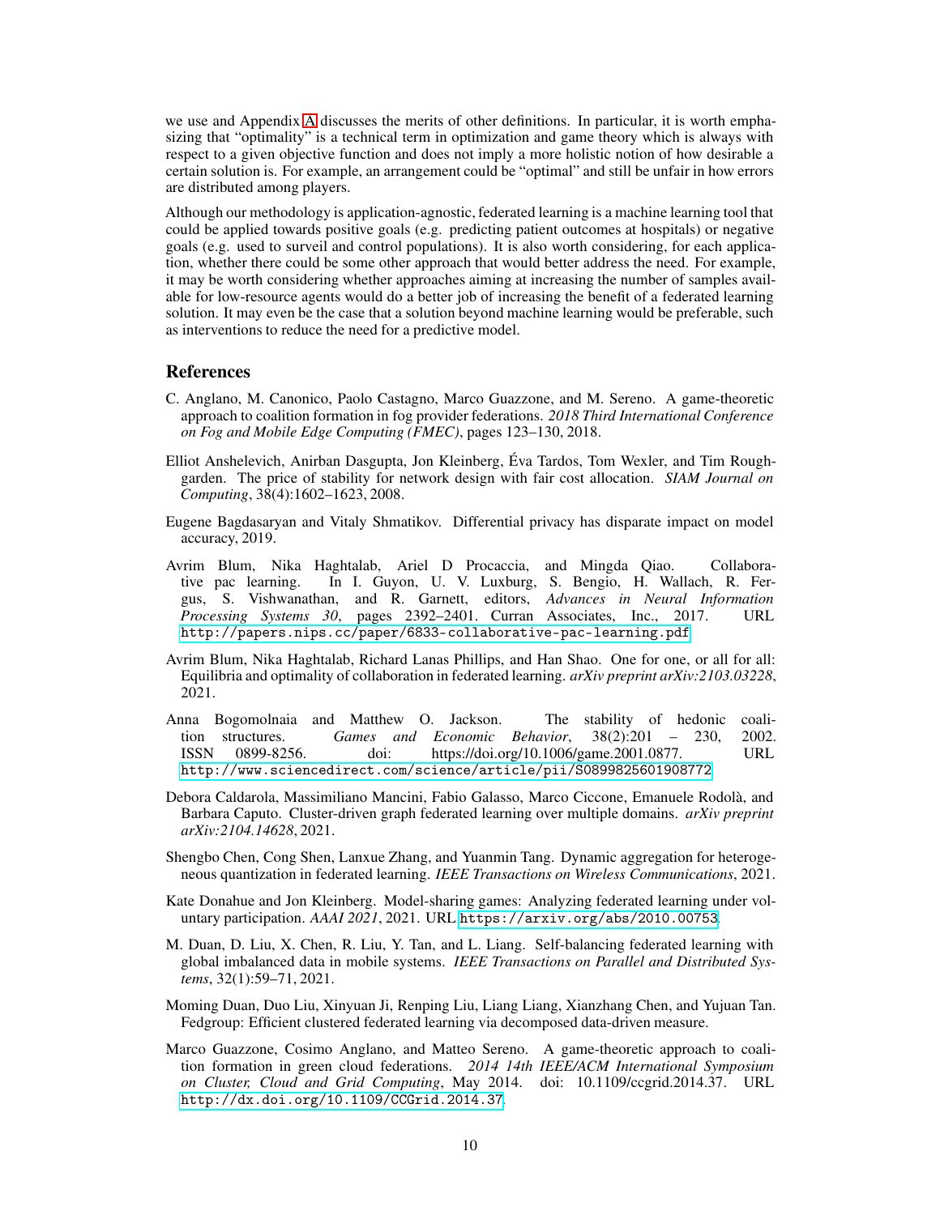we use and Appendix A discusses the merits of other definitions. In particular, it is worth emphasizing that "optimality" is a technical term in optimization and game theory which is always with respect to a given objective function and does not imply a more holistic notion of how desirable a certain solution is. For example, an arrangement could be "optimal" and still be unfair in how errors are distributed among players.

Although our methodology is application-agnostic, federated learning is a machine learning tool that could be applied towards positive goals (e.g. predicting patient outcomes at hospitals) or negative goals (e.g. used to surveil and control populations). It is also worth considering, for each application, whether there could be some other approach that would better address the need. For example, it may be worth considering whether approaches aiming at increasing the number of samples available for low-resource agents would do a better job of increasing the benefit of a federated learning solution. It may even be the case that a solution beyond machine learning would be preferable, such as interventions to reduce the need for a predictive model.

## References

C. Anglano, M. Canonico, Paolo Castagno, Marco Guazzone, and M. Sereno. A game-theoretic approach to coalition formation in fog provider federations. *2018 Third International Conference on Fog and Mobile Edge Computing (FMEC)*, pages 123–130, 2018.

Elliot Anshelevich, Anirban Dasgupta, Jon Kleinberg, Éva Tardos, Tom Wexler, and Tim Roughgarden. The price of stability for network design with fair cost allocation. *SIAM Journal on Computing*, 38(4):1602–1623, 2008.

Eugene Bagdasaryan and Vitaly Shmatikov. Differential privacy has disparate impact on model accuracy, 2019.

Avrim Blum, Nika Haghtalab, Ariel D Procaccia, and Mingda Qiao. Collaborative pac learning. In I. Guyon, U. V. Luxburg, S. Bengio, H. Wallach, R. Fergus, S. Vishwanathan, and R. Garnett, editors, *Advances in Neural Information Processing Systems 30*, pages 2392–2401. Curran Associates, Inc., 2017. URL http://papers.nips.cc/paper/6833-collaborative-pac-learning.pdf.

Avrim Blum, Nika Haghtalab, Richard Lanas Phillips, and Han Shao. One for one, or all for all: Equilibria and optimality of collaboration in federated learning. *arXiv preprint arXiv:2103.03228*, 2021.

Anna Bogomolnaia and Matthew O. Jackson. The stability of hedonic coalition structures. *Games and Economic Behavior*, 38(2):201 – 230, 2002. ISSN 0899-8256. doi: https://doi.org/10.1006/game.2001.0877. URL http://www.sciencedirect.com/science/article/pii/S0899825601908772.

Debora Caldarola, Massimiliano Mancini, Fabio Galasso, Marco Ciccone, Emanuele Rodolà, and Barbara Caputo. Cluster-driven graph federated learning over multiple domains. *arXiv preprint arXiv:2104.14628*, 2021.

Shengbo Chen, Cong Shen, Lanxue Zhang, and Yuanmin Tang. Dynamic aggregation for heterogeneous quantization in federated learning. *IEEE Transactions on Wireless Communications*, 2021.

Kate Donahue and Jon Kleinberg. Model-sharing games: Analyzing federated learning under voluntary participation. *AAAI 2021*, 2021. URL https://arxiv.org/abs/2010.00753.

M. Duan, D. Liu, X. Chen, R. Liu, Y. Tan, and L. Liang. Self-balancing federated learning with global imbalanced data in mobile systems. *IEEE Transactions on Parallel and Distributed Systems*, 32(1):59–71, 2021.

Moming Duan, Duo Liu, Xinyuan Ji, Renping Liu, Liang Liang, Xianzhang Chen, and Yujuan Tan. Fedgroup: Efficient clustered federated learning via decomposed data-driven measure.

Marco Guazzone, Cosimo Anglano, and Matteo Sereno. A game-theoretic approach to coalition formation in green cloud federations. *2014 14th IEEE/ACM International Symposium on Cluster, Cloud and Grid Computing*, May 2014. doi: 10.1109/ccgrid.2014.37. URL http://dx.doi.org/10.1109/CCGrid.2014.37.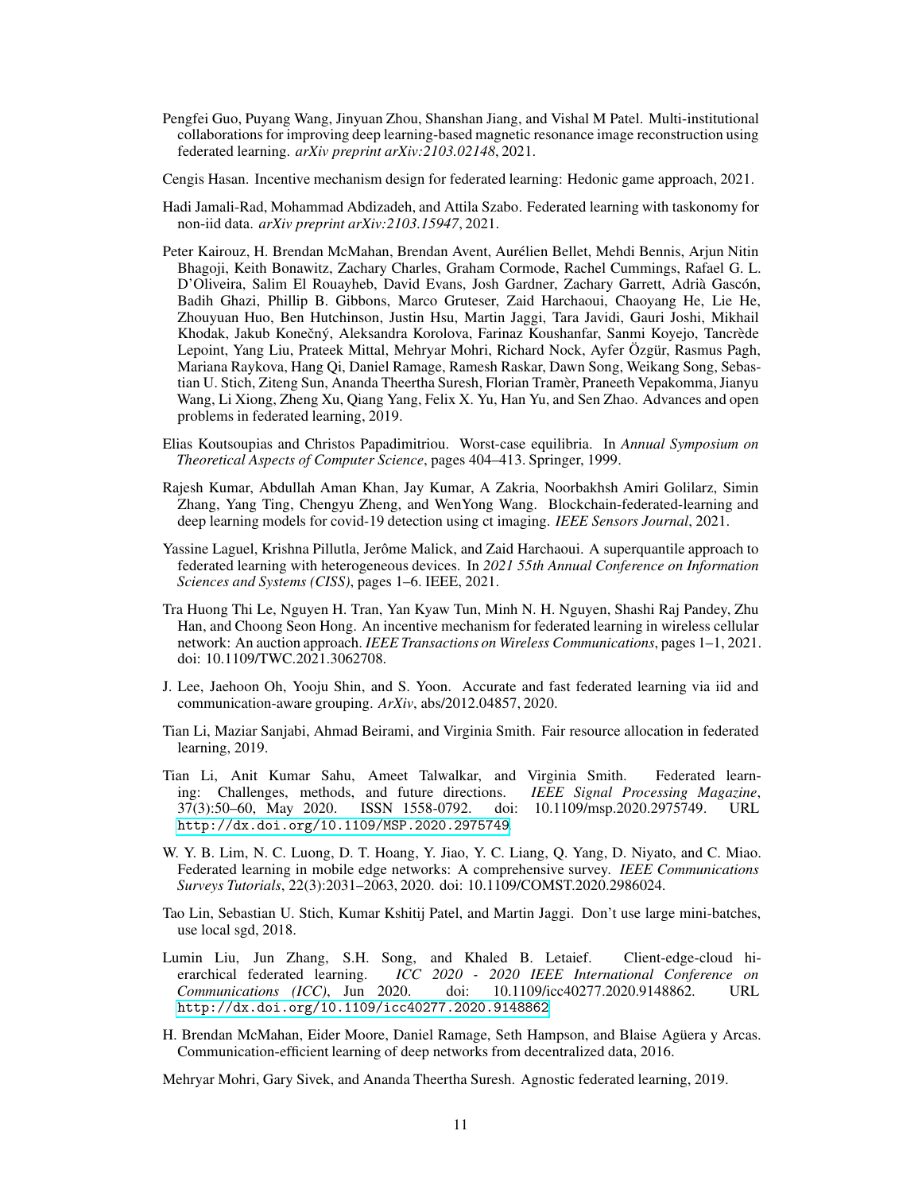Pengfei Guo, Puyang Wang, Jinyuan Zhou, Shanshan Jiang, and Vishal M Patel. Multi-institutional collaborations for improving deep learning-based magnetic resonance image reconstruction using federated learning. *arXiv preprint arXiv:2103.02148*, 2021.

Cengis Hasan. Incentive mechanism design for federated learning: Hedonic game approach, 2021.

Hadi Jamali-Rad, Mohammad Abdizadeh, and Attila Szabo. Federated learning with taskonomy for non-iid data. *arXiv preprint arXiv:2103.15947*, 2021.

Peter Kairouz, H. Brendan McMahan, Brendan Avent, Aurélien Bellet, Mehdi Bennis, Arjun Nitin Bhagoji, Keith Bonawitz, Zachary Charles, Graham Cormode, Rachel Cummings, Rafael G. L. D'Oliveira, Salim El Rouayheb, David Evans, Josh Gardner, Zachary Garrett, Adrià Gascón, Badih Ghazi, Phillip B. Gibbons, Marco Gruteser, Zaid Harchaoui, Chaoyang He, Lie He, Zhouyuan Huo, Ben Hutchinson, Justin Hsu, Martin Jaggi, Tara Javidi, Gauri Joshi, Mikhail Khodak, Jakub Konečný, Aleksandra Korolova, Farinaz Koushanfar, Sanmi Koyejo, Tancrède Lepoint, Yang Liu, Prateek Mittal, Mehryar Mohri, Richard Nock, Ayfer Özgür, Rasmus Pagh, Mariana Raykova, Hang Qi, Daniel Ramage, Ramesh Raskar, Dawn Song, Weikang Song, Sebastian U. Stich, Ziteng Sun, Ananda Theertha Suresh, Florian Tramèr, Praneeth Vepakomma, Jianyu Wang, Li Xiong, Zheng Xu, Qiang Yang, Felix X. Yu, Han Yu, and Sen Zhao. Advances and open problems in federated learning, 2019.

Elias Koutsoupias and Christos Papadimitriou. Worst-case equilibria. In *Annual Symposium on Theoretical Aspects of Computer Science*, pages 404–413. Springer, 1999.

Rajesh Kumar, Abdullah Aman Khan, Jay Kumar, A Zakria, Noorbakhsh Amiri Golilarz, Simin Zhang, Yang Ting, Chengyu Zheng, and WenYong Wang. Blockchain-federated-learning and deep learning models for covid-19 detection using ct imaging. *IEEE Sensors Journal*, 2021.

Yassine Laguel, Krishna Pillutla, Jerôme Malick, and Zaid Harchaoui. A superquantile approach to federated learning with heterogeneous devices. In *2021 55th Annual Conference on Information Sciences and Systems (CISS)*, pages 1–6. IEEE, 2021.

Tra Huong Thi Le, Nguyen H. Tran, Yan Kyaw Tun, Minh N. H. Nguyen, Shashi Raj Pandey, Zhu Han, and Choong Seon Hong. An incentive mechanism for federated learning in wireless cellular network: An auction approach. *IEEE Transactions on Wireless Communications*, pages 1–1, 2021. doi: 10.1109/TWC.2021.3062708.

J. Lee, Jaehoon Oh, Yooju Shin, and S. Yoon. Accurate and fast federated learning via iid and communication-aware grouping. *ArXiv*, abs/2012.04857, 2020.

Tian Li, Maziar Sanjabi, Ahmad Beirami, and Virginia Smith. Fair resource allocation in federated learning, 2019.

Tian Li, Anit Kumar Sahu, Ameet Talwalkar, and Virginia Smith. Federated learning: Challenges, methods, and future directions. *IEEE Signal Processing Magazine*, 37(3):50–60, May 2020. ISSN 1558-0792. doi: 10.1109/msp.2020.2975749. URL http://dx.doi.org/10.1109/MSP.2020.2975749.

W. Y. B. Lim, N. C. Luong, D. T. Hoang, Y. Jiao, Y. C. Liang, Q. Yang, D. Niyato, and C. Miao. Federated learning in mobile edge networks: A comprehensive survey. *IEEE Communications Surveys Tutorials*, 22(3):2031–2063, 2020. doi: 10.1109/COMST.2020.2986024.

Tao Lin, Sebastian U. Stich, Kumar Kshitij Patel, and Martin Jaggi. Don't use large mini-batches, use local sgd, 2018.

Lumin Liu, Jun Zhang, S.H. Song, and Khaled B. Letaief. Client-edge-cloud hierarchical federated learning. *ICC 2020 - 2020 IEEE International Conference on Communications (ICC)*, Jun 2020. doi: 10.1109/icc40277.2020.9148862. URL http://dx.doi.org/10.1109/icc40277.2020.9148862.

H. Brendan McMahan, Eider Moore, Daniel Ramage, Seth Hampson, and Blaise Agüera y Arcas. Communication-efficient learning of deep networks from decentralized data, 2016.

Mehryar Mohri, Gary Sivek, and Ananda Theertha Suresh. Agnostic federated learning, 2019.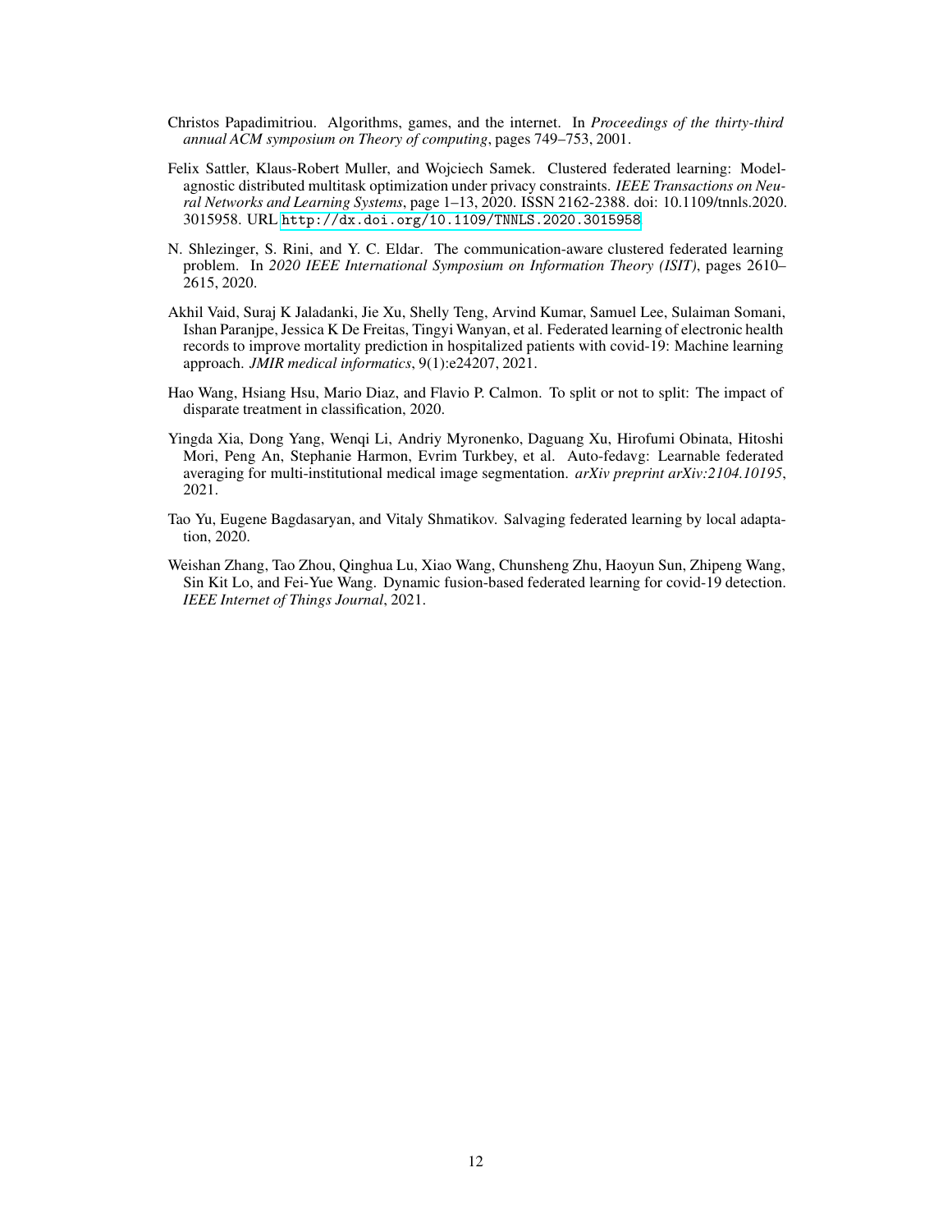Christos Papadimitriou. Algorithms, games, and the internet. In *Proceedings of the thirty-third annual ACM symposium on Theory of computing*, pages 749–753, 2001.

Felix Sattler, Klaus-Robert Muller, and Wojciech Samek. Clustered federated learning: Model-agnostic distributed multitask optimization under privacy constraints. *IEEE Transactions on Neural Networks and Learning Systems*, page 1–13, 2020. ISSN 2162-2388. doi: 10.1109/tnnls.2020.3015958. URL `http://dx.doi.org/10.1109/TNNLS.2020.3015958`.

N. Shlezinger, S. Rini, and Y. C. Eldar. The communication-aware clustered federated learning problem. In *2020 IEEE International Symposium on Information Theory (ISIT)*, pages 2610–2615, 2020.

Akhil Vaid, Suraj K Jaladanki, Jie Xu, Shelly Teng, Arvind Kumar, Samuel Lee, Sulaiman Somani, Ishan Paranjpe, Jessica K De Freitas, Tingyi Wanyan, et al. Federated learning of electronic health records to improve mortality prediction in hospitalized patients with covid-19: Machine learning approach. *JMIR medical informatics*, 9(1):e24207, 2021.

Hao Wang, Hsiang Hsu, Mario Diaz, and Flavio P. Calmon. To split or not to split: The impact of disparate treatment in classification, 2020.

Yingda Xia, Dong Yang, Wenqi Li, Andriy Myronenko, Daguang Xu, Hirofumi Obinata, Hitoshi Mori, Peng An, Stephanie Harmon, Evrim Turkbey, et al. Auto-fedavg: Learnable federated averaging for multi-institutional medical image segmentation. *arXiv preprint arXiv:2104.10195*, 2021.

Tao Yu, Eugene Bagdasaryan, and Vitaly Shmatikov. Salvaging federated learning by local adaptation, 2020.

Weishan Zhang, Tao Zhou, Qinghua Lu, Xiao Wang, Chunsheng Zhu, Haoyun Sun, Zhipeng Wang, Sin Kit Lo, and Fei-Yue Wang. Dynamic fusion-based federated learning for covid-19 detection. *IEEE Internet of Things Journal*, 2021.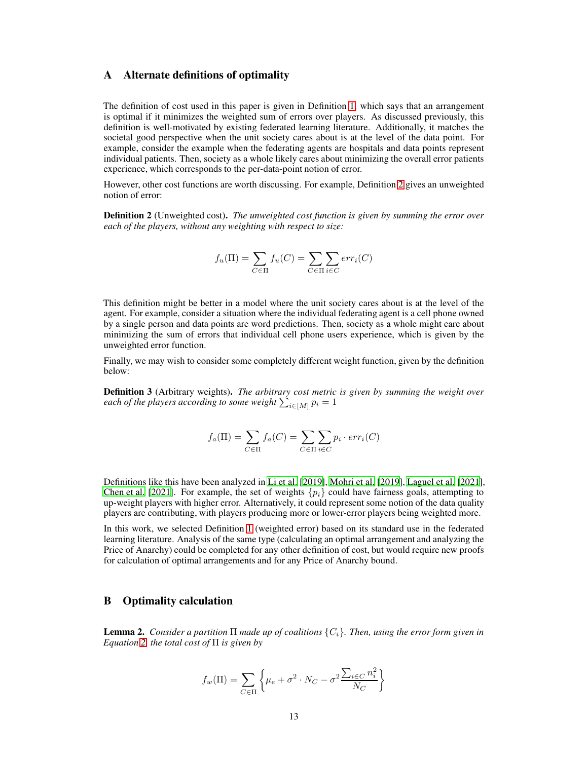# A Alternate definitions of optimality

The definition of cost used in this paper is given in Definition 1, which says that an arrangement is optimal if it minimizes the weighted sum of errors over players. As discussed previously, this definition is well-motivated by existing federated learning literature. Additionally, it matches the societal good perspective when the unit society cares about is at the level of the data point. For example, consider the example when the federating agents are hospitals and data points represent individual patients. Then, society as a whole likely cares about minimizing the overall error patients experience, which corresponds to the per-data-point notion of error.

However, other cost functions are worth discussing. For example, Definition 2 gives an unweighted notion of error:

**Definition 2** (Unweighted cost). *The unweighted cost function is given by summing the error over each of the players, without any weighting with respect to size:*

$$f_u(\Pi) = \sum_{C \in \Pi} f_u(C) = \sum_{C \in \Pi} \sum_{i \in C} err_i(C)$$

This definition might be better in a model where the unit society cares about is at the level of the agent. For example, consider a situation where the individual federating agent is a cell phone owned by a single person and data points are word predictions. Then, society as a whole might care about minimizing the sum of errors that individual cell phone users experience, which is given by the unweighted error function.

Finally, we may wish to consider some completely different weight function, given by the definition below:

**Definition 3** (Arbitrary weights). *The arbitrary cost metric is given by summing the weight over each of the players according to some weight $\sum_{i \in [M]} p_i = 1$*

$$f_a(\Pi) = \sum_{C \in \Pi} f_a(C) = \sum_{C \in \Pi} \sum_{i \in C} p_i \cdot err_i(C)$$

Definitions like this have been analyzed in Li et al. [2019], Mohri et al. [2019], Laguel et al. [2021], Chen et al. [2021]. For example, the set of weights $\{p_i\}$ could have fairness goals, attempting to up-weight players with higher error. Alternatively, it could represent some notion of the data quality players are contributing, with players producing more or lower-error players being weighted more.

In this work, we selected Definition 1 (weighted error) based on its standard use in the federated learning literature. Analysis of the same type (calculating an optimal arrangement and analyzing the Price of Anarchy) could be completed for any other definition of cost, but would require new proofs for calculation of optimal arrangements and for any Price of Anarchy bound.

# B Optimality calculation

**Lemma 2.** *Consider a partition $\Pi$ made up of coalitions $\{C_i\}$. Then, using the error form given in Equation 2, the total cost of $\Pi$ is given by*

$$f_w(\Pi) = \sum_{C \in \Pi} \left\{ \mu_e + \sigma^2 \cdot N_C - \sigma^2 \frac{\sum_{i \in C} n_i^2}{N_C} \right\}$$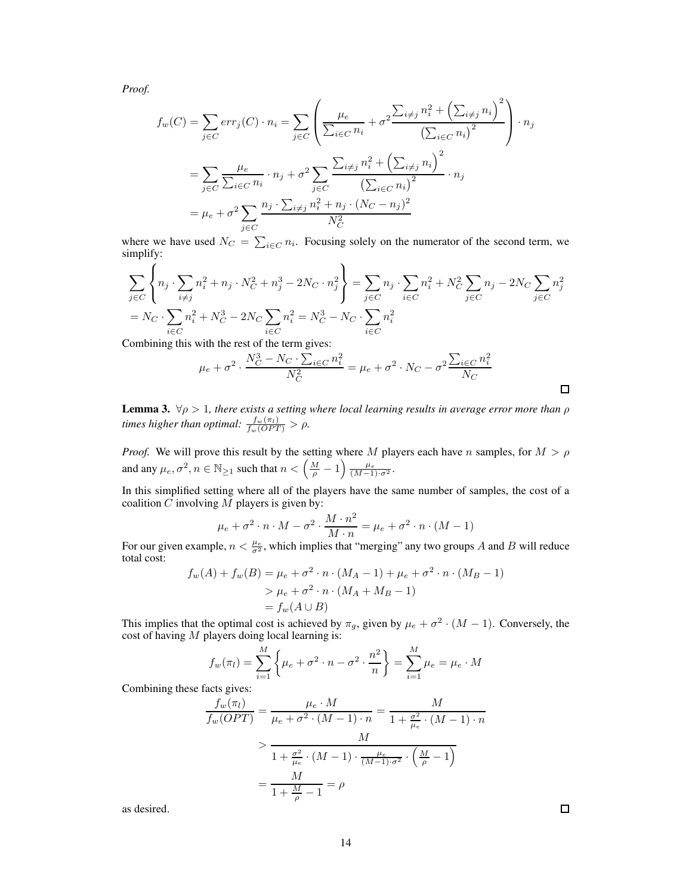*Proof.*

$$
\begin{aligned}
f_w(C) &= \sum_{j \in C} err_j(C) \cdot n_i = \sum_{j \in C} \left( \frac{\mu_e}{\sum_{i \in C} n_i} + \sigma^2 \frac{\sum_{i \neq j} n_i^2 + \left(\sum_{i \neq j} n_i\right)^2}{\left(\sum_{i \in C} n_i\right)^2} \right) \cdot n_j \\
&= \sum_{j \in C} \frac{\mu_e}{\sum_{i \in C} n_i} \cdot n_j + \sigma^2 \sum_{j \in C} \frac{\sum_{i \neq j} n_i^2 + \left(\sum_{i \neq j} n_i\right)^2}{\left(\sum_{i \in C} n_i\right)^2} \cdot n_j \\
&= \mu_e + \sigma^2 \sum_{j \in C} \frac{n_j \cdot \sum_{i \neq j} n_i^2 + n_j \cdot (N_C - n_j)^2}{N_C^2}
\end{aligned}
$$

where we have used $N_C = \sum_{i \in C} n_i$. Focusing solely on the numerator of the second term, we simplify:

$$
\begin{aligned}
&\sum_{j \in C} \left\{ n_j \cdot \sum_{i \neq j} n_i^2 + n_j \cdot N_C^2 + n_j^3 - 2N_C \cdot n_j^2 \right\} = \sum_{j \in C} n_j \cdot \sum_{i \in C} n_i^2 + N_C^2 \sum_{j \in C} n_j - 2N_C \sum_{j \in C} n_j^2 \\
&= N_C \cdot \sum_{i \in C} n_i^2 + N_C^3 - 2N_C \sum_{i \in C} n_i^2 = N_C^3 - N_C \cdot \sum_{i \in C} n_i^2
\end{aligned}
$$

Combining this with the rest of the term gives:

$$
\mu_e + \sigma^2 \cdot \frac{N_C^3 - N_C \cdot \sum_{i \in C} n_i^2}{N_C^2} = \mu_e + \sigma^2 \cdot N_C - \sigma^2 \frac{\sum_{i \in C} n_i^2}{N_C}
$$

□

**Lemma 3.** *$\forall \rho > 1$, there exists a setting where local learning results in average error more than $\rho$ times higher than optimal: $\frac{f_w(\pi_l)}{f_w(OPT)} > \rho$.*

*Proof.* We will prove this result by the setting where $M$ players each have $n$ samples, for $M > \rho$ and any $\mu_e, \sigma^2, n \in \mathbb{N}_{\geq 1}$ such that $n < \left(\frac{M}{\rho} - 1\right) \frac{\mu_e}{(M-1) \cdot \sigma^2}$.

In this simplified setting where all of the players have the same number of samples, the cost of a coalition $C$ involving $M$ players is given by:

$$
\mu_e + \sigma^2 \cdot n \cdot M - \sigma^2 \cdot \frac{M \cdot n^2}{M \cdot n} = \mu_e + \sigma^2 \cdot n \cdot (M - 1)
$$

For our given example, $n < \frac{\mu_e}{\sigma^2}$, which implies that "merging" any two groups $A$ and $B$ will reduce total cost:

$$
\begin{aligned}
f_w(A) + f_w(B) &= \mu_e + \sigma^2 \cdot n \cdot (M_A - 1) + \mu_e + \sigma^2 \cdot n \cdot (M_B - 1) \\
&> \mu_e + \sigma^2 \cdot n \cdot (M_A + M_B - 1) \\
&= f_w(A \cup B)
\end{aligned}
$$

This implies that the optimal cost is achieved by $\pi_g$, given by $\mu_e + \sigma^2 \cdot (M - 1)$. Conversely, the cost of having $M$ players doing local learning is:

$$
f_w(\pi_l) = \sum_{i=1}^{M} \left\{ \mu_e + \sigma^2 \cdot n - \sigma^2 \cdot \frac{n^2}{n} \right\} = \sum_{i=1}^{M} \mu_e = \mu_e \cdot M
$$

Combining these facts gives:

$$
\begin{aligned}
\frac{f_w(\pi_l)}{f_w(OPT)} &= \frac{\mu_e \cdot M}{\mu_e + \sigma^2 \cdot (M-1) \cdot n} = \frac{M}{1 + \frac{\sigma^2}{\mu_e} \cdot (M-1) \cdot n} \\
&> \frac{M}{1 + \frac{\sigma^2}{\mu_e} \cdot (M-1) \cdot \frac{\mu_e}{(M-1) \cdot \sigma^2} \cdot \left(\frac{M}{\rho} - 1\right)} \\
&= \frac{M}{1 + \frac{M}{\rho} - 1} = \rho
\end{aligned}
$$

as desired. □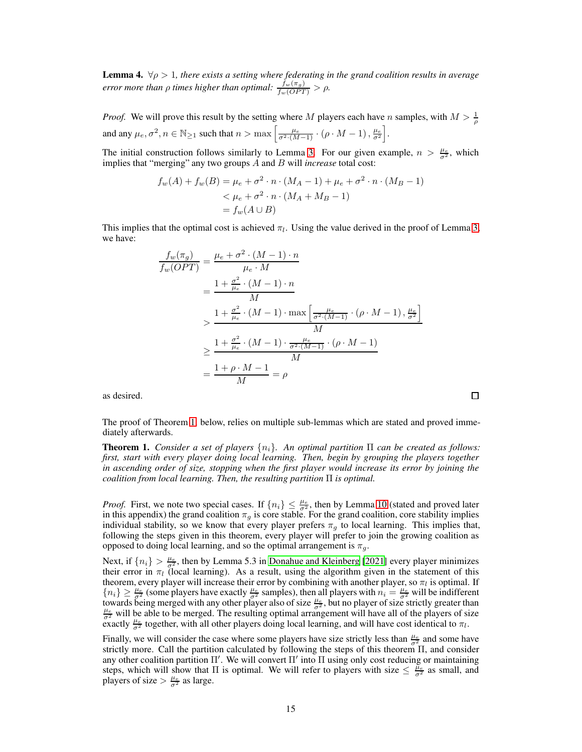**Lemma 4.** *$\forall \rho > 1$, there exists a setting where federating in the grand coalition results in average error more than $\rho$ times higher than optimal: $\frac{f_w(\pi_g)}{f_w(OPT)} > \rho$.*

*Proof.* We will prove this result by the setting where $M$ players each have $n$ samples, with $M > \frac{1}{\rho}$ and any $\mu_e, \sigma^2, n \in \mathbb{N}_{\geq 1}$ such that $n > \max\left[\frac{\mu_e}{\sigma^2 \cdot (M-1)} \cdot (\rho \cdot M - 1), \frac{\mu_e}{\sigma^2}\right]$.

The initial construction follows similarly to Lemma 3. For our given example, $n > \frac{\mu_e}{\sigma^2}$, which implies that "merging" any two groups $A$ and $B$ will *increase* total cost:

$$
\begin{aligned}
f_w(A) + f_w(B) &= \mu_e + \sigma^2 \cdot n \cdot (M_A - 1) + \mu_e + \sigma^2 \cdot n \cdot (M_B - 1) \\
&< \mu_e + \sigma^2 \cdot n \cdot (M_A + M_B - 1) \\
&= f_w(A \cup B)
\end{aligned}
$$

This implies that the optimal cost is achieved $\pi_l$. Using the value derived in the proof of Lemma 3, we have:

$$
\begin{aligned}
\frac{f_w(\pi_g)}{f_w(OPT)} &= \frac{\mu_e + \sigma^2 \cdot (M-1) \cdot n}{\mu_e \cdot M} \\
&= \frac{1 + \frac{\sigma^2}{\mu_e} \cdot (M-1) \cdot n}{M} \\
&> \frac{1 + \frac{\sigma^2}{\mu_e} \cdot (M-1) \cdot \max\left[\frac{\mu_e}{\sigma^2 \cdot (M-1)} \cdot (\rho \cdot M - 1), \frac{\mu_e}{\sigma^2}\right]}{M} \\
&\geq \frac{1 + \frac{\sigma^2}{\mu_e} \cdot (M-1) \cdot \frac{\mu_e}{\sigma^2 \cdot (M-1)} \cdot (\rho \cdot M - 1)}{M} \\
&= \frac{1 + \rho \cdot M - 1}{M} = \rho
\end{aligned}
$$

as desired. $\square$

The proof of Theorem 1, below, relies on multiple sub-lemmas which are stated and proved immediately afterwards.

**Theorem 1.** *Consider a set of players $\{n_i\}$. An optimal partition $\Pi$ can be created as follows: first, start with every player doing local learning. Then, begin by grouping the players together in ascending order of size, stopping when the first player would increase its error by joining the coalition from local learning. Then, the resulting partition $\Pi$ is optimal.*

*Proof.* First, we note two special cases. If $\{n_i\} \leq \frac{\mu_e}{\sigma^2}$, then by Lemma 10 (stated and proved later in this appendix) the grand coalition $\pi_g$ is core stable. For the grand coalition, core stability implies individual stability, so we know that every player prefers $\pi_g$ to local learning. This implies that, following the steps given in this theorem, every player will prefer to join the growing coalition as opposed to doing local learning, and so the optimal arrangement is $\pi_g$.

Next, if $\{n_i\} > \frac{\mu_e}{\sigma^2}$, then by Lemma 5.3 in Donahue and Kleinberg [2021] every player minimizes their error in $\pi_l$ (local learning). As a result, using the algorithm given in the statement of this theorem, every player will increase their error by combining with another player, so $\pi_l$ is optimal. If $\{n_i\} \geq \frac{\mu_e}{\sigma^2}$ (some players have exactly $\frac{\mu_e}{\sigma^2}$ samples), then all players with $n_i = \frac{\mu_e}{\sigma^2}$ will be indifferent towards being merged with any other player also of size $\frac{\mu_e}{\sigma^2}$, but no player of size strictly greater than $\frac{\mu_e}{\sigma^2}$ will be able to be merged. The resulting optimal arrangement will have all of the players of size exactly $\frac{\mu_e}{\sigma^2}$ together, with all other players doing local learning, and will have cost identical to $\pi_l$.

Finally, we will consider the case where some players have size strictly less than $\frac{\mu_e}{\sigma^2}$ and some have strictly more. Call the partition calculated by following the steps of this theorem $\Pi$, and consider any other coalition partition $\Pi'$. We will convert $\Pi'$ into $\Pi$ using only cost reducing or maintaining steps, which will show that $\Pi$ is optimal. We will refer to players with size $\leq \frac{\mu_e}{\sigma^2}$ as small, and players of size $> \frac{\mu_e}{\sigma^2}$ as large.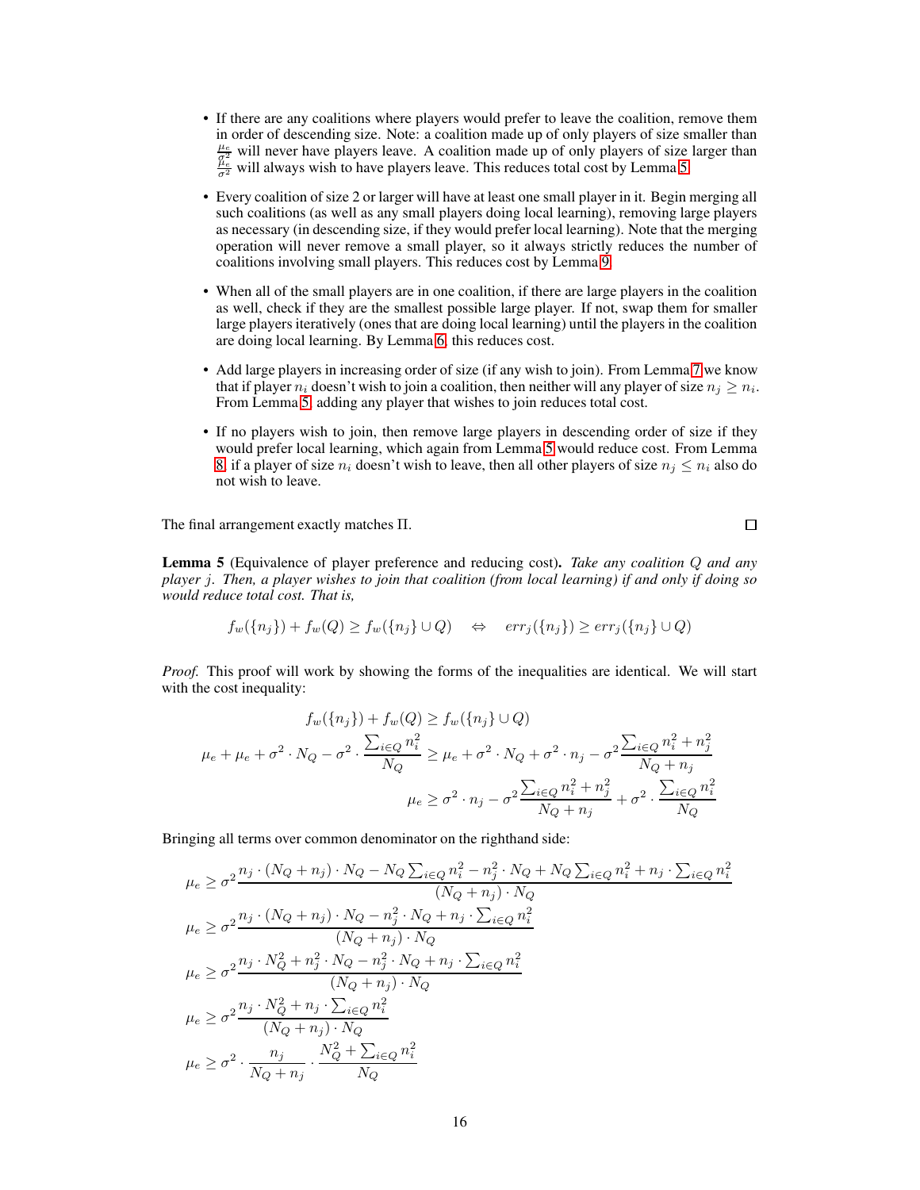- If there are any coalitions where players would prefer to leave the coalition, remove them in order of descending size. Note: a coalition made up of only players of size smaller than $\frac{\mu_e}{\sigma^2}$ will never have players leave. A coalition made up of only players of size larger than $\frac{\mu_e}{\sigma^2}$ will always wish to have players leave. This reduces total cost by Lemma 5.
- Every coalition of size 2 or larger will have at least one small player in it. Begin merging all such coalitions (as well as any small players doing local learning), removing large players as necessary (in descending size, if they would prefer local learning). Note that the merging operation will never remove a small player, so it always strictly reduces the number of coalitions involving small players. This reduces cost by Lemma 9.
- When all of the small players are in one coalition, if there are large players in the coalition as well, check if they are the smallest possible large player. If not, swap them for smaller large players iteratively (ones that are doing local learning) until the players in the coalition are doing local learning. By Lemma 6, this reduces cost.
- Add large players in increasing order of size (if any wish to join). From Lemma 7 we know that if player $n_i$ doesn't wish to join a coalition, then neither will any player of size $n_j \geq n_i$. From Lemma 5, adding any player that wishes to join reduces total cost.
- If no players wish to join, then remove large players in descending order of size if they would prefer local learning, which again from Lemma 5 would reduce cost. From Lemma 8, if a player of size $n_i$ doesn't wish to leave, then all other players of size $n_j \leq n_i$ also do not wish to leave.

The final arrangement exactly matches $\Pi$. □

**Lemma 5** (Equivalence of player preference and reducing cost)**.** *Take any coalition $Q$ and any player $j$. Then, a player wishes to join that coalition (from local learning) if and only if doing so would reduce total cost. That is,*

$$f_w(\{n_j\}) + f_w(Q) \geq f_w(\{n_j\} \cup Q) \quad \Leftrightarrow \quad err_j(\{n_j\}) \geq err_j(\{n_j\} \cup Q)$$

*Proof.* This proof will work by showing the forms of the inequalities are identical. We will start with the cost inequality:

$$f_w(\{n_j\}) + f_w(Q) \geq f_w(\{n_j\} \cup Q)$$

$$\mu_e + \mu_e + \sigma^2 \cdot N_Q - \sigma^2 \cdot \frac{\sum_{i \in Q} n_i^2}{N_Q} \geq \mu_e + \sigma^2 \cdot N_Q + \sigma^2 \cdot n_j - \sigma^2 \frac{\sum_{i \in Q} n_i^2 + n_j^2}{N_Q + n_j}$$

$$\mu_e \geq \sigma^2 \cdot n_j - \sigma^2 \frac{\sum_{i \in Q} n_i^2 + n_j^2}{N_Q + n_j} + \sigma^2 \cdot \frac{\sum_{i \in Q} n_i^2}{N_Q}$$

Bringing all terms over common denominator on the righthand side:

$$\mu_e \geq \sigma^2 \frac{n_j \cdot (N_Q + n_j) \cdot N_Q - N_Q \sum_{i \in Q} n_i^2 - n_j^2 \cdot N_Q + N_Q \sum_{i \in Q} n_i^2 + n_j \cdot \sum_{i \in Q} n_i^2}{(N_Q + n_j) \cdot N_Q}$$

$$\mu_e \geq \sigma^2 \frac{n_j \cdot (N_Q + n_j) \cdot N_Q - n_j^2 \cdot N_Q + n_j \cdot \sum_{i \in Q} n_i^2}{(N_Q + n_j) \cdot N_Q}$$

$$\mu_e \geq \sigma^2 \frac{n_j \cdot N_Q^2 + n_j^2 \cdot N_Q - n_j^2 \cdot N_Q + n_j \cdot \sum_{i \in Q} n_i^2}{(N_Q + n_j) \cdot N_Q}$$

$$\mu_e \geq \sigma^2 \frac{n_j \cdot N_Q^2 + n_j \cdot \sum_{i \in Q} n_i^2}{(N_Q + n_j) \cdot N_Q}$$

$$\mu_e \geq \sigma^2 \cdot \frac{n_j}{N_Q + n_j} \cdot \frac{N_Q^2 + \sum_{i \in Q} n_i^2}{N_Q}$$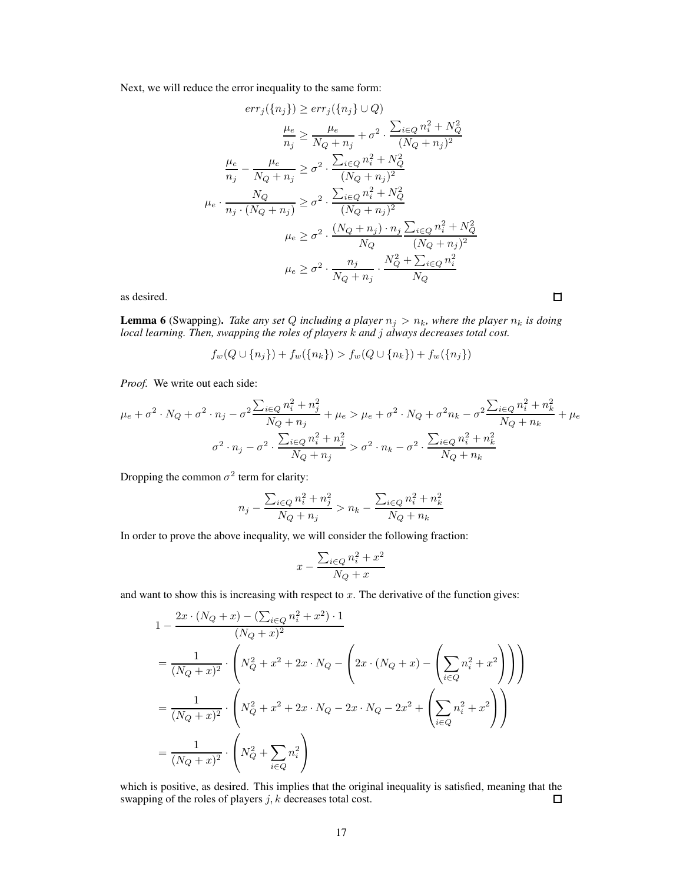Next, we will reduce the error inequality to the same form:

$$
\begin{aligned}
err_j(\{n_j\}) &\geq err_j(\{n_j\} \cup Q) \\
\frac{\mu_e}{n_j} &\geq \frac{\mu_e}{N_Q + n_j} + \sigma^2 \cdot \frac{\sum_{i \in Q} n_i^2 + N_Q^2}{(N_Q + n_j)^2} \\
\frac{\mu_e}{n_j} - \frac{\mu_e}{N_Q + n_j} &\geq \sigma^2 \cdot \frac{\sum_{i \in Q} n_i^2 + N_Q^2}{(N_Q + n_j)^2} \\
\mu_e \cdot \frac{N_Q}{n_j \cdot (N_Q + n_j)} &\geq \sigma^2 \cdot \frac{\sum_{i \in Q} n_i^2 + N_Q^2}{(N_Q + n_j)^2} \\
\mu_e &\geq \sigma^2 \cdot \frac{(N_Q + n_j) \cdot n_j}{N_Q} \frac{\sum_{i \in Q} n_i^2 + N_Q^2}{(N_Q + n_j)^2} \\
\mu_e &\geq \sigma^2 \cdot \frac{n_j}{N_Q + n_j} \cdot \frac{N_Q^2 + \sum_{i \in Q} n_i^2}{N_Q}
\end{aligned}
$$

as desired. □

**Lemma 6** (Swapping). *Take any set $Q$ including a player $n_j > n_k$, where the player $n_k$ is doing local learning. Then, swapping the roles of players $k$ and $j$ always decreases total cost.*

$$
f_w(Q \cup \{n_j\}) + f_w(\{n_k\}) > f_w(Q \cup \{n_k\}) + f_w(\{n_j\})
$$

*Proof.* We write out each side:

$$
\mu_e + \sigma^2 \cdot N_Q + \sigma^2 \cdot n_j - \sigma^2 \frac{\sum_{i \in Q} n_i^2 + n_j^2}{N_Q + n_j} + \mu_e > \mu_e + \sigma^2 \cdot N_Q + \sigma^2 n_k - \sigma^2 \frac{\sum_{i \in Q} n_i^2 + n_k^2}{N_Q + n_k} + \mu_e
$$

$$
\sigma^2 \cdot n_j - \sigma^2 \cdot \frac{\sum_{i \in Q} n_i^2 + n_j^2}{N_Q + n_j} > \sigma^2 \cdot n_k - \sigma^2 \cdot \frac{\sum_{i \in Q} n_i^2 + n_k^2}{N_Q + n_k}
$$

Dropping the common $\sigma^2$ term for clarity:

$$
n_j - \frac{\sum_{i \in Q} n_i^2 + n_j^2}{N_Q + n_j} > n_k - \frac{\sum_{i \in Q} n_i^2 + n_k^2}{N_Q + n_k}
$$

In order to prove the above inequality, we will consider the following fraction:

$$
x - \frac{\sum_{i \in Q} n_i^2 + x^2}{N_Q + x}
$$

and want to show this is increasing with respect to $x$. The derivative of the function gives:

$$
\begin{aligned}
&1 - \frac{2x \cdot (N_Q + x) - (\sum_{i \in Q} n_i^2 + x^2) \cdot 1}{(N_Q + x)^2} \\
&= \frac{1}{(N_Q + x)^2} \cdot \left( N_Q^2 + x^2 + 2x \cdot N_Q - \left( 2x \cdot (N_Q + x) - \left( \sum_{i \in Q} n_i^2 + x^2 \right) \right) \right) \\
&= \frac{1}{(N_Q + x)^2} \cdot \left( N_Q^2 + x^2 + 2x \cdot N_Q - 2x \cdot N_Q - 2x^2 + \left( \sum_{i \in Q} n_i^2 + x^2 \right) \right) \\
&= \frac{1}{(N_Q + x)^2} \cdot \left( N_Q^2 + \sum_{i \in Q} n_i^2 \right)
\end{aligned}
$$

which is positive, as desired. This implies that the original inequality is satisfied, meaning that the swapping of the roles of players $j, k$ decreases total cost. □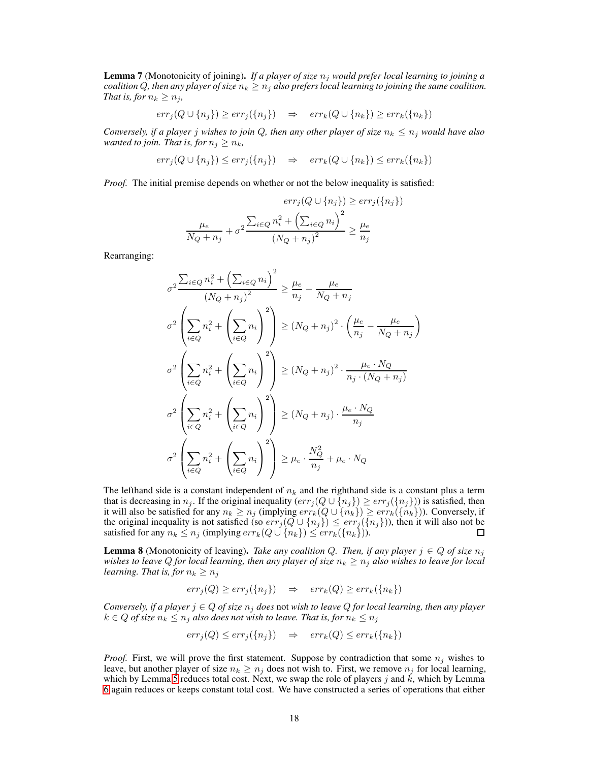**Lemma 7** (Monotonicity of joining)**.** *If a player of size $n_j$ would prefer local learning to joining a coalition $Q$, then any player of size $n_k \geq n_j$ also prefers local learning to joining the same coalition. That is, for $n_k \geq n_j$,*

$$err_j(Q \cup \{n_j\}) \geq err_j(\{n_j\}) \quad \Rightarrow \quad err_k(Q \cup \{n_k\}) \geq err_k(\{n_k\})$$

*Conversely, if a player $j$ wishes to join $Q$, then any other player of size $n_k \leq n_j$ would have also wanted to join. That is, for $n_j \geq n_k$,*

$$err_j(Q \cup \{n_j\}) \leq err_j(\{n_j\}) \quad \Rightarrow \quad err_k(Q \cup \{n_k\}) \leq err_k(\{n_k\})$$

*Proof.* The initial premise depends on whether or not the below inequality is satisfied:

$$err_j(Q \cup \{n_j\}) \geq err_j(\{n_j\})$$

$$\frac{\mu_e}{N_Q + n_j} + \sigma^2 \frac{\sum_{i \in Q} n_i^2 + \left(\sum_{i \in Q} n_i\right)^2}{\left(N_Q + n_j\right)^2} \geq \frac{\mu_e}{n_j}$$

Rearranging:

$$\sigma^2 \frac{\sum_{i \in Q} n_i^2 + \left(\sum_{i \in Q} n_i\right)^2}{\left(N_Q + n_j\right)^2} \geq \frac{\mu_e}{n_j} - \frac{\mu_e}{N_Q + n_j}$$

$$\sigma^2 \left(\sum_{i \in Q} n_i^2 + \left(\sum_{i \in Q} n_i\right)^2\right) \geq \left(N_Q + n_j\right)^2 \cdot \left(\frac{\mu_e}{n_j} - \frac{\mu_e}{N_Q + n_j}\right)$$

$$\sigma^2 \left(\sum_{i \in Q} n_i^2 + \left(\sum_{i \in Q} n_i\right)^2\right) \geq \left(N_Q + n_j\right)^2 \cdot \frac{\mu_e \cdot N_Q}{n_j \cdot (N_Q + n_j)}$$

$$\sigma^2 \left(\sum_{i \in Q} n_i^2 + \left(\sum_{i \in Q} n_i\right)^2\right) \geq \left(N_Q + n_j\right) \cdot \frac{\mu_e \cdot N_Q}{n_j}$$

$$\sigma^2 \left(\sum_{i \in Q} n_i^2 + \left(\sum_{i \in Q} n_i\right)^2\right) \geq \mu_e \cdot \frac{N_Q^2}{n_j} + \mu_e \cdot N_Q$$

The lefthand side is a constant independent of $n_k$ and the righthand side is a constant plus a term that is decreasing in $n_j$. If the original inequality ($err_j(Q \cup \{n_j\}) \geq err_j(\{n_j\})$) is satisfied, then it will also be satisfied for any $n_k \geq n_j$ (implying $err_k(Q \cup \{n_k\}) \geq err_k(\{n_k\})$). Conversely, if the original inequality is not satisfied (so $err_j(Q \cup \{n_j\}) \leq err_j(\{n_j\})$), then it will also not be satisfied for any $n_k \leq n_j$ (implying $err_k(Q \cup \{n_k\}) \leq err_k(\{n_k\})$). □

**Lemma 8** (Monotonicity of leaving)**.** *Take any coalition $Q$. Then, if any player $j \in Q$ of size $n_j$ wishes to leave $Q$ for local learning, then any player of size $n_k \geq n_j$ also wishes to leave for local learning. That is, for $n_k \geq n_j$*

$$err_j(Q) \geq err_j(\{n_j\}) \quad \Rightarrow \quad err_k(Q) \geq err_k(\{n_k\})$$

*Conversely, if a player $j \in Q$ of size $n_j$ does* not *wish to leave $Q$ for local learning, then any player $k \in Q$ of size $n_k \leq n_j$ also does not wish to leave. That is, for $n_k \leq n_j$*

$$err_j(Q) \leq err_j(\{n_j\}) \quad \Rightarrow \quad err_k(Q) \leq err_k(\{n_k\})$$

*Proof.* First, we will prove the first statement. Suppose by contradiction that some $n_j$ wishes to leave, but another player of size $n_k \geq n_j$ does not wish to. First, we remove $n_j$ for local learning, which by Lemma 5 reduces total cost. Next, we swap the role of players $j$ and $k$, which by Lemma 6 again reduces or keeps constant total cost. We have constructed a series of operations that either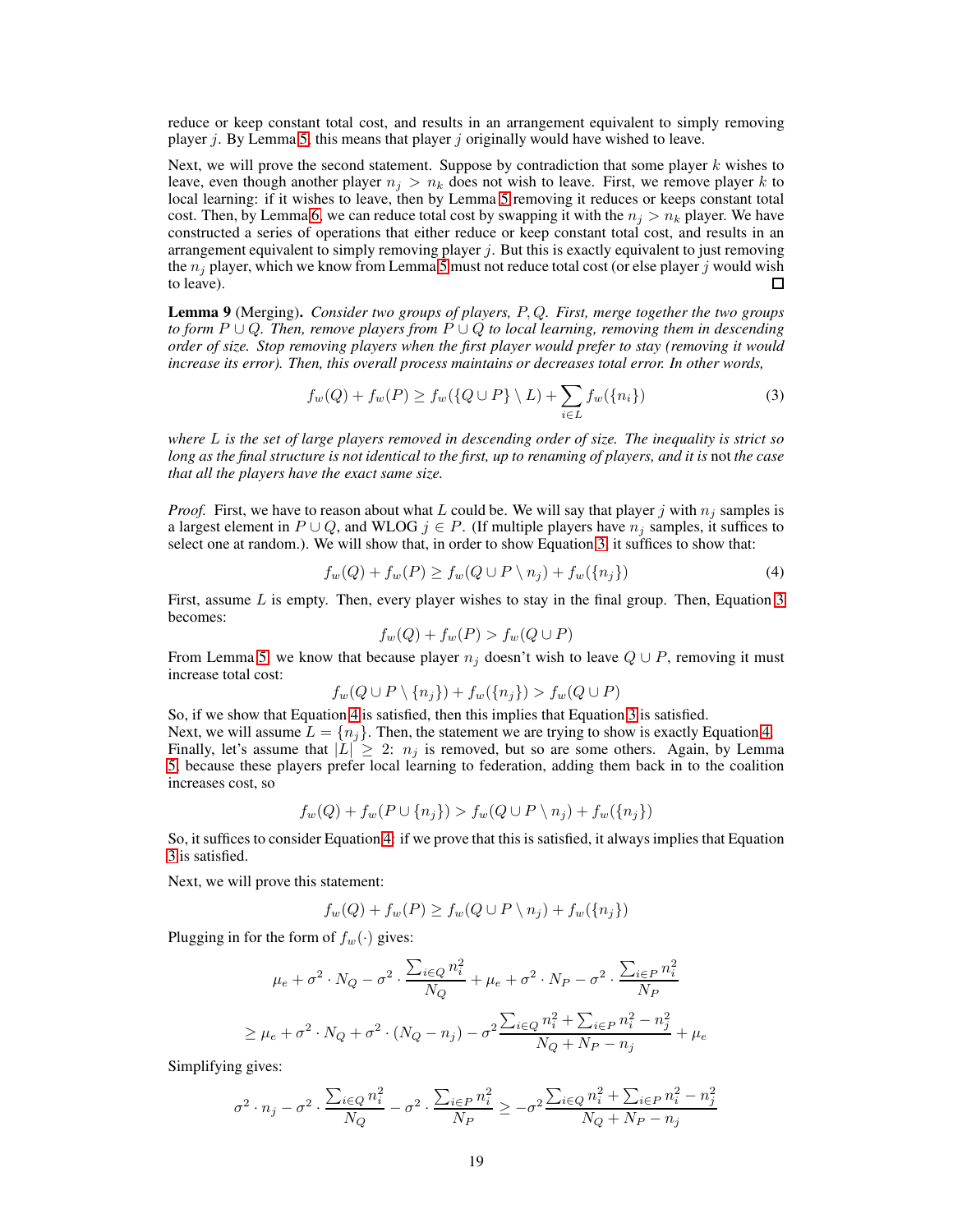reduce or keep constant total cost, and results in an arrangement equivalent to simply removing player $j$. By Lemma 5, this means that player $j$ originally would have wished to leave.

Next, we will prove the second statement. Suppose by contradiction that some player $k$ wishes to leave, even though another player $n_j > n_k$ does not wish to leave. First, we remove player $k$ to local learning: if it wishes to leave, then by Lemma 5 removing it reduces or keeps constant total cost. Then, by Lemma 6, we can reduce total cost by swapping it with the $n_j > n_k$ player. We have constructed a series of operations that either reduce or keep constant total cost, and results in an arrangement equivalent to simply removing player $j$. But this is exactly equivalent to just removing the $n_j$ player, which we know from Lemma 5 must not reduce total cost (or else player $j$ would wish to leave). ∎

**Lemma 9** (Merging). *Consider two groups of players, $P, Q$. First, merge together the two groups to form $P \cup Q$. Then, remove players from $P \cup Q$ to local learning, removing them in descending order of size. Stop removing players when the first player would prefer to stay (removing it would increase its error). Then, this overall process maintains or decreases total error. In other words,*

$$f_w(Q) + f_w(P) \geq f_w(\{Q \cup P\} \setminus L) + \sum_{i \in L} f_w(\{n_i\}) \tag{3}$$

*where $L$ is the set of large players removed in descending order of size. The inequality is strict so long as the final structure is not identical to the first, up to renaming of players, and it is* not *the case that all the players have the exact same size.*

*Proof.* First, we have to reason about what $L$ could be. We will say that player $j$ with $n_j$ samples is a largest element in $P \cup Q$, and WLOG $j \in P$. (If multiple players have $n_j$ samples, it suffices to select one at random.). We will show that, in order to show Equation 3, it suffices to show that:

$$f_w(Q) + f_w(P) \geq f_w(Q \cup P \setminus n_j) + f_w(\{n_j\}) \tag{4}$$

First, assume $L$ is empty. Then, every player wishes to stay in the final group. Then, Equation 3 becomes:

$$f_w(Q) + f_w(P) > f_w(Q \cup P)$$

From Lemma 5, we know that because player $n_j$ doesn't wish to leave $Q \cup P$, removing it must increase total cost:

$$f_w(Q \cup P \setminus \{n_j\}) + f_w(\{n_j\}) > f_w(Q \cup P)$$

So, if we show that Equation 4 is satisfied, then this implies that Equation 3 is satisfied.
Next, we will assume $L = \{n_j\}$. Then, the statement we are trying to show is exactly Equation 4.
Finally, let's assume that $|L| \geq 2$: $n_j$ is removed, but so are some others. Again, by Lemma 5, because these players prefer local learning to federation, adding them back in to the coalition increases cost, so

$$f_w(Q) + f_w(P \cup \{n_j\}) > f_w(Q \cup P \setminus n_j) + f_w(\{n_j\})$$

So, it suffices to consider Equation 4: if we prove that this is satisfied, it always implies that Equation 3 is satisfied.

Next, we will prove this statement:

$$f_w(Q) + f_w(P) \geq f_w(Q \cup P \setminus n_j) + f_w(\{n_j\})$$

Plugging in for the form of $f_w(\cdot)$ gives:

$$\mu_e + \sigma^2 \cdot N_Q - \sigma^2 \cdot \frac{\sum_{i \in Q} n_i^2}{N_Q} + \mu_e + \sigma^2 \cdot N_P - \sigma^2 \cdot \frac{\sum_{i \in P} n_i^2}{N_P}$$

$$\geq \mu_e + \sigma^2 \cdot N_Q + \sigma^2 \cdot (N_Q - n_j) - \sigma^2 \frac{\sum_{i \in Q} n_i^2 + \sum_{i \in P} n_i^2 - n_j^2}{N_Q + N_P - n_j} + \mu_e$$

Simplifying gives:

$$\sigma^2 \cdot n_j - \sigma^2 \cdot \frac{\sum_{i \in Q} n_i^2}{N_Q} - \sigma^2 \cdot \frac{\sum_{i \in P} n_i^2}{N_P} \geq -\sigma^2 \frac{\sum_{i \in Q} n_i^2 + \sum_{i \in P} n_i^2 - n_j^2}{N_Q + N_P - n_j}$$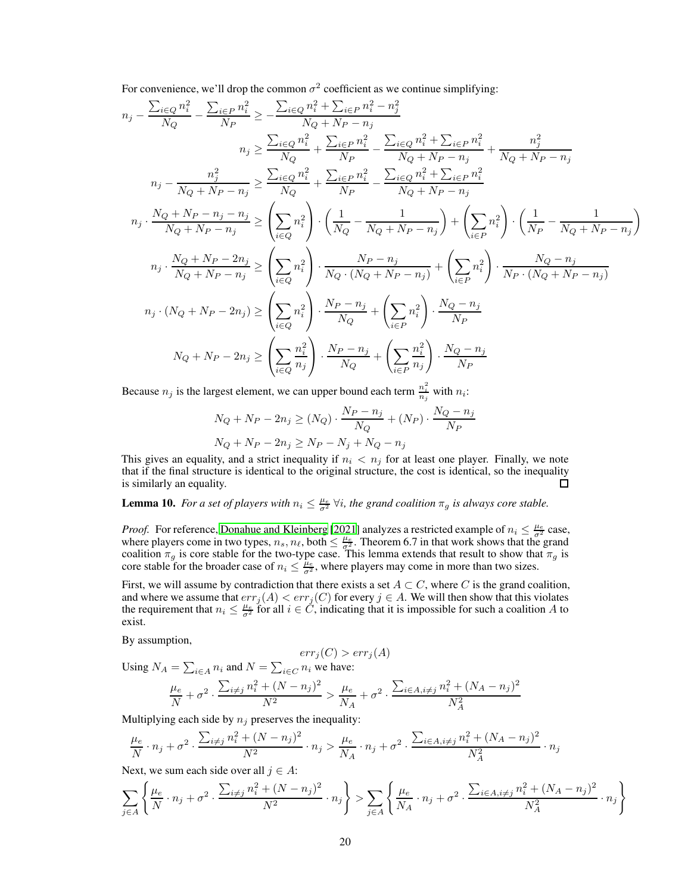For convenience, we'll drop the common $\sigma^2$ coefficient as we continue simplifying:

$$n_j - \frac{\sum_{i\in Q} n_i^2}{N_Q} - \frac{\sum_{i\in P} n_i^2}{N_P} \geq -\frac{\sum_{i\in Q} n_i^2 + \sum_{i\in P} n_i^2 - n_j^2}{N_Q + N_P - n_j}$$

$$n_j \geq \frac{\sum_{i\in Q} n_i^2}{N_Q} + \frac{\sum_{i\in P} n_i^2}{N_P} - \frac{\sum_{i\in Q} n_i^2 + \sum_{i\in P} n_i^2}{N_Q + N_P - n_j} + \frac{n_j^2}{N_Q + N_P - n_j}$$

$$n_j - \frac{n_j^2}{N_Q + N_P - n_j} \geq \frac{\sum_{i\in Q} n_i^2}{N_Q} + \frac{\sum_{i\in P} n_i^2}{N_P} - \frac{\sum_{i\in Q} n_i^2 + \sum_{i\in P} n_i^2}{N_Q + N_P - n_j}$$

$$n_j \cdot \frac{N_Q + N_P - n_j - n_j}{N_Q + N_P - n_j} \geq \left(\sum_{i\in Q} n_i^2\right) \cdot \left(\frac{1}{N_Q} - \frac{1}{N_Q + N_P - n_j}\right) + \left(\sum_{i\in P} n_i^2\right) \cdot \left(\frac{1}{N_P} - \frac{1}{N_Q + N_P - n_j}\right)$$

$$n_j \cdot \frac{N_Q + N_P - 2n_j}{N_Q + N_P - n_j} \geq \left(\sum_{i\in Q} n_i^2\right) \cdot \frac{N_P - n_j}{N_Q \cdot (N_Q + N_P - n_j)} + \left(\sum_{i\in P} n_i^2\right) \cdot \frac{N_Q - n_j}{N_P \cdot (N_Q + N_P - n_j)}$$

$$n_j \cdot (N_Q + N_P - 2n_j) \geq \left(\sum_{i\in Q} n_i^2\right) \cdot \frac{N_P - n_j}{N_Q} + \left(\sum_{i\in P} n_i^2\right) \cdot \frac{N_Q - n_j}{N_P}$$

$$N_Q + N_P - 2n_j \geq \left(\sum_{i\in Q} \frac{n_i^2}{n_j}\right) \cdot \frac{N_P - n_j}{N_Q} + \left(\sum_{i\in P} \frac{n_i^2}{n_j}\right) \cdot \frac{N_Q - n_j}{N_P}$$

Because $n_j$ is the largest element, we can upper bound each term $\frac{n_i^2}{n_j}$ with $n_i$:

$$N_Q + N_P - 2n_j \geq (N_Q) \cdot \frac{N_P - n_j}{N_Q} + (N_P) \cdot \frac{N_Q - n_j}{N_P}$$

$$N_Q + N_P - 2n_j \geq N_P - N_j + N_Q - n_j$$

This gives an equality, and a strict inequality if $n_i < n_j$ for at least one player. Finally, we note that if the final structure is identical to the original structure, the cost is identical, so the inequality is similarly an equality. ☐

**Lemma 10.** *For a set of players with $n_i \leq \frac{\mu_e}{\sigma^2}$ $\forall i$, the grand coalition $\pi_g$ is always core stable.*

*Proof.* For reference, Donahue and Kleinberg [2021] analyzes a restricted example of $n_i \leq \frac{\mu_e}{\sigma^2}$ case, where players come in two types, $n_s, n_\ell$, both $\leq \frac{\mu_e}{\sigma^2}$. Theorem 6.7 in that work shows that the grand coalition $\pi_g$ is core stable for the two-type case. This lemma extends that result to show that $\pi_g$ is core stable for the broader case of $n_i \leq \frac{\mu_e}{\sigma^2}$, where players may come in more than two sizes.

First, we will assume by contradiction that there exists a set $A \subset C$, where $C$ is the grand coalition, and where we assume that $err_j(A) < err_j(C)$ for every $j \in A$. We will then show that this violates the requirement that $n_i \leq \frac{\mu_e}{\sigma^2}$ for all $i \in C$, indicating that it is impossible for such a coalition $A$ to exist.

By assumption,

$$err_j(C) > err_j(A)$$

Using $N_A = \sum_{i\in A} n_i$ and $N = \sum_{i\in C} n_i$ we have:

$$\frac{\mu_e}{N} + \sigma^2 \cdot \frac{\sum_{i\neq j} n_i^2 + (N - n_j)^2}{N^2} > \frac{\mu_e}{N_A} + \sigma^2 \cdot \frac{\sum_{i\in A, i\neq j} n_i^2 + (N_A - n_j)^2}{N_A^2}$$

Multiplying each side by $n_j$ preserves the inequality:

$$\frac{\mu_e}{N} \cdot n_j + \sigma^2 \cdot \frac{\sum_{i\neq j} n_i^2 + (N - n_j)^2}{N^2} \cdot n_j > \frac{\mu_e}{N_A} \cdot n_j + \sigma^2 \cdot \frac{\sum_{i\in A, i\neq j} n_i^2 + (N_A - n_j)^2}{N_A^2} \cdot n_j$$

Next, we sum each side over all $j \in A$:

$$\sum_{j\in A} \left\{ \frac{\mu_e}{N} \cdot n_j + \sigma^2 \cdot \frac{\sum_{i\neq j} n_i^2 + (N - n_j)^2}{N^2} \cdot n_j \right\} > \sum_{j\in A} \left\{ \frac{\mu_e}{N_A} \cdot n_j + \sigma^2 \cdot \frac{\sum_{i\in A, i\neq j} n_i^2 + (N_A - n_j)^2}{N_A^2} \cdot n_j \right\}$$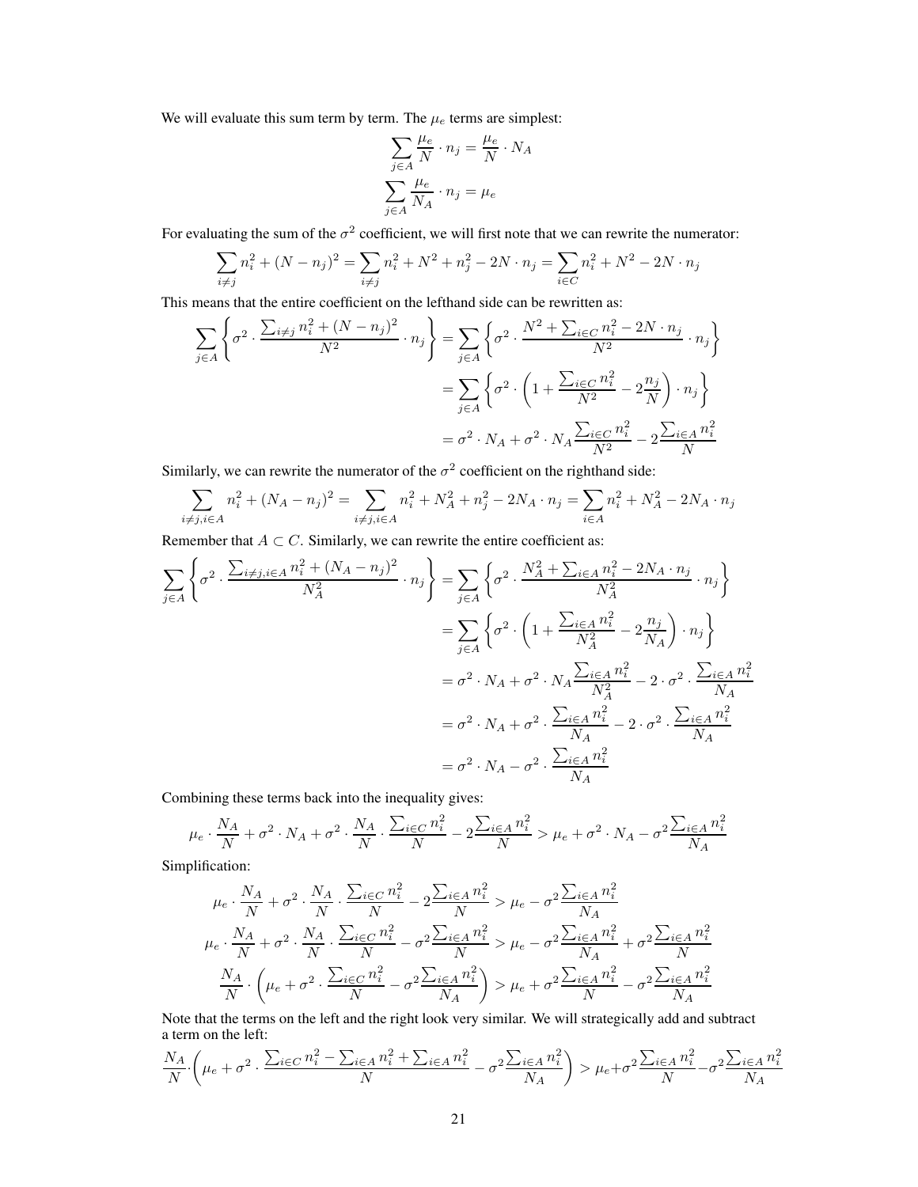We will evaluate this sum term by term. The $\mu_e$ terms are simplest:

$$\sum_{j \in A} \frac{\mu_e}{N} \cdot n_j = \frac{\mu_e}{N} \cdot N_A$$

$$\sum_{j \in A} \frac{\mu_e}{N_A} \cdot n_j = \mu_e$$

For evaluating the sum of the $\sigma^2$ coefficient, we will first note that we can rewrite the numerator:

$$\sum_{i \neq j} n_i^2 + (N - n_j)^2 = \sum_{i \neq j} n_i^2 + N^2 + n_j^2 - 2N \cdot n_j = \sum_{i \in C} n_i^2 + N^2 - 2N \cdot n_j$$

This means that the entire coefficient on the lefthand side can be rewritten as:

$$\begin{aligned}
\sum_{j \in A} \left\{ \sigma^2 \cdot \frac{\sum_{i \neq j} n_i^2 + (N - n_j)^2}{N^2} \cdot n_j \right\} &= \sum_{j \in A} \left\{ \sigma^2 \cdot \frac{N^2 + \sum_{i \in C} n_i^2 - 2N \cdot n_j}{N^2} \cdot n_j \right\} \\
&= \sum_{j \in A} \left\{ \sigma^2 \cdot \left( 1 + \frac{\sum_{i \in C} n_i^2}{N^2} - 2\frac{n_j}{N} \right) \cdot n_j \right\} \\
&= \sigma^2 \cdot N_A + \sigma^2 \cdot N_A \frac{\sum_{i \in C} n_i^2}{N^2} - 2\frac{\sum_{i \in A} n_i^2}{N}
\end{aligned}$$

Similarly, we can rewrite the numerator of the $\sigma^2$ coefficient on the righthand side:

$$\sum_{i \neq j, i \in A} n_i^2 + (N_A - n_j)^2 = \sum_{i \neq j, i \in A} n_i^2 + N_A^2 + n_j^2 - 2N_A \cdot n_j = \sum_{i \in A} n_i^2 + N_A^2 - 2N_A \cdot n_j$$

Remember that $A \subset C$. Similarly, we can rewrite the entire coefficient as:

$$\begin{aligned}
\sum_{j \in A} \left\{ \sigma^2 \cdot \frac{\sum_{i \neq j, i \in A} n_i^2 + (N_A - n_j)^2}{N_A^2} \cdot n_j \right\} &= \sum_{j \in A} \left\{ \sigma^2 \cdot \frac{N_A^2 + \sum_{i \in A} n_i^2 - 2N_A \cdot n_j}{N_A^2} \cdot n_j \right\} \\
&= \sum_{j \in A} \left\{ \sigma^2 \cdot \left( 1 + \frac{\sum_{i \in A} n_i^2}{N_A^2} - 2\frac{n_j}{N_A} \right) \cdot n_j \right\} \\
&= \sigma^2 \cdot N_A + \sigma^2 \cdot N_A \frac{\sum_{i \in A} n_i^2}{N_A^2} - 2 \cdot \sigma^2 \cdot \frac{\sum_{i \in A} n_i^2}{N_A} \\
&= \sigma^2 \cdot N_A + \sigma^2 \cdot \frac{\sum_{i \in A} n_i^2}{N_A} - 2 \cdot \sigma^2 \cdot \frac{\sum_{i \in A} n_i^2}{N_A} \\
&= \sigma^2 \cdot N_A - \sigma^2 \cdot \frac{\sum_{i \in A} n_i^2}{N_A}
\end{aligned}$$

Combining these terms back into the inequality gives:

$$\mu_e \cdot \frac{N_A}{N} + \sigma^2 \cdot N_A + \sigma^2 \cdot \frac{N_A}{N} \cdot \frac{\sum_{i \in C} n_i^2}{N} - 2\frac{\sum_{i \in A} n_i^2}{N} > \mu_e + \sigma^2 \cdot N_A - \sigma^2 \frac{\sum_{i \in A} n_i^2}{N_A}$$

Simplification:

$$\mu_e \cdot \frac{N_A}{N} + \sigma^2 \cdot \frac{N_A}{N} \cdot \frac{\sum_{i \in C} n_i^2}{N} - 2\frac{\sum_{i \in A} n_i^2}{N} > \mu_e - \sigma^2 \frac{\sum_{i \in A} n_i^2}{N_A}$$

$$\mu_e \cdot \frac{N_A}{N} + \sigma^2 \cdot \frac{N_A}{N} \cdot \frac{\sum_{i \in C} n_i^2}{N} - \sigma^2 \frac{\sum_{i \in A} n_i^2}{N} > \mu_e - \sigma^2 \frac{\sum_{i \in A} n_i^2}{N_A} + \sigma^2 \frac{\sum_{i \in A} n_i^2}{N}$$

$$\frac{N_A}{N} \cdot \left( \mu_e + \sigma^2 \cdot \frac{\sum_{i \in C} n_i^2}{N} - \sigma^2 \frac{\sum_{i \in A} n_i^2}{N_A} \right) > \mu_e + \sigma^2 \frac{\sum_{i \in A} n_i^2}{N} - \sigma^2 \frac{\sum_{i \in A} n_i^2}{N_A}$$

Note that the terms on the left and the right look very similar. We will strategically add and subtract a term on the left:

$$\frac{N_A}{N} \cdot \left( \mu_e + \sigma^2 \cdot \frac{\sum_{i \in C} n_i^2 - \sum_{i \in A} n_i^2 + \sum_{i \in A} n_i^2}{N} - \sigma^2 \frac{\sum_{i \in A} n_i^2}{N_A} \right) > \mu_e + \sigma^2 \frac{\sum_{i \in A} n_i^2}{N} - \sigma^2 \frac{\sum_{i \in A} n_i^2}{N_A}$$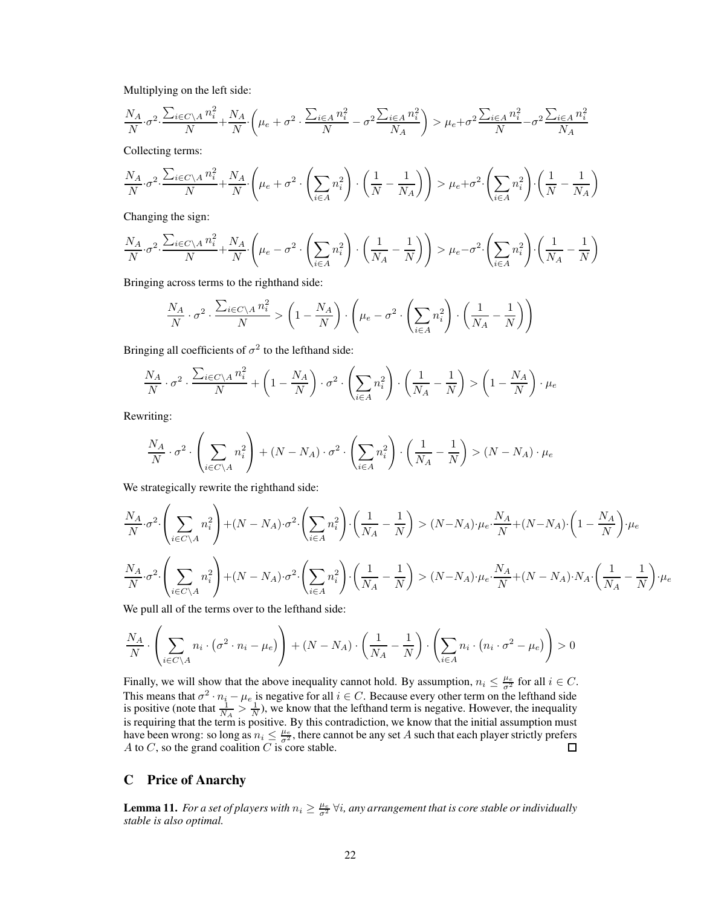Multiplying on the left side:

$$\frac{N_A}{N} \cdot \sigma^2 \cdot \frac{\sum_{i \in C \setminus A} n_i^2}{N} + \frac{N_A}{N} \cdot \left( \mu_e + \sigma^2 \cdot \frac{\sum_{i \in A} n_i^2}{N} - \sigma^2 \frac{\sum_{i \in A} n_i^2}{N_A} \right) > \mu_e + \sigma^2 \frac{\sum_{i \in A} n_i^2}{N} - \sigma^2 \frac{\sum_{i \in A} n_i^2}{N_A}$$

Collecting terms:

$$\frac{N_A}{N} \cdot \sigma^2 \cdot \frac{\sum_{i \in C \setminus A} n_i^2}{N} + \frac{N_A}{N} \cdot \left( \mu_e + \sigma^2 \cdot \left( \sum_{i \in A} n_i^2 \right) \cdot \left( \frac{1}{N} - \frac{1}{N_A} \right) \right) > \mu_e + \sigma^2 \cdot \left( \sum_{i \in A} n_i^2 \right) \cdot \left( \frac{1}{N} - \frac{1}{N_A} \right)$$

Changing the sign:

$$\frac{N_A}{N} \cdot \sigma^2 \cdot \frac{\sum_{i \in C \setminus A} n_i^2}{N} + \frac{N_A}{N} \cdot \left( \mu_e - \sigma^2 \cdot \left( \sum_{i \in A} n_i^2 \right) \cdot \left( \frac{1}{N_A} - \frac{1}{N} \right) \right) > \mu_e - \sigma^2 \cdot \left( \sum_{i \in A} n_i^2 \right) \cdot \left( \frac{1}{N_A} - \frac{1}{N} \right)$$

Bringing across terms to the righthand side:

$$\frac{N_A}{N} \cdot \sigma^2 \cdot \frac{\sum_{i \in C \setminus A} n_i^2}{N} > \left( 1 - \frac{N_A}{N} \right) \cdot \left( \mu_e - \sigma^2 \cdot \left( \sum_{i \in A} n_i^2 \right) \cdot \left( \frac{1}{N_A} - \frac{1}{N} \right) \right)$$

Bringing all coefficients of $\sigma^2$ to the lefthand side:

$$\frac{N_A}{N} \cdot \sigma^2 \cdot \frac{\sum_{i \in C \setminus A} n_i^2}{N} + \left( 1 - \frac{N_A}{N} \right) \cdot \sigma^2 \cdot \left( \sum_{i \in A} n_i^2 \right) \cdot \left( \frac{1}{N_A} - \frac{1}{N} \right) > \left( 1 - \frac{N_A}{N} \right) \cdot \mu_e$$

Rewriting:

$$\frac{N_A}{N} \cdot \sigma^2 \cdot \left( \sum_{i \in C \setminus A} n_i^2 \right) + (N - N_A) \cdot \sigma^2 \cdot \left( \sum_{i \in A} n_i^2 \right) \cdot \left( \frac{1}{N_A} - \frac{1}{N} \right) > (N - N_A) \cdot \mu_e$$

We strategically rewrite the righthand side:

$$\frac{N_A}{N} \cdot \sigma^2 \cdot \left( \sum_{i \in C \setminus A} n_i^2 \right) + (N - N_A) \cdot \sigma^2 \cdot \left( \sum_{i \in A} n_i^2 \right) \cdot \left( \frac{1}{N_A} - \frac{1}{N} \right) > (N - N_A) \cdot \mu_e \cdot \frac{N_A}{N} + (N - N_A) \cdot \left( 1 - \frac{N_A}{N} \right) \cdot \mu_e$$

$$\frac{N_A}{N} \cdot \sigma^2 \cdot \left( \sum_{i \in C \setminus A} n_i^2 \right) + (N - N_A) \cdot \sigma^2 \cdot \left( \sum_{i \in A} n_i^2 \right) \cdot \left( \frac{1}{N_A} - \frac{1}{N} \right) > (N - N_A) \cdot \mu_e \cdot \frac{N_A}{N} + (N - N_A) \cdot N_A \cdot \left( \frac{1}{N_A} - \frac{1}{N} \right) \cdot \mu_e$$

We pull all of the terms over to the lefthand side:

$$\frac{N_A}{N} \cdot \left( \sum_{i \in C \setminus A} n_i \cdot \left( \sigma^2 \cdot n_i - \mu_e \right) \right) + (N - N_A) \cdot \left( \frac{1}{N_A} - \frac{1}{N} \right) \cdot \left( \sum_{i \in A} n_i \cdot \left( n_i \cdot \sigma^2 - \mu_e \right) \right) > 0$$

Finally, we will show that the above inequality cannot hold. By assumption, $n_i \leq \frac{\mu_e}{\sigma^2}$ for all $i \in C$. This means that $\sigma^2 \cdot n_i - \mu_e$ is negative for all $i \in C$. Because every other term on the lefthand side is positive (note that $\frac{1}{N_A} > \frac{1}{N}$), we know that the lefthand term is negative. However, the inequality is requiring that the term is positive. By this contradiction, we know that the initial assumption must have been wrong: so long as $n_i \leq \frac{\mu_e}{\sigma^2}$, there cannot be any set $A$ such that each player strictly prefers $A$ to $C$, so the grand coalition $C$ is core stable. □

## C Price of Anarchy

**Lemma 11.** *For a set of players with $n_i \geq \frac{\mu_e}{\sigma^2}$ $\forall i$, any arrangement that is core stable or individually stable is also optimal.*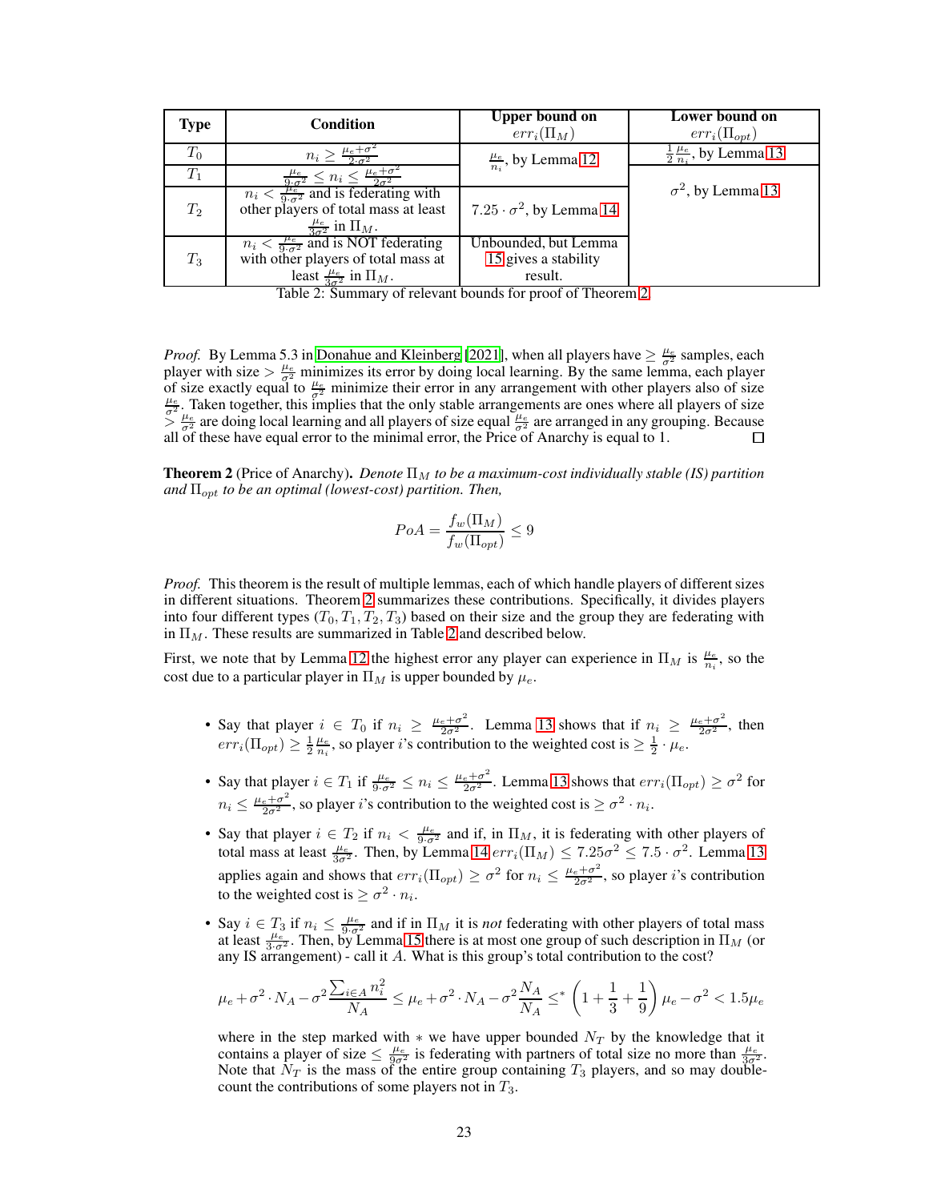| Type | Condition | Upper bound on $err_i(\Pi_M)$ | Lower bound on $err_i(\Pi_{opt})$ |
|---|---|---|---|
| $T_0$ | $n_i \geq \frac{\mu_e + \sigma^2}{2 \cdot \sigma^2}$ | $\frac{\mu_e}{n_i}$, by Lemma 12 | $\frac{1}{2}\frac{\mu_e}{n_i}$, by Lemma 13 |
| $T_1$ | $\frac{\mu_e}{9 \cdot \sigma^2} \leq n_i \leq \frac{\mu_e + \sigma^2}{2\sigma^2}$ | | $\sigma^2$, by Lemma 13 |
| $T_2$ | $n_i < \frac{\mu_e}{9 \cdot \sigma^2}$ and is federating with other players of total mass at least $\frac{\mu_e}{3\sigma^2}$ in $\Pi_M$. | $7.25 \cdot \sigma^2$, by Lemma 14 | |
| $T_3$ | $n_i < \frac{\mu_e}{9 \cdot \sigma^2}$ and is NOT federating with other players of total mass at least $\frac{\mu_e}{3\sigma^2}$ in $\Pi_M$. | Unbounded, but Lemma 15 gives a stability result. | |

Table 2: Summary of relevant bounds for proof of Theorem 2

*Proof.* By Lemma 5.3 in Donahue and Kleinberg [2021], when all players have $\geq \frac{\mu_e}{\sigma^2}$ samples, each player with size $> \frac{\mu_e}{\sigma^2}$ minimizes its error by doing local learning. By the same lemma, each player of size exactly equal to $\frac{\mu_e}{\sigma^2}$ minimize their error in any arrangement with other players also of size $\frac{\mu_e}{\sigma^2}$. Taken together, this implies that the only stable arrangements are ones where all players of size $> \frac{\mu_e}{\sigma^2}$ are doing local learning and all players of size equal $\frac{\mu_e}{\sigma^2}$ are arranged in any grouping. Because all of these have equal error to the minimal error, the Price of Anarchy is equal to 1. □

**Theorem 2** (Price of Anarchy). *Denote $\Pi_M$ to be a maximum-cost individually stable (IS) partition and $\Pi_{opt}$ to be an optimal (lowest-cost) partition. Then,*

$$PoA = \frac{f_w(\Pi_M)}{f_w(\Pi_{opt})} \leq 9$$

*Proof.* This theorem is the result of multiple lemmas, each of which handle players of different sizes in different situations. Theorem 2 summarizes these contributions. Specifically, it divides players into four different types ($T_0, T_1, T_2, T_3$) based on their size and the group they are federating with in $\Pi_M$. These results are summarized in Table 2 and described below.

First, we note that by Lemma 12 the highest error any player can experience in $\Pi_M$ is $\frac{\mu_e}{n_i}$, so the cost due to a particular player in $\Pi_M$ is upper bounded by $\mu_e$.

- Say that player $i \in T_0$ if $n_i \geq \frac{\mu_e + \sigma^2}{2\sigma^2}$. Lemma 13 shows that if $n_i \geq \frac{\mu_e + \sigma^2}{2\sigma^2}$, then $err_i(\Pi_{opt}) \geq \frac{1}{2}\frac{\mu_e}{n_i}$, so player $i$'s contribution to the weighted cost is $\geq \frac{1}{2} \cdot \mu_e$.
- Say that player $i \in T_1$ if $\frac{\mu_e}{9 \cdot \sigma^2} \leq n_i \leq \frac{\mu_e + \sigma^2}{2\sigma^2}$. Lemma 13 shows that $err_i(\Pi_{opt}) \geq \sigma^2$ for $n_i \leq \frac{\mu_e + \sigma^2}{2\sigma^2}$, so player $i$'s contribution to the weighted cost is $\geq \sigma^2 \cdot n_i$.
- Say that player $i \in T_2$ if $n_i < \frac{\mu_e}{9 \cdot \sigma^2}$ and if, in $\Pi_M$, it is federating with other players of total mass at least $\frac{\mu_e}{3\sigma^2}$. Then, by Lemma 14 $err_i(\Pi_M) \leq 7.25\sigma^2 \leq 7.5 \cdot \sigma^2$. Lemma 13 applies again and shows that $err_i(\Pi_{opt}) \geq \sigma^2$ for $n_i \leq \frac{\mu_e + \sigma^2}{2\sigma^2}$, so player $i$'s contribution to the weighted cost is $\geq \sigma^2 \cdot n_i$.
- Say $i \in T_3$ if $n_i \leq \frac{\mu_e}{9 \cdot \sigma^2}$ and if in $\Pi_M$ it is *not* federating with other players of total mass at least $\frac{\mu_e}{3 \cdot \sigma^2}$. Then, by Lemma 15 there is at most one group of such description in $\Pi_M$ (or any IS arrangement) - call it $A$. What is this group's total contribution to the cost?

$$\mu_e + \sigma^2 \cdot N_A - \sigma^2 \frac{\sum_{i \in A} n_i^2}{N_A} \leq \mu_e + \sigma^2 \cdot N_A - \sigma^2 \frac{N_A}{N_A} \leq^* \left(1 + \frac{1}{3} + \frac{1}{9}\right)\mu_e - \sigma^2 < 1.5\mu_e$$

where in the step marked with $*$ we have upper bounded $N_T$ by the knowledge that it contains a player of size $\leq \frac{\mu_e}{9\sigma^2}$ is federating with partners of total size no more than $\frac{\mu_e}{3\sigma^2}$. Note that $N_T$ is the mass of the entire group containing $T_3$ players, and so may double-count the contributions of some players not in $T_3$.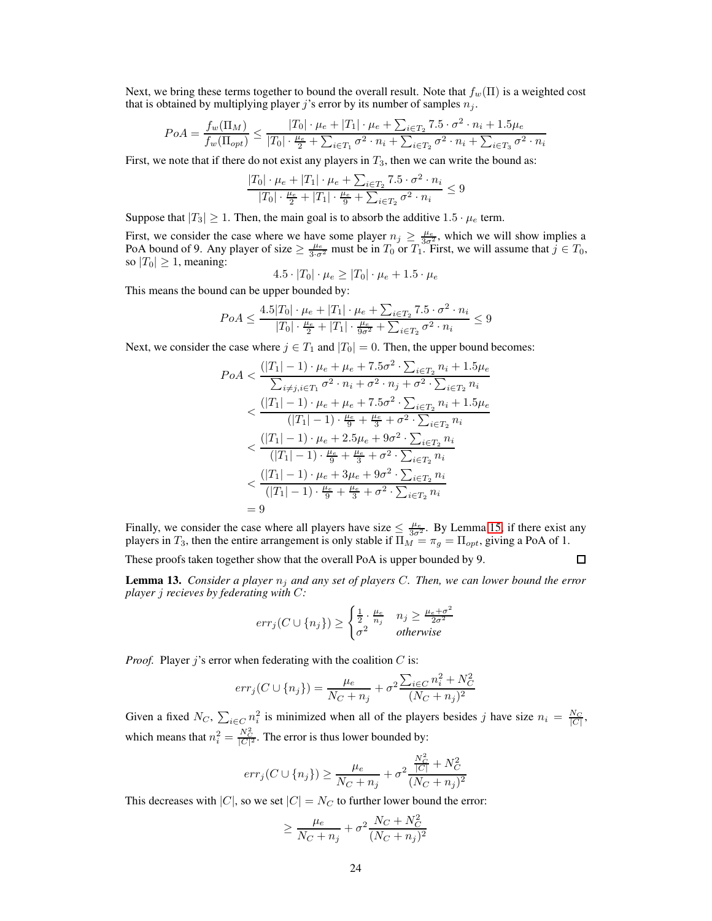Next, we bring these terms together to bound the overall result. Note that $f_w(\Pi)$ is a weighted cost that is obtained by multiplying player $j$'s error by its number of samples $n_j$.

$$PoA = \frac{f_w(\Pi_M)}{f_w(\Pi_{opt})} \leq \frac{|T_0| \cdot \mu_e + |T_1| \cdot \mu_e + \sum_{i \in T_2} 7.5 \cdot \sigma^2 \cdot n_i + 1.5\mu_e}{|T_0| \cdot \frac{\mu_e}{2} + \sum_{i \in T_1} \sigma^2 \cdot n_i + \sum_{i \in T_2} \sigma^2 \cdot n_i + \sum_{i \in T_3} \sigma^2 \cdot n_i}$$

First, we note that if there do not exist any players in $T_3$, then we can write the bound as:

$$\frac{|T_0| \cdot \mu_e + |T_1| \cdot \mu_e + \sum_{i \in T_2} 7.5 \cdot \sigma^2 \cdot n_i}{|T_0| \cdot \frac{\mu_e}{2} + |T_1| \cdot \frac{\mu_e}{9} + \sum_{i \in T_2} \sigma^2 \cdot n_i} \leq 9$$

Suppose that $|T_3| \geq 1$. Then, the main goal is to absorb the additive $1.5 \cdot \mu_e$ term.

First, we consider the case where we have some player $n_j \geq \frac{\mu_e}{3\sigma^2}$, which we will show implies a PoA bound of 9. Any player of size $\geq \frac{\mu_e}{3 \cdot \sigma^2}$ must be in $T_0$ or $T_1$. First, we will assume that $j \in T_0$, so $|T_0| \geq 1$, meaning:

$$4.5 \cdot |T_0| \cdot \mu_e \geq |T_0| \cdot \mu_e + 1.5 \cdot \mu_e$$

This means the bound can be upper bounded by:

$$PoA \leq \frac{4.5|T_0| \cdot \mu_e + |T_1| \cdot \mu_e + \sum_{i \in T_2} 7.5 \cdot \sigma^2 \cdot n_i}{|T_0| \cdot \frac{\mu_e}{2} + |T_1| \cdot \frac{\mu_e}{9\sigma^2} + \sum_{i \in T_2} \sigma^2 \cdot n_i} \leq 9$$

Next, we consider the case where $j \in T_1$ and $|T_0| = 0$. Then, the upper bound becomes:

$$\begin{aligned}
PoA &< \frac{(|T_1| - 1) \cdot \mu_e + \mu_e + 7.5\sigma^2 \cdot \sum_{i \in T_2} n_i + 1.5\mu_e}{\sum_{i \neq j, i \in T_1} \sigma^2 \cdot n_i + \sigma^2 \cdot n_j + \sigma^2 \cdot \sum_{i \in T_2} n_i} \\
&< \frac{(|T_1| - 1) \cdot \mu_e + \mu_e + 7.5\sigma^2 \cdot \sum_{i \in T_2} n_i + 1.5\mu_e}{(|T_1| - 1) \cdot \frac{\mu_e}{9} + \frac{\mu_e}{3} + \sigma^2 \cdot \sum_{i \in T_2} n_i} \\
&< \frac{(|T_1| - 1) \cdot \mu_e + 2.5\mu_e + 9\sigma^2 \cdot \sum_{i \in T_2} n_i}{(|T_1| - 1) \cdot \frac{\mu_e}{9} + \frac{\mu_e}{3} + \sigma^2 \cdot \sum_{i \in T_2} n_i} \\
&< \frac{(|T_1| - 1) \cdot \mu_e + 3\mu_e + 9\sigma^2 \cdot \sum_{i \in T_2} n_i}{(|T_1| - 1) \cdot \frac{\mu_e}{9} + \frac{\mu_e}{3} + \sigma^2 \cdot \sum_{i \in T_2} n_i} \\
&= 9
\end{aligned}$$

Finally, we consider the case where all players have size $\leq \frac{\mu_e}{3\sigma^2}$. By Lemma 15, if there exist any players in $T_3$, then the entire arrangement is only stable if $\Pi_M = \pi_g = \Pi_{opt}$, giving a PoA of 1.

These proofs taken together show that the overall PoA is upper bounded by 9. ∎

**Lemma 13.** *Consider a player $n_j$ and any set of players $C$. Then, we can lower bound the error player $j$ recieves by federating with $C$:*

$$err_j(C \cup \{n_j\}) \geq \begin{cases} \frac{1}{2} \cdot \frac{\mu_e}{n_j} & n_j \geq \frac{\mu_e + \sigma^2}{2\sigma^2} \\ \sigma^2 & \textit{otherwise} \end{cases}$$

*Proof.* Player $j$'s error when federating with the coalition $C$ is:

$$err_j(C \cup \{n_j\}) = \frac{\mu_e}{N_C + n_j} + \sigma^2 \frac{\sum_{i \in C} n_i^2 + N_C^2}{(N_C + n_j)^2}$$

Given a fixed $N_C$, $\sum_{i \in C} n_i^2$ is minimized when all of the players besides $j$ have size $n_i = \frac{N_C}{|C|}$, which means that $n_i^2 = \frac{N_C^2}{|C|^2}$. The error is thus lower bounded by:

$$err_j(C \cup \{n_j\}) \geq \frac{\mu_e}{N_C + n_j} + \sigma^2 \frac{\frac{N_C^2}{|C|} + N_C^2}{(N_C + n_j)^2}$$

This decreases with $|C|$, so we set $|C| = N_C$ to further lower bound the error:

$$\geq \frac{\mu_e}{N_C + n_j} + \sigma^2 \frac{N_C + N_C^2}{(N_C + n_j)^2}$$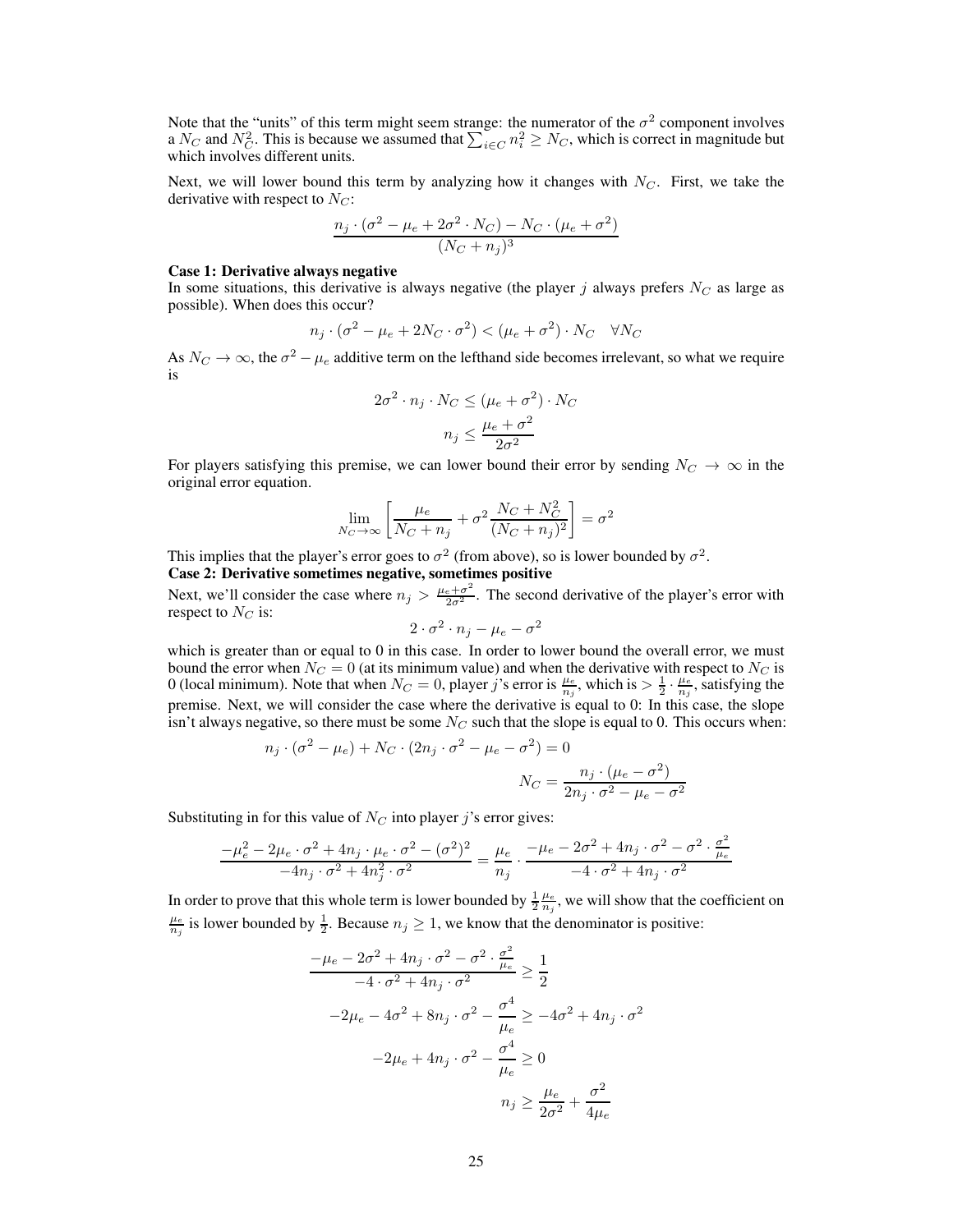Note that the "units" of this term might seem strange: the numerator of the $\sigma^2$ component involves a $N_C$ and $N_C^2$. This is because we assumed that $\sum_{i \in C} n_i^2 \geq N_C$, which is correct in magnitude but which involves different units.

Next, we will lower bound this term by analyzing how it changes with $N_C$. First, we take the derivative with respect to $N_C$:

$$\frac{n_j \cdot (\sigma^2 - \mu_e + 2\sigma^2 \cdot N_C) - N_C \cdot (\mu_e + \sigma^2)}{(N_C + n_j)^3}$$

**Case 1: Derivative always negative**

In some situations, this derivative is always negative (the player $j$ always prefers $N_C$ as large as possible). When does this occur?

$$n_j \cdot (\sigma^2 - \mu_e + 2N_C \cdot \sigma^2) < (\mu_e + \sigma^2) \cdot N_C \quad \forall N_C$$

As $N_C \to \infty$, the $\sigma^2 - \mu_e$ additive term on the lefthand side becomes irrelevant, so what we require is

$$2\sigma^2 \cdot n_j \cdot N_C \leq (\mu_e + \sigma^2) \cdot N_C$$

$$n_j \leq \frac{\mu_e + \sigma^2}{2\sigma^2}$$

For players satisfying this premise, we can lower bound their error by sending $N_C \to \infty$ in the original error equation.

$$\lim_{N_C \to \infty} \left[ \frac{\mu_e}{N_C + n_j} + \sigma^2 \frac{N_C + N_C^2}{(N_C + n_j)^2} \right] = \sigma^2$$

This implies that the player's error goes to $\sigma^2$ (from above), so is lower bounded by $\sigma^2$.

**Case 2: Derivative sometimes negative, sometimes positive**

Next, we'll consider the case where $n_j > \frac{\mu_e + \sigma^2}{2\sigma^2}$. The second derivative of the player's error with respect to $N_C$ is:

$$2 \cdot \sigma^2 \cdot n_j - \mu_e - \sigma^2$$

which is greater than or equal to 0 in this case. In order to lower bound the overall error, we must bound the error when $N_C = 0$ (at its minimum value) and when the derivative with respect to $N_C$ is 0 (local minimum). Note that when $N_C = 0$, player $j$'s error is $\frac{\mu_e}{n_j}$, which is $> \frac{1}{2} \cdot \frac{\mu_e}{n_j}$, satisfying the premise. Next, we will consider the case where the derivative is equal to 0: In this case, the slope isn't always negative, so there must be some $N_C$ such that the slope is equal to 0. This occurs when:

$$n_j \cdot (\sigma^2 - \mu_e) + N_C \cdot (2n_j \cdot \sigma^2 - \mu_e - \sigma^2) = 0$$

$$N_C = \frac{n_j \cdot (\mu_e - \sigma^2)}{2n_j \cdot \sigma^2 - \mu_e - \sigma^2}$$

Substituting in for this value of $N_C$ into player $j$'s error gives:

$$\frac{-\mu_e^2 - 2\mu_e \cdot \sigma^2 + 4n_j \cdot \mu_e \cdot \sigma^2 - (\sigma^2)^2}{-4n_j \cdot \sigma^2 + 4n_j^2 \cdot \sigma^2} = \frac{\mu_e}{n_j} \cdot \frac{-\mu_e - 2\sigma^2 + 4n_j \cdot \sigma^2 - \sigma^2 \cdot \frac{\sigma^2}{\mu_e}}{-4 \cdot \sigma^2 + 4n_j \cdot \sigma^2}$$

In order to prove that this whole term is lower bounded by $\frac{1}{2}\frac{\mu_e}{n_j}$, we will show that the coefficient on $\frac{\mu_e}{n_j}$ is lower bounded by $\frac{1}{2}$. Because $n_j \geq 1$, we know that the denominator is positive:

$$\frac{-\mu_e - 2\sigma^2 + 4n_j \cdot \sigma^2 - \sigma^2 \cdot \frac{\sigma^2}{\mu_e}}{-4 \cdot \sigma^2 + 4n_j \cdot \sigma^2} \geq \frac{1}{2}$$

$$-2\mu_e - 4\sigma^2 + 8n_j \cdot \sigma^2 - \frac{\sigma^4}{\mu_e} \geq -4\sigma^2 + 4n_j \cdot \sigma^2$$

$$-2\mu_e + 4n_j \cdot \sigma^2 - \frac{\sigma^4}{\mu_e} \geq 0$$

$$n_j \geq \frac{\mu_e}{2\sigma^2} + \frac{\sigma^2}{4\mu_e}$$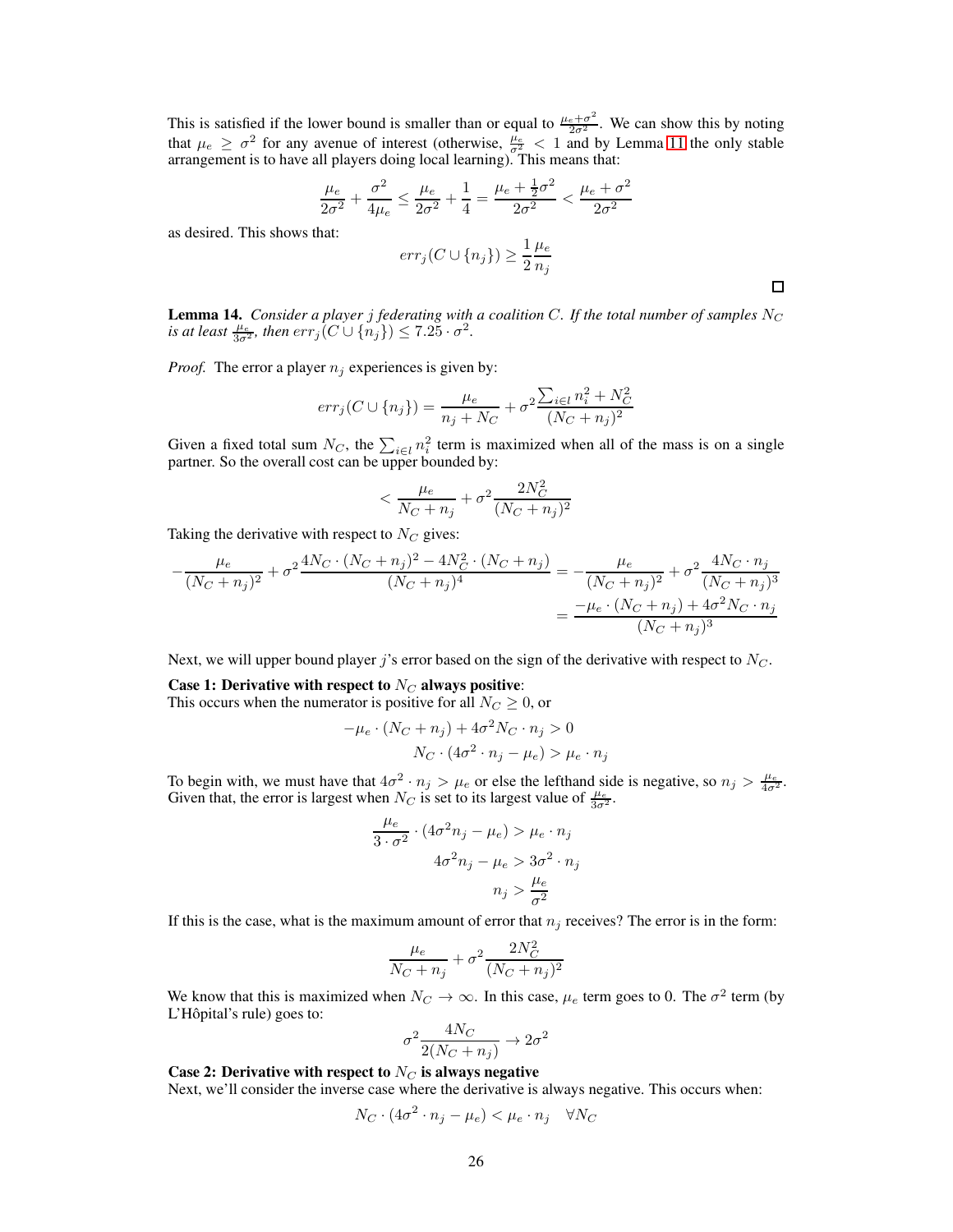This is satisfied if the lower bound is smaller than or equal to $\frac{\mu_e+\sigma^2}{2\sigma^2}$. We can show this by noting that $\mu_e \geq \sigma^2$ for any avenue of interest (otherwise, $\frac{\mu_e}{\sigma^2} < 1$ and by Lemma 11 the only stable arrangement is to have all players doing local learning). This means that:

$$\frac{\mu_e}{2\sigma^2} + \frac{\sigma^2}{4\mu_e} \leq \frac{\mu_e}{2\sigma^2} + \frac{1}{4} = \frac{\mu_e + \frac{1}{2}\sigma^2}{2\sigma^2} < \frac{\mu_e + \sigma^2}{2\sigma^2}$$

as desired. This shows that:

$$err_j(C \cup \{n_j\}) \geq \frac{1}{2}\frac{\mu_e}{n_j}$$

□

**Lemma 14.** *Consider a player $j$ federating with a coalition $C$. If the total number of samples $N_C$ is at least $\frac{\mu_e}{3\sigma^2}$, then $err_j(C \cup \{n_j\}) \leq 7.25 \cdot \sigma^2$.*

*Proof.* The error a player $n_j$ experiences is given by:

$$err_j(C \cup \{n_j\}) = \frac{\mu_e}{n_j + N_C} + \sigma^2 \frac{\sum_{i \in l} n_i^2 + N_C^2}{(N_C + n_j)^2}$$

Given a fixed total sum $N_C$, the $\sum_{i \in l} n_i^2$ term is maximized when all of the mass is on a single partner. So the overall cost can be upper bounded by:

$$< \frac{\mu_e}{N_C + n_j} + \sigma^2 \frac{2N_C^2}{(N_C + n_j)^2}$$

Taking the derivative with respect to $N_C$ gives:

$$-\frac{\mu_e}{(N_C + n_j)^2} + \sigma^2 \frac{4N_C \cdot (N_C + n_j)^2 - 4N_C^2 \cdot (N_C + n_j)}{(N_C + n_j)^4} = -\frac{\mu_e}{(N_C + n_j)^2} + \sigma^2 \frac{4N_C \cdot n_j}{(N_C + n_j)^3}$$
$$= \frac{-\mu_e \cdot (N_C + n_j) + 4\sigma^2 N_C \cdot n_j}{(N_C + n_j)^3}$$

Next, we will upper bound player $j$'s error based on the sign of the derivative with respect to $N_C$.

**Case 1: Derivative with respect to $N_C$ always positive**:
This occurs when the numerator is positive for all $N_C \geq 0$, or

$$-\mu_e \cdot (N_C + n_j) + 4\sigma^2 N_C \cdot n_j > 0$$
$$N_C \cdot (4\sigma^2 \cdot n_j - \mu_e) > \mu_e \cdot n_j$$

To begin with, we must have that $4\sigma^2 \cdot n_j > \mu_e$ or else the lefthand side is negative, so $n_j > \frac{\mu_e}{4\sigma^2}$. Given that, the error is largest when $N_C$ is set to its largest value of $\frac{\mu_e}{3\sigma^2}$.

$$\frac{\mu_e}{3 \cdot \sigma^2} \cdot (4\sigma^2 n_j - \mu_e) > \mu_e \cdot n_j$$
$$4\sigma^2 n_j - \mu_e > 3\sigma^2 \cdot n_j$$
$$n_j > \frac{\mu_e}{\sigma^2}$$

If this is the case, what is the maximum amount of error that $n_j$ receives? The error is in the form:

$$\frac{\mu_e}{N_C + n_j} + \sigma^2 \frac{2N_C^2}{(N_C + n_j)^2}$$

We know that this is maximized when $N_C \to \infty$. In this case, $\mu_e$ term goes to 0. The $\sigma^2$ term (by L'Hôpital's rule) goes to:

$$\sigma^2 \frac{4N_C}{2(N_C + n_j)} \to 2\sigma^2$$

**Case 2: Derivative with respect to $N_C$ is always negative**
Next, we'll consider the inverse case where the derivative is always negative. This occurs when:

$$N_C \cdot (4\sigma^2 \cdot n_j - \mu_e) < \mu_e \cdot n_j \quad \forall N_C$$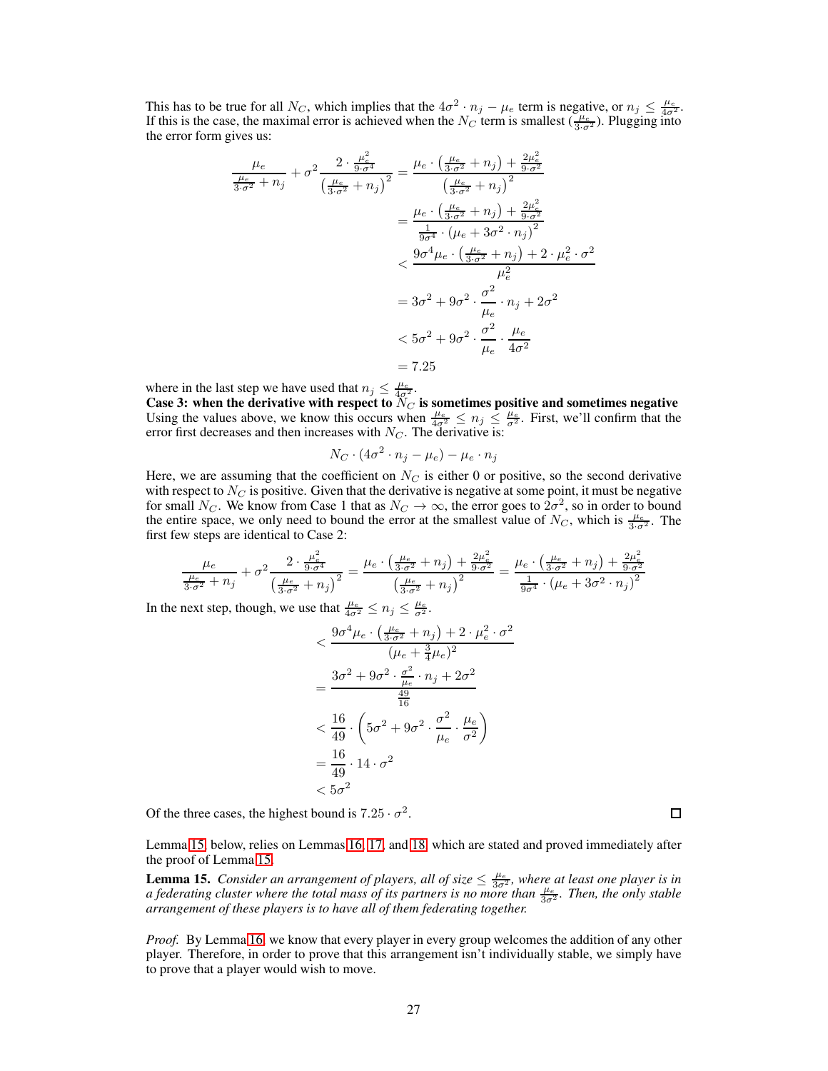This has to be true for all $N_C$, which implies that the $4\sigma^2 \cdot n_j - \mu_e$ term is negative, or $n_j \leq \frac{\mu_e}{4\sigma^2}$. If this is the case, the maximal error is achieved when the $N_C$ term is smallest ($\frac{\mu_e}{3\cdot\sigma^2}$). Plugging into the error form gives us:

$$
\begin{aligned}
\frac{\mu_e}{\frac{\mu_e}{3\cdot\sigma^2} + n_j} + \sigma^2 \frac{2\cdot\frac{\mu_e^2}{9\cdot\sigma^4}}{\left(\frac{\mu_e}{3\cdot\sigma^2} + n_j\right)^2} &= \frac{\mu_e \cdot \left(\frac{\mu_e}{3\cdot\sigma^2} + n_j\right) + \frac{2\mu_e^2}{9\cdot\sigma^2}}{\left(\frac{\mu_e}{3\cdot\sigma^2} + n_j\right)^2} \\
&= \frac{\mu_e \cdot \left(\frac{\mu_e}{3\cdot\sigma^2} + n_j\right) + \frac{2\mu_e^2}{9\cdot\sigma^2}}{\frac{1}{9\sigma^4}\cdot\left(\mu_e + 3\sigma^2 \cdot n_j\right)^2} \\
&< \frac{9\sigma^4\mu_e \cdot \left(\frac{\mu_e}{3\cdot\sigma^2} + n_j\right) + 2\cdot\mu_e^2\cdot\sigma^2}{\mu_e^2} \\
&= 3\sigma^2 + 9\sigma^2 \cdot \frac{\sigma^2}{\mu_e}\cdot n_j + 2\sigma^2 \\
&< 5\sigma^2 + 9\sigma^2 \cdot \frac{\sigma^2}{\mu_e}\cdot\frac{\mu_e}{4\sigma^2} \\
&= 7.25
\end{aligned}
$$

where in the last step we have used that $n_j \leq \frac{\mu_e}{4\sigma^2}$.

**Case 3: when the derivative with respect to $N_C$ is sometimes positive and sometimes negative**
Using the values above, we know this occurs when $\frac{\mu_e}{4\sigma^2} \leq n_j \leq \frac{\mu_e}{\sigma^2}$. First, we'll confirm that the error first decreases and then increases with $N_C$. The derivative is:

$$
N_C \cdot (4\sigma^2 \cdot n_j - \mu_e) - \mu_e \cdot n_j
$$

Here, we are assuming that the coefficient on $N_C$ is either 0 or positive, so the second derivative with respect to $N_C$ is positive. Given that the derivative is negative at some point, it must be negative for small $N_C$. We know from Case 1 that as $N_C \to \infty$, the error goes to $2\sigma^2$, so in order to bound the entire space, we only need to bound the error at the smallest value of $N_C$, which is $\frac{\mu_e}{3\cdot\sigma^2}$. The first few steps are identical to Case 2:

$$
\frac{\mu_e}{\frac{\mu_e}{3\cdot\sigma^2} + n_j} + \sigma^2 \frac{2\cdot\frac{\mu_e^2}{9\cdot\sigma^4}}{\left(\frac{\mu_e}{3\cdot\sigma^2} + n_j\right)^2} = \frac{\mu_e \cdot \left(\frac{\mu_e}{3\cdot\sigma^2} + n_j\right) + \frac{2\mu_e^2}{9\cdot\sigma^2}}{\left(\frac{\mu_e}{3\cdot\sigma^2} + n_j\right)^2} = \frac{\mu_e \cdot \left(\frac{\mu_e}{3\cdot\sigma^2} + n_j\right) + \frac{2\mu_e^2}{9\cdot\sigma^2}}{\frac{1}{9\sigma^4}\cdot\left(\mu_e + 3\sigma^2 \cdot n_j\right)^2}
$$

In the next step, though, we use that $\frac{\mu_e}{4\sigma^2} \leq n_j \leq \frac{\mu_e}{\sigma^2}$.

$$
\begin{aligned}
&< \frac{9\sigma^4\mu_e \cdot \left(\frac{\mu_e}{3\cdot\sigma^2} + n_j\right) + 2\cdot\mu_e^2\cdot\sigma^2}{(\mu_e + \frac{3}{4}\mu_e)^2} \\
&= \frac{3\sigma^2 + 9\sigma^2 \cdot \frac{\sigma^2}{\mu_e}\cdot n_j + 2\sigma^2}{\frac{49}{16}} \\
&< \frac{16}{49}\cdot\left(5\sigma^2 + 9\sigma^2 \cdot \frac{\sigma^2}{\mu_e}\cdot\frac{\mu_e}{\sigma^2}\right) \\
&= \frac{16}{49}\cdot 14\cdot\sigma^2 \\
&< 5\sigma^2
\end{aligned}
$$

Of the three cases, the highest bound is $7.25\cdot\sigma^2$. ∎

Lemma 15, below, relies on Lemmas 16, 17, and 18, which are stated and proved immediately after the proof of Lemma 15.

**Lemma 15.** *Consider an arrangement of players, all of size $\leq \frac{\mu_e}{3\sigma^2}$, where at least one player is in a federating cluster where the total mass of its partners is no more than $\frac{\mu_e}{3\sigma^2}$. Then, the only stable arrangement of these players is to have all of them federating together.*

*Proof.* By Lemma 16, we know that every player in every group welcomes the addition of any other player. Therefore, in order to prove that this arrangement isn't individually stable, we simply have to prove that a player would wish to move.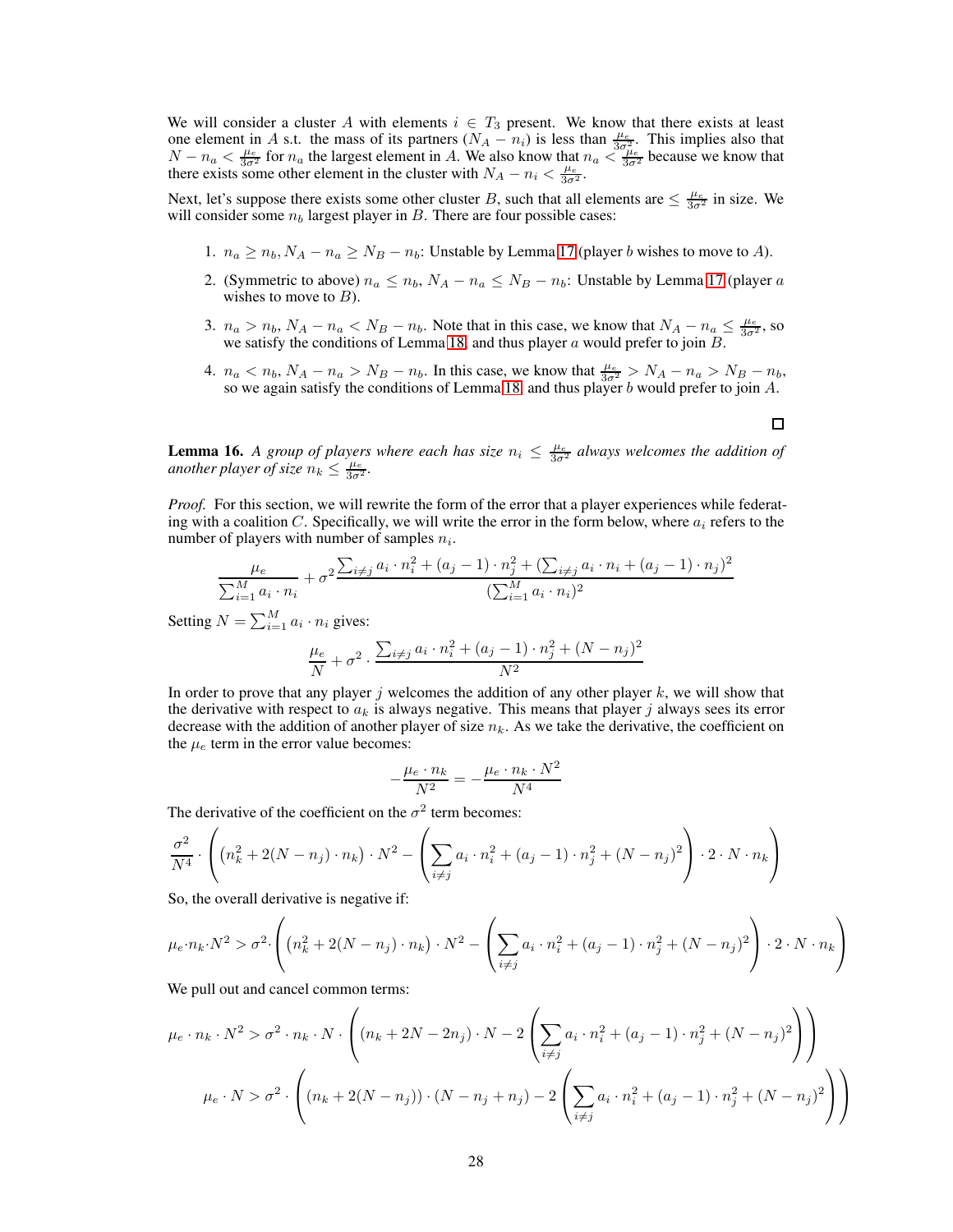We will consider a cluster $A$ with elements $i \in T_3$ present. We know that there exists at least one element in $A$ s.t. the mass of its partners ($N_A - n_i$) is less than $\frac{\mu_e}{3\sigma^2}$. This implies also that $N - n_a < \frac{\mu_e}{3\sigma^2}$ for $n_a$ the largest element in $A$. We also know that $n_a < \frac{\mu_e}{3\sigma^2}$ because we know that there exists some other element in the cluster with $N_A - n_i < \frac{\mu_e}{3\sigma^2}$.

Next, let's suppose there exists some other cluster $B$, such that all elements are $\leq \frac{\mu_e}{3\sigma^2}$ in size. We will consider some $n_b$ largest player in $B$. There are four possible cases:

1. $n_a \geq n_b, N_A - n_a \geq N_B - n_b$: Unstable by Lemma 17 (player $b$ wishes to move to $A$).
2. (Symmetric to above) $n_a \leq n_b$, $N_A - n_a \leq N_B - n_b$: Unstable by Lemma 17 (player $a$ wishes to move to $B$).
3. $n_a > n_b$, $N_A - n_a < N_B - n_b$. Note that in this case, we know that $N_A - n_a \leq \frac{\mu_e}{3\sigma^2}$, so we satisfy the conditions of Lemma 18, and thus player $a$ would prefer to join $B$.
4. $n_a < n_b$, $N_A - n_a > N_B - n_b$. In this case, we know that $\frac{\mu_e}{3\sigma^2} > N_A - n_a > N_B - n_b$, so we again satisfy the conditions of Lemma 18, and thus player $b$ would prefer to join $A$.

□

**Lemma 16.** *A group of players where each has size $n_i \leq \frac{\mu_e}{3\sigma^2}$ always welcomes the addition of another player of size $n_k \leq \frac{\mu_e}{3\sigma^2}$.*

*Proof.* For this section, we will rewrite the form of the error that a player experiences while federating with a coalition $C$. Specifically, we will write the error in the form below, where $a_i$ refers to the number of players with number of samples $n_i$.

$$\frac{\mu_e}{\sum_{i=1}^{M} a_i \cdot n_i} + \sigma^2 \frac{\sum_{i \neq j} a_i \cdot n_i^2 + (a_j - 1) \cdot n_j^2 + (\sum_{i \neq j} a_i \cdot n_i + (a_j - 1) \cdot n_j)^2}{(\sum_{i=1}^{M} a_i \cdot n_i)^2}$$

Setting $N = \sum_{i=1}^{M} a_i \cdot n_i$ gives:

$$\frac{\mu_e}{N} + \sigma^2 \cdot \frac{\sum_{i \neq j} a_i \cdot n_i^2 + (a_j - 1) \cdot n_j^2 + (N - n_j)^2}{N^2}$$

In order to prove that any player $j$ welcomes the addition of any other player $k$, we will show that the derivative with respect to $a_k$ is always negative. This means that player $j$ always sees its error decrease with the addition of another player of size $n_k$. As we take the derivative, the coefficient on the $\mu_e$ term in the error value becomes:

$$-\frac{\mu_e \cdot n_k}{N^2} = -\frac{\mu_e \cdot n_k \cdot N^2}{N^4}$$

The derivative of the coefficient on the $\sigma^2$ term becomes:

$$\frac{\sigma^2}{N^4} \cdot \left( \left(n_k^2 + 2(N - n_j) \cdot n_k\right) \cdot N^2 - \left( \sum_{i \neq j} a_i \cdot n_i^2 + (a_j - 1) \cdot n_j^2 + (N - n_j)^2 \right) \cdot 2 \cdot N \cdot n_k \right)$$

So, the overall derivative is negative if:

$$\mu_e \cdot n_k \cdot N^2 > \sigma^2 \cdot \left( \left(n_k^2 + 2(N - n_j) \cdot n_k\right) \cdot N^2 - \left( \sum_{i \neq j} a_i \cdot n_i^2 + (a_j - 1) \cdot n_j^2 + (N - n_j)^2 \right) \cdot 2 \cdot N \cdot n_k \right)$$

We pull out and cancel common terms:

$$\mu_e \cdot n_k \cdot N^2 > \sigma^2 \cdot n_k \cdot N \cdot \left( (n_k + 2N - 2n_j) \cdot N - 2 \left( \sum_{i \neq j} a_i \cdot n_i^2 + (a_j - 1) \cdot n_j^2 + (N - n_j)^2 \right) \right)$$

$$\mu_e \cdot N > \sigma^2 \cdot \left( (n_k + 2(N - n_j)) \cdot (N - n_j + n_j) - 2 \left( \sum_{i \neq j} a_i \cdot n_i^2 + (a_j - 1) \cdot n_j^2 + (N - n_j)^2 \right) \right)$$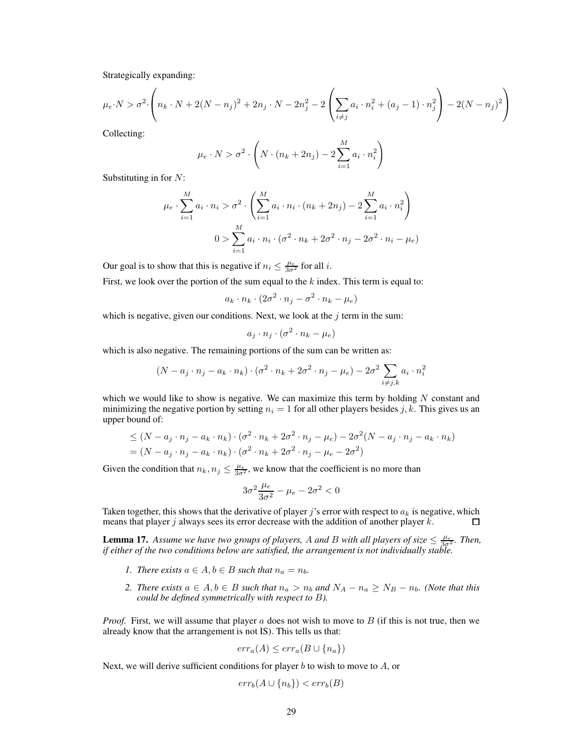Strategically expanding:

$$\mu_e \cdot N > \sigma^2 \cdot \left( n_k \cdot N + 2(N - n_j)^2 + 2n_j \cdot N - 2n_j^2 - 2\left( \sum_{i \neq j} a_i \cdot n_i^2 + (a_j - 1) \cdot n_j^2 \right) - 2(N - n_j)^2 \right)$$

Collecting:

$$\mu_e \cdot N > \sigma^2 \cdot \left( N \cdot (n_k + 2n_j) - 2 \sum_{i=1}^{M} a_i \cdot n_i^2 \right)$$

Substituting in for $N$:

$$\mu_e \cdot \sum_{i=1}^{M} a_i \cdot n_i > \sigma^2 \cdot \left( \sum_{i=1}^{M} a_i \cdot n_i \cdot (n_k + 2n_j) - 2 \sum_{i=1}^{M} a_i \cdot n_i^2 \right)$$

$$0 > \sum_{i=1}^{M} a_i \cdot n_i \cdot (\sigma^2 \cdot n_k + 2\sigma^2 \cdot n_j - 2\sigma^2 \cdot n_i - \mu_e)$$

Our goal is to show that this is negative if $n_i \leq \frac{\mu_e}{3\sigma^2}$ for all $i$.

First, we look over the portion of the sum equal to the $k$ index. This term is equal to:

$$a_k \cdot n_k \cdot (2\sigma^2 \cdot n_j - \sigma^2 \cdot n_k - \mu_e)$$

which is negative, given our conditions. Next, we look at the $j$ term in the sum:

$$a_j \cdot n_j \cdot (\sigma^2 \cdot n_k - \mu_e)$$

which is also negative. The remaining portions of the sum can be written as:

$$(N - a_j \cdot n_j - a_k \cdot n_k) \cdot (\sigma^2 \cdot n_k + 2\sigma^2 \cdot n_j - \mu_e) - 2\sigma^2 \sum_{i \neq j,k} a_i \cdot n_i^2$$

which we would like to show is negative. We can maximize this term by holding $N$ constant and minimizing the negative portion by setting $n_i = 1$ for all other players besides $j, k$. This gives us an upper bound of:

$$\begin{aligned}
&\leq (N - a_j \cdot n_j - a_k \cdot n_k) \cdot (\sigma^2 \cdot n_k + 2\sigma^2 \cdot n_j - \mu_e) - 2\sigma^2(N - a_j \cdot n_j - a_k \cdot n_k) \\
&= (N - a_j \cdot n_j - a_k \cdot n_k) \cdot (\sigma^2 \cdot n_k + 2\sigma^2 \cdot n_j - \mu_e - 2\sigma^2)
\end{aligned}$$

Given the condition that $n_k, n_j \leq \frac{\mu_e}{3\sigma^2}$, we know that the coefficient is no more than

$$3\sigma^2 \frac{\mu_e}{3\sigma^2} - \mu_e - 2\sigma^2 < 0$$

Taken together, this shows that the derivative of player $j$'s error with respect to $a_k$ is negative, which means that player $j$ always sees its error decrease with the addition of another player $k$. ∎

**Lemma 17.** *Assume we have two groups of players, $A$ and $B$ with all players of size $\leq \frac{\mu_e}{3\sigma^2}$. Then, if either of the two conditions below are satisfied, the arrangement is not individually stable.*

1. *There exists $a \in A, b \in B$ such that $n_a = n_b$.*
2. *There exists $a \in A, b \in B$ such that $n_a > n_b$ and $N_A - n_a \geq N_B - n_b$. (Note that this could be defined symmetrically with respect to $B$).*

*Proof.* First, we will assume that player $a$ does not wish to move to $B$ (if this is not true, then we already know that the arrangement is not IS). This tells us that:

$$err_a(A) \leq err_a(B \cup \{n_a\})$$

Next, we will derive sufficient conditions for player $b$ to wish to move to $A$, or

$$err_b(A \cup \{n_b\}) < err_b(B)$$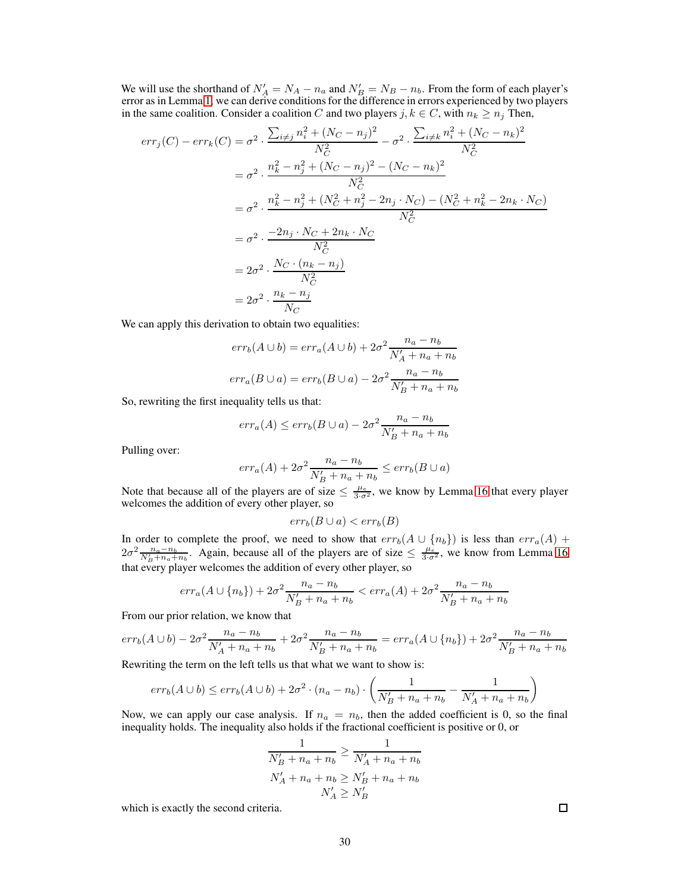We will use the shorthand of $N_A' = N_A - n_a$ and $N_B' = N_B - n_b$. From the form of each player's error as in Lemma 1, we can derive conditions for the difference in errors experienced by two players in the same coalition. Consider a coalition $C$ and two players $j, k \in C$, with $n_k \geq n_j$ Then,

$$
\begin{aligned}
err_j(C) - err_k(C) &= \sigma^2 \cdot \frac{\sum_{i \neq j} n_i^2 + (N_C - n_j)^2}{N_C^2} - \sigma^2 \cdot \frac{\sum_{i \neq k} n_i^2 + (N_C - n_k)^2}{N_C^2} \\
&= \sigma^2 \cdot \frac{n_k^2 - n_j^2 + (N_C - n_j)^2 - (N_C - n_k)^2}{N_C^2} \\
&= \sigma^2 \cdot \frac{n_k^2 - n_j^2 + (N_C^2 + n_j^2 - 2n_j \cdot N_C) - (N_C^2 + n_k^2 - 2n_k \cdot N_C)}{N_C^2} \\
&= \sigma^2 \cdot \frac{-2n_j \cdot N_C + 2n_k \cdot N_C}{N_C^2} \\
&= 2\sigma^2 \cdot \frac{N_C \cdot (n_k - n_j)}{N_C^2} \\
&= 2\sigma^2 \cdot \frac{n_k - n_j}{N_C}
\end{aligned}
$$

We can apply this derivation to obtain two equalities:

$$
err_b(A \cup b) = err_a(A \cup b) + 2\sigma^2 \frac{n_a - n_b}{N_A' + n_a + n_b}
$$

$$
err_a(B \cup a) = err_b(B \cup a) - 2\sigma^2 \frac{n_a - n_b}{N_B' + n_a + n_b}
$$

So, rewriting the first inequality tells us that:

$$
err_a(A) \leq err_b(B \cup a) - 2\sigma^2 \frac{n_a - n_b}{N_B' + n_a + n_b}
$$

Pulling over:

$$
err_a(A) + 2\sigma^2 \frac{n_a - n_b}{N_B' + n_a + n_b} \leq err_b(B \cup a)
$$

Note that because all of the players are of size $\leq \frac{\mu_e}{3 \cdot \sigma^2}$, we know by Lemma 16 that every player welcomes the addition of every other player, so

$$
err_b(B \cup a) < err_b(B)
$$

In order to complete the proof, we need to show that $err_b(A \cup \{n_b\})$ is less than $err_a(A) + 2\sigma^2 \frac{n_a - n_b}{N_B' + n_a + n_b}$. Again, because all of the players are of size $\leq \frac{\mu_e}{3 \cdot \sigma^2}$, we know from Lemma 16 that every player welcomes the addition of every other player, so

$$
err_a(A \cup \{n_b\}) + 2\sigma^2 \frac{n_a - n_b}{N_B' + n_a + n_b} < err_a(A) + 2\sigma^2 \frac{n_a - n_b}{N_B' + n_a + n_b}
$$

From our prior relation, we know that

$$
err_b(A \cup b) - 2\sigma^2 \frac{n_a - n_b}{N_A' + n_a + n_b} + 2\sigma^2 \frac{n_a - n_b}{N_B' + n_a + n_b} = err_a(A \cup \{n_b\}) + 2\sigma^2 \frac{n_a - n_b}{N_B' + n_a + n_b}
$$

Rewriting the term on the left tells us that what we want to show is:

$$
err_b(A \cup b) \leq err_b(A \cup b) + 2\sigma^2 \cdot (n_a - n_b) \cdot \left( \frac{1}{N_B' + n_a + n_b} - \frac{1}{N_A' + n_a + n_b} \right)
$$

Now, we can apply our case analysis. If $n_a = n_b$, then the added coefficient is 0, so the final inequality holds. The inequality also holds if the fractional coefficient is positive or 0, or

$$
\frac{1}{N_B' + n_a + n_b} \geq \frac{1}{N_A' + n_a + n_b}
$$

$$
N_A' + n_a + n_b \geq N_B' + n_a + n_b
$$

$$
N_A' \geq N_B'
$$

which is exactly the second criteria. ◻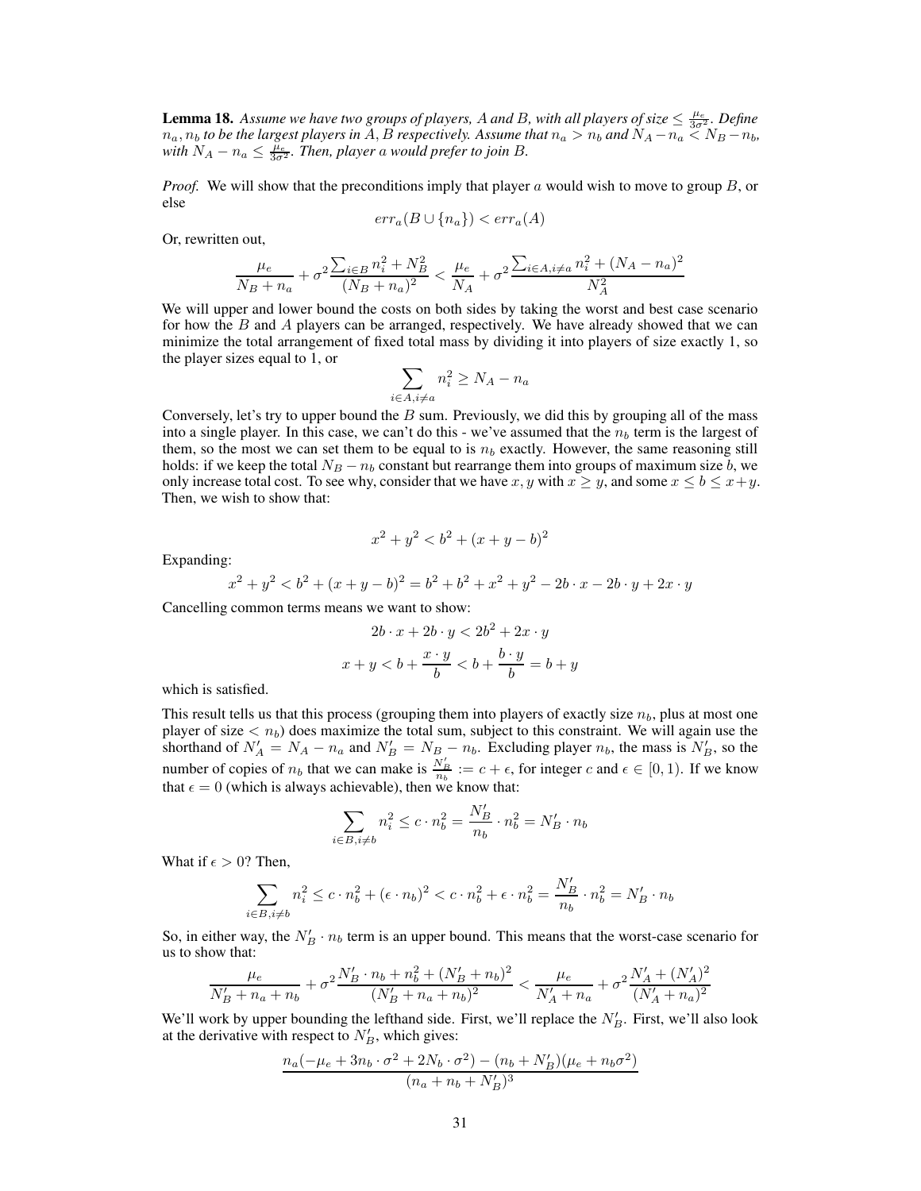**Lemma 18.** *Assume we have two groups of players, $A$ and $B$, with all players of size $\leq \frac{\mu_e}{3\sigma^2}$. Define $n_a, n_b$ to be the largest players in $A, B$ respectively. Assume that $n_a > n_b$ and $N_A - n_a < N_B - n_b$, with $N_A - n_a \leq \frac{\mu_e}{3\sigma^2}$. Then, player $a$ would prefer to join $B$.*

*Proof.* We will show that the preconditions imply that player $a$ would wish to move to group $B$, or else

$$err_a(B \cup \{n_a\}) < err_a(A)$$

Or, rewritten out,

$$\frac{\mu_e}{N_B + n_a} + \sigma^2 \frac{\sum_{i \in B} n_i^2 + N_B^2}{(N_B + n_a)^2} < \frac{\mu_e}{N_A} + \sigma^2 \frac{\sum_{i \in A, i \neq a} n_i^2 + (N_A - n_a)^2}{N_A^2}$$

We will upper and lower bound the costs on both sides by taking the worst and best case scenario for how the $B$ and $A$ players can be arranged, respectively. We have already showed that we can minimize the total arrangement of fixed total mass by dividing it into players of size exactly 1, so the player sizes equal to 1, or

$$\sum_{i \in A, i \neq a} n_i^2 \geq N_A - n_a$$

Conversely, let's try to upper bound the $B$ sum. Previously, we did this by grouping all of the mass into a single player. In this case, we can't do this - we've assumed that the $n_b$ term is the largest of them, so the most we can set them to be equal to is $n_b$ exactly. However, the same reasoning still holds: if we keep the total $N_B - n_b$ constant but rearrange them into groups of maximum size $b$, we only increase total cost. To see why, consider that we have $x, y$ with $x \geq y$, and some $x \leq b \leq x+y$. Then, we wish to show that:

$$x^2 + y^2 < b^2 + (x + y - b)^2$$

Expanding:

$$x^2 + y^2 < b^2 + (x + y - b)^2 = b^2 + b^2 + x^2 + y^2 - 2b \cdot x - 2b \cdot y + 2x \cdot y$$

Cancelling common terms means we want to show:

$$2b \cdot x + 2b \cdot y < 2b^2 + 2x \cdot y$$

$$x + y < b + \frac{x \cdot y}{b} < b + \frac{b \cdot y}{b} = b + y$$

which is satisfied.

This result tells us that this process (grouping them into players of exactly size $n_b$, plus at most one player of size $< n_b$) does maximize the total sum, subject to this constraint. We will again use the shorthand of $N_A' = N_A - n_a$ and $N_B' = N_B - n_b$. Excluding player $n_b$, the mass is $N_B'$, so the number of copies of $n_b$ that we can make is $\frac{N_B'}{n_b} := c + \epsilon$, for integer $c$ and $\epsilon \in [0, 1)$. If we know that $\epsilon = 0$ (which is always achievable), then we know that:

$$\sum_{i \in B, i \neq b} n_i^2 \leq c \cdot n_b^2 = \frac{N_B'}{n_b} \cdot n_b^2 = N_B' \cdot n_b$$

What if $\epsilon > 0$? Then,

$$\sum_{i \in B, i \neq b} n_i^2 \leq c \cdot n_b^2 + (\epsilon \cdot n_b)^2 < c \cdot n_b^2 + \epsilon \cdot n_b^2 = \frac{N_B'}{n_b} \cdot n_b^2 = N_B' \cdot n_b$$

So, in either way, the $N_B' \cdot n_b$ term is an upper bound. This means that the worst-case scenario for us to show that:

$$\frac{\mu_e}{N_B' + n_a + n_b} + \sigma^2 \frac{N_B' \cdot n_b + n_b^2 + (N_B' + n_b)^2}{(N_B' + n_a + n_b)^2} < \frac{\mu_e}{N_A' + n_a} + \sigma^2 \frac{N_A' + (N_A')^2}{(N_A' + n_a)^2}$$

We'll work by upper bounding the lefthand side. First, we'll replace the $N_B'$. First, we'll also look at the derivative with respect to $N_B'$, which gives:

$$\frac{n_a(-\mu_e + 3n_b \cdot \sigma^2 + 2N_b \cdot \sigma^2) - (n_b + N_B')(\mu_e + n_b\sigma^2)}{(n_a + n_b + N_B')^3}$$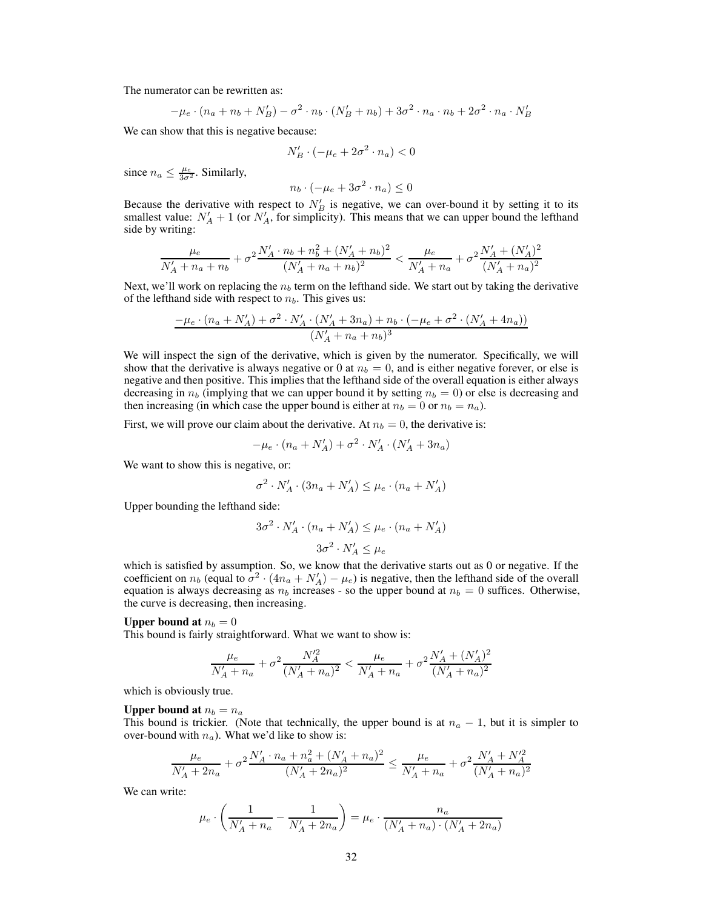The numerator can be rewritten as:

$$-\mu_e \cdot (n_a + n_b + N'_B) - \sigma^2 \cdot n_b \cdot (N'_B + n_b) + 3\sigma^2 \cdot n_a \cdot n_b + 2\sigma^2 \cdot n_a \cdot N'_B$$

We can show that this is negative because:

$$N'_B \cdot (-\mu_e + 2\sigma^2 \cdot n_a) < 0$$

since $n_a \leq \frac{\mu_e}{3\sigma^2}$. Similarly,

$$n_b \cdot (-\mu_e + 3\sigma^2 \cdot n_a) \leq 0$$

Because the derivative with respect to $N'_B$ is negative, we can over-bound it by setting it to its smallest value: $N'_A + 1$ (or $N'_A$, for simplicity). This means that we can upper bound the lefthand side by writing:

$$\frac{\mu_e}{N'_A + n_a + n_b} + \sigma^2 \frac{N'_A \cdot n_b + n_b^2 + (N'_A + n_b)^2}{(N'_A + n_a + n_b)^2} < \frac{\mu_e}{N'_A + n_a} + \sigma^2 \frac{N'_A + (N'_A)^2}{(N'_A + n_a)^2}$$

Next, we'll work on replacing the $n_b$ term on the lefthand side. We start out by taking the derivative of the lefthand side with respect to $n_b$. This gives us:

$$\frac{-\mu_e \cdot (n_a + N'_A) + \sigma^2 \cdot N'_A \cdot (N'_A + 3n_a) + n_b \cdot (-\mu_e + \sigma^2 \cdot (N'_A + 4n_a))}{(N'_A + n_a + n_b)^3}$$

We will inspect the sign of the derivative, which is given by the numerator. Specifically, we will show that the derivative is always negative or 0 at $n_b = 0$, and is either negative forever, or else is negative and then positive. This implies that the lefthand side of the overall equation is either always decreasing in $n_b$ (implying that we can upper bound it by setting $n_b = 0$) or else is decreasing and then increasing (in which case the upper bound is either at $n_b = 0$ or $n_b = n_a$).

First, we will prove our claim about the derivative. At $n_b = 0$, the derivative is:

$$-\mu_e \cdot (n_a + N'_A) + \sigma^2 \cdot N'_A \cdot (N'_A + 3n_a)$$

We want to show this is negative, or:

$$\sigma^2 \cdot N'_A \cdot (3n_a + N'_A) \leq \mu_e \cdot (n_a + N'_A)$$

Upper bounding the lefthand side:

$$3\sigma^2 \cdot N'_A \cdot (n_a + N'_A) \leq \mu_e \cdot (n_a + N'_A)$$

$$3\sigma^2 \cdot N'_A \leq \mu_e$$

which is satisfied by assumption. So, we know that the derivative starts out as 0 or negative. If the coefficient on $n_b$ (equal to $\sigma^2 \cdot (4n_a + N'_A) - \mu_e$) is negative, then the lefthand side of the overall equation is always decreasing as $n_b$ increases - so the upper bound at $n_b = 0$ suffices. Otherwise, the curve is decreasing, then increasing.

**Upper bound at** $n_b = 0$

This bound is fairly straightforward. What we want to show is:

$$\frac{\mu_e}{N'_A + n_a} + \sigma^2 \frac{N'^2_A}{(N'_A + n_a)^2} < \frac{\mu_e}{N'_A + n_a} + \sigma^2 \frac{N'_A + (N'_A)^2}{(N'_A + n_a)^2}$$

which is obviously true.

**Upper bound at** $n_b = n_a$

This bound is trickier. (Note that technically, the upper bound is at $n_a - 1$, but it is simpler to over-bound with $n_a$). What we'd like to show is:

$$\frac{\mu_e}{N'_A + 2n_a} + \sigma^2 \frac{N'_A \cdot n_a + n_a^2 + (N'_A + n_a)^2}{(N'_A + 2n_a)^2} \leq \frac{\mu_e}{N'_A + n_a} + \sigma^2 \frac{N'_A + N'^2_A}{(N'_A + n_a)^2}$$

We can write:

$$\mu_e \cdot \left( \frac{1}{N'_A + n_a} - \frac{1}{N'_A + 2n_a} \right) = \mu_e \cdot \frac{n_a}{(N'_A + n_a) \cdot (N'_A + 2n_a)}$$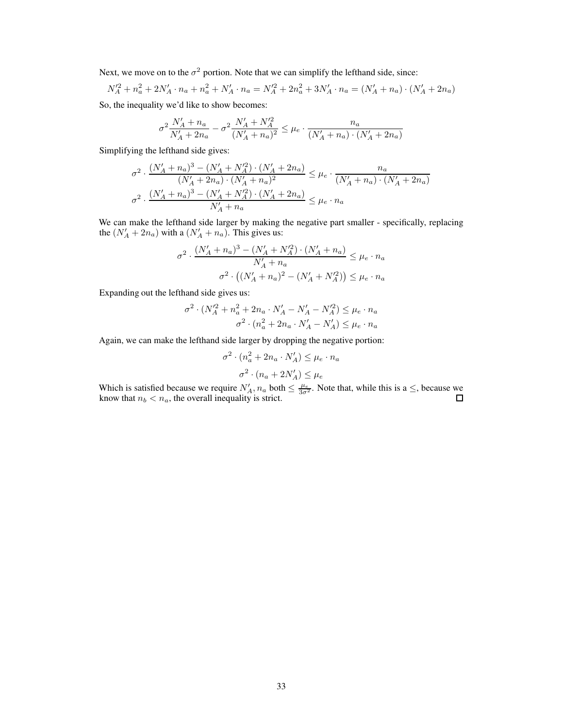Next, we move on to the $\sigma^2$ portion. Note that we can simplify the lefthand side, since:

$$N_A'^2 + n_a^2 + 2N_A' \cdot n_a + n_a^2 + N_A' \cdot n_a = N_A'^2 + 2n_a^2 + 3N_A' \cdot n_a = (N_A' + n_a) \cdot (N_A' + 2n_a)$$

So, the inequality we'd like to show becomes:

$$\sigma^2 \frac{N_A' + n_a}{N_A' + 2n_a} - \sigma^2 \frac{N_A' + N_A'^2}{(N_A' + n_a)^2} \leq \mu_e \cdot \frac{n_a}{(N_A' + n_a) \cdot (N_A' + 2n_a)}$$

Simplifying the lefthand side gives:

$$\sigma^2 \cdot \frac{(N_A' + n_a)^3 - (N_A' + N_A'^2) \cdot (N_A' + 2n_a)}{(N_A' + 2n_a) \cdot (N_A' + n_a)^2} \leq \mu_e \cdot \frac{n_a}{(N_A' + n_a) \cdot (N_A' + 2n_a)}$$

$$\sigma^2 \cdot \frac{(N_A' + n_a)^3 - (N_A' + N_A'^2) \cdot (N_A' + 2n_a)}{N_A' + n_a} \leq \mu_e \cdot n_a$$

We can make the lefthand side larger by making the negative part smaller - specifically, replacing the $(N_A' + 2n_a)$ with a $(N_A' + n_a)$. This gives us:

$$\sigma^2 \cdot \frac{(N_A' + n_a)^3 - (N_A' + N_A'^2) \cdot (N_A' + n_a)}{N_A' + n_a} \leq \mu_e \cdot n_a$$

$$\sigma^2 \cdot \left((N_A' + n_a)^2 - (N_A' + N_A'^2)\right) \leq \mu_e \cdot n_a$$

Expanding out the lefthand side gives us:

$$\sigma^2 \cdot (N_A'^2 + n_a^2 + 2n_a \cdot N_A' - N_A' - N_A'^2) \leq \mu_e \cdot n_a$$

$$\sigma^2 \cdot (n_a^2 + 2n_a \cdot N_A' - N_A') \leq \mu_e \cdot n_a$$

Again, we can make the lefthand side larger by dropping the negative portion:

$$\sigma^2 \cdot (n_a^2 + 2n_a \cdot N_A') \leq \mu_e \cdot n_a$$

$$\sigma^2 \cdot (n_a + 2N_A') \leq \mu_e$$

Which is satisfied because we require $N_A', n_a$ both $\leq \frac{\mu_e}{3\sigma^2}$. Note that, while this is a $\leq$, because we know that $n_b < n_a$, the overall inequality is strict. ☐